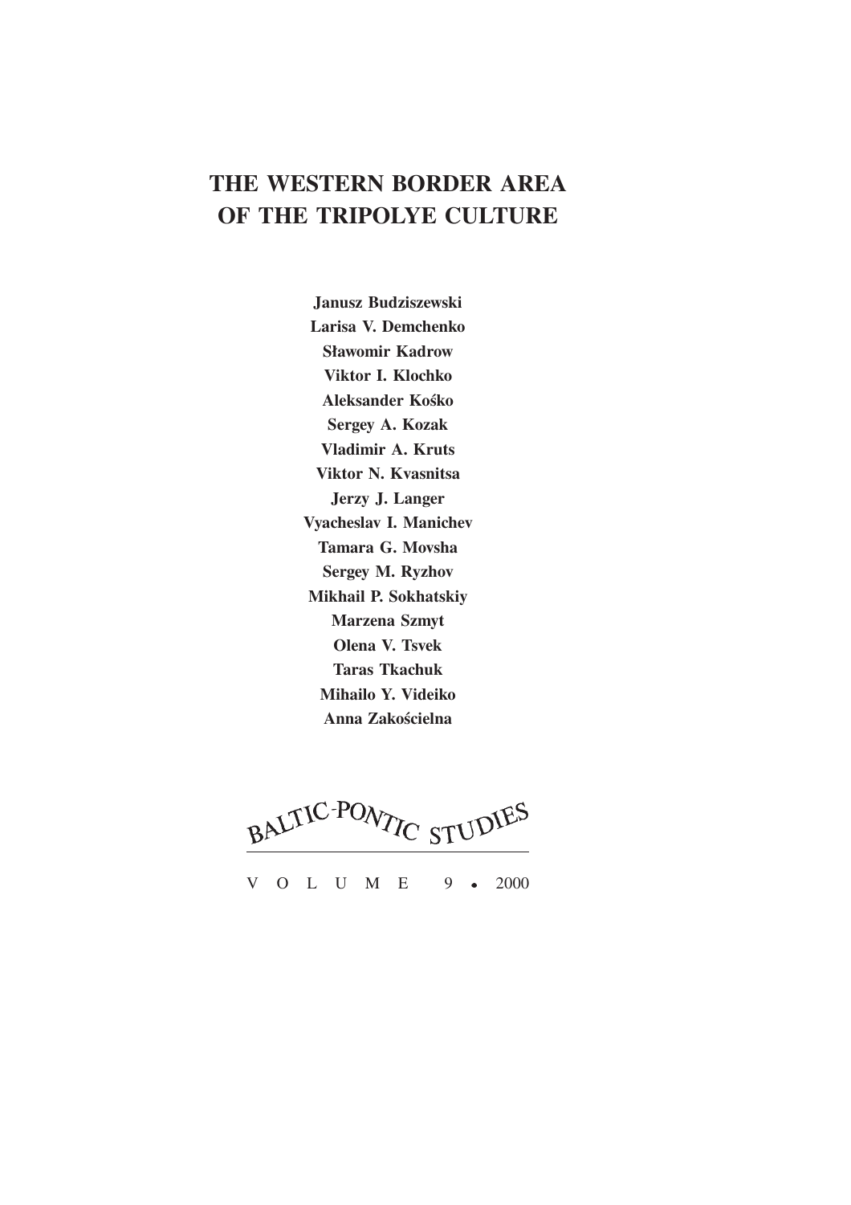# THE WESTERN BORDER AREA OF THE TRIPOLYE CULTURE

**Janusz Budziszewski**
**Larisa V. Demchenko**
**Sławomir Kadrow**
**Viktor I. Klochko**
**Aleksander Kośko**
**Sergey A. Kozak**
**Vladimir A. Kruts**
**Viktor N. Kvasnitsa**
**Jerzy J. Langer**
**Vyacheslav I. Manichev**
**Tamara G. Movsha**
**Sergey M. Ryzhov**
**Mikhail P. Sokhatskiy**
**Marzena Szmyt**
**Olena V. Tsvek**
**Taras Tkachuk**
**Mihailo Y. Videiko**
**Anna Zakościelna**

BALTIC-PONTIC STUDIES

VOLUME 9 • 2000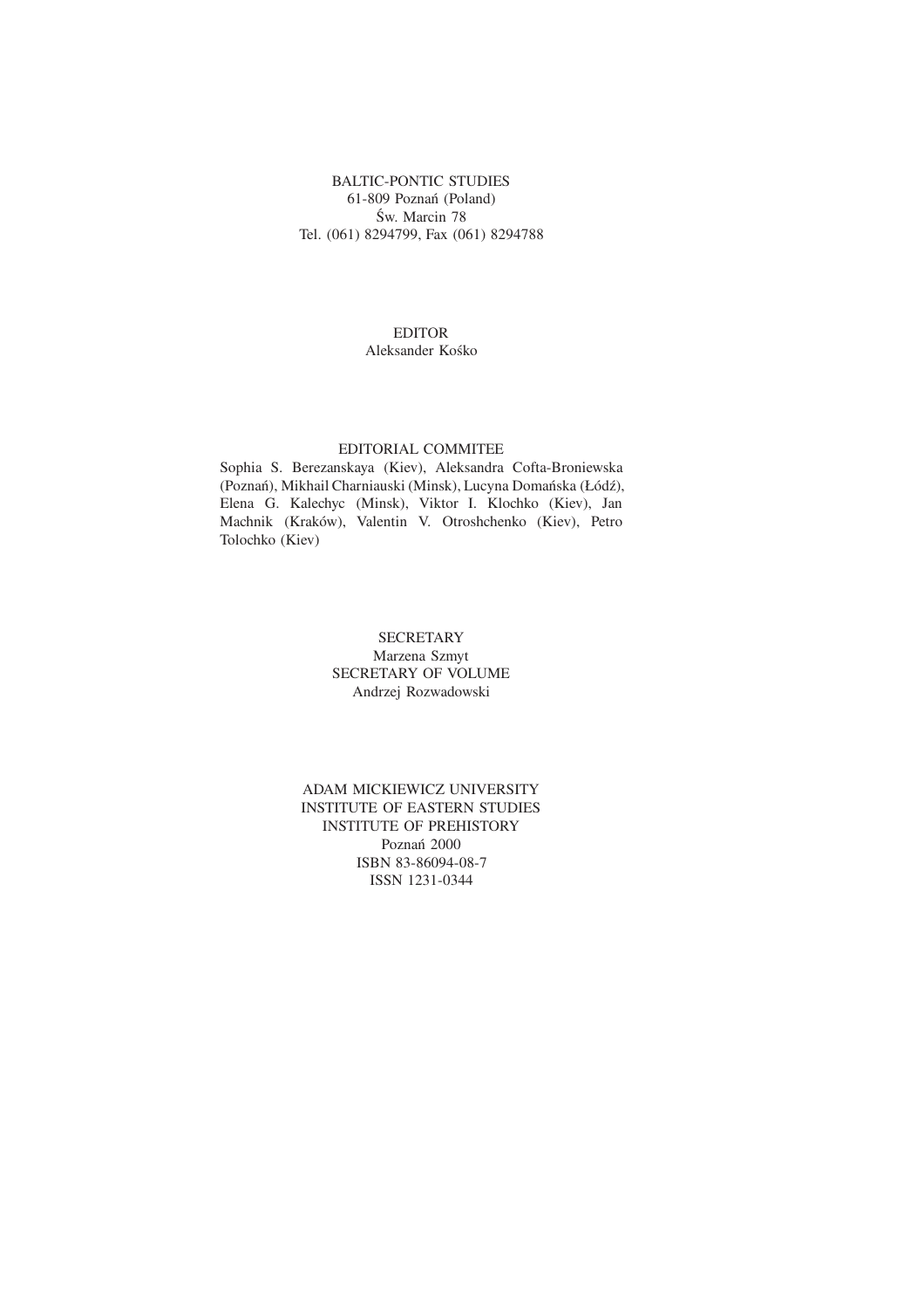BALTIC-PONTIC STUDIES
61-809 Poznań (Poland)
Św. Marcin 78
Tel. (061) 8294799, Fax (061) 8294788

EDITOR
Aleksander Kośko

EDITORIAL COMMITEE
Sophia S. Berezanskaya (Kiev), Aleksandra Cofta-Broniewska (Poznań), Mikhail Charniauski (Minsk), Lucyna Domańska (Łódź), Elena G. Kalechyc (Minsk), Viktor I. Klochko (Kiev), Jan Machnik (Kraków), Valentin V. Otroshchenko (Kiev), Petro Tolochko (Kiev)

SECRETARY
Marzena Szmyt
SECRETARY OF VOLUME
Andrzej Rozwadowski

ADAM MICKIEWICZ UNIVERSITY
INSTITUTE OF EASTERN STUDIES
INSTITUTE OF PREHISTORY
Poznań 2000
ISBN 83-86094-08-7
ISSN 1231-0344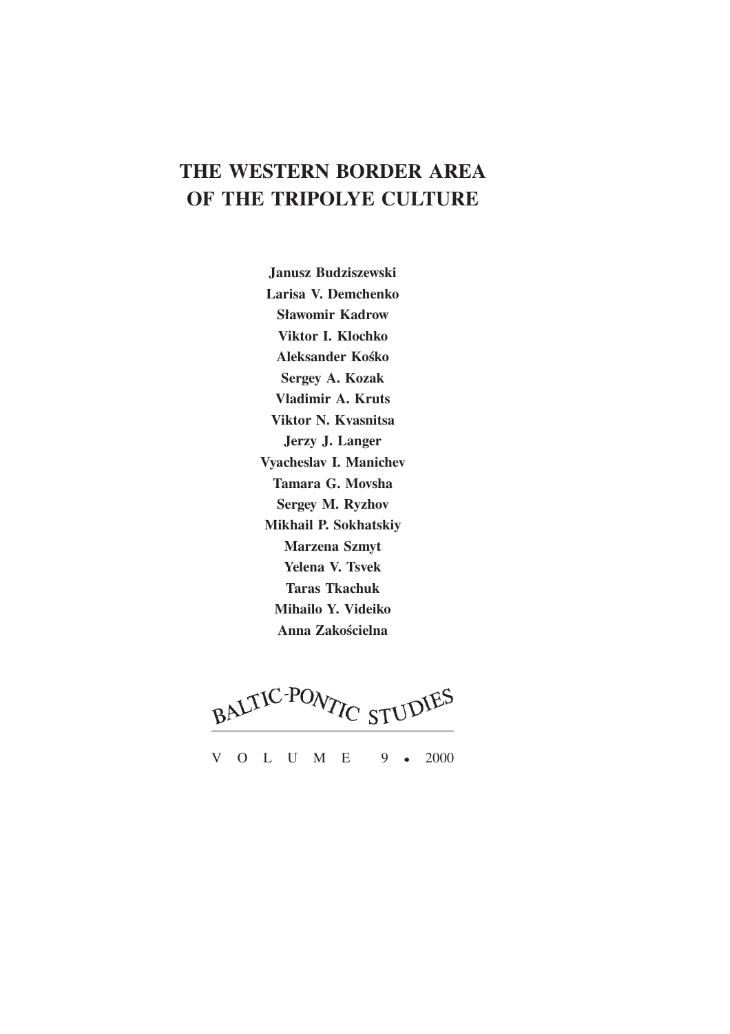# THE WESTERN BORDER AREA OF THE TRIPOLYE CULTURE

**Janusz Budziszewski**
**Larisa V. Demchenko**
**Sławomir Kadrow**
**Viktor I. Klochko**
**Aleksander Kośko**
**Sergey A. Kozak**
**Vladimir A. Kruts**
**Viktor N. Kvasnitsa**
**Jerzy J. Langer**
**Vyacheslav I. Manichev**
**Tamara G. Movsha**
**Sergey M. Ryzhov**
**Mikhail P. Sokhatskiy**
**Marzena Szmyt**
**Yelena V. Tsvek**
**Taras Tkachuk**
**Mihailo Y. Videiko**
**Anna Zakościelna**

BALTIC-PONTIC STUDIES

VOLUME 9 • 2000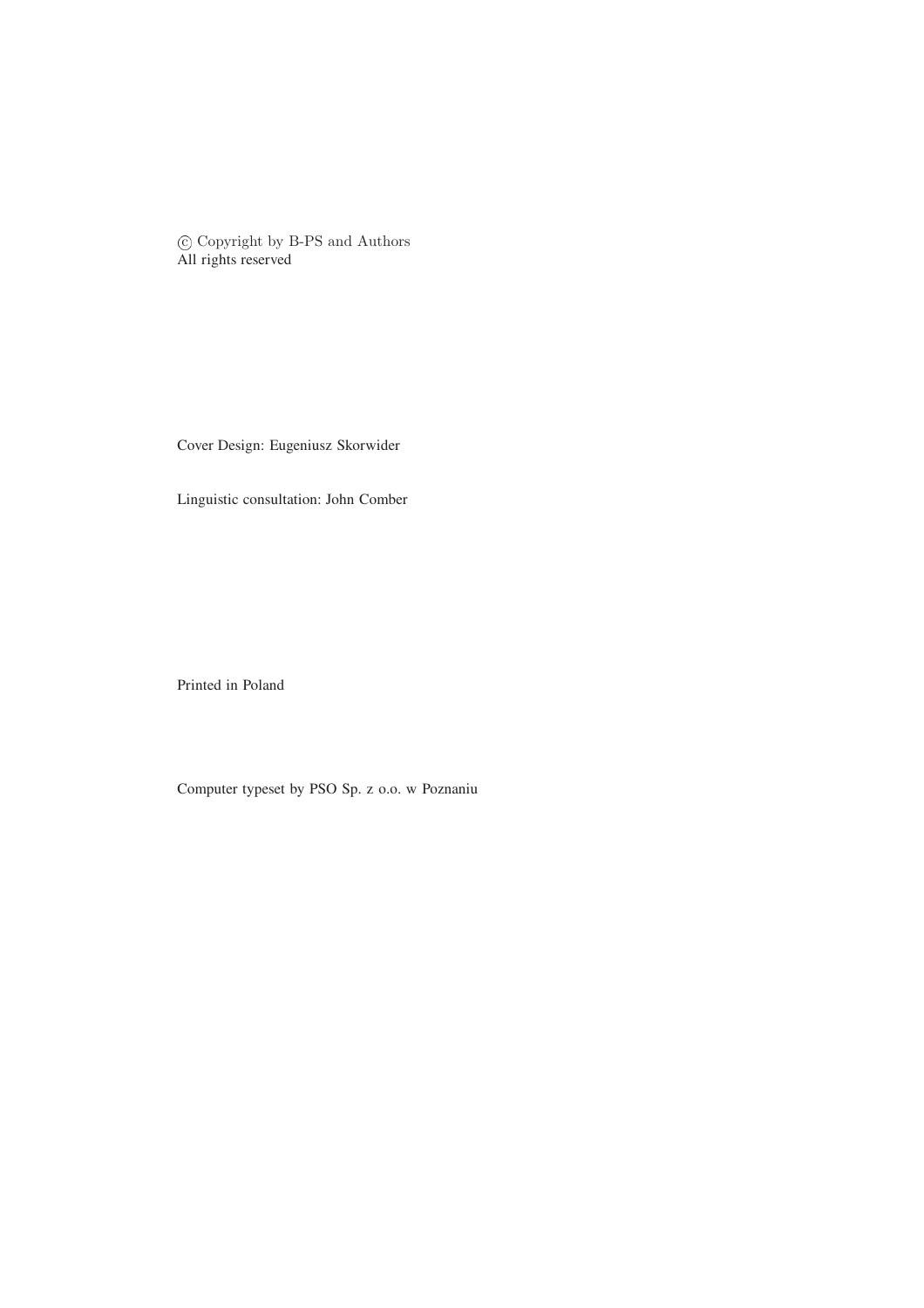© Copyright by B-PS and Authors
All rights reserved

Cover Design: Eugeniusz Skorwider

Linguistic consultation: John Comber

Printed in Poland

Computer typeset by PSO Sp. z o.o. w Poznaniu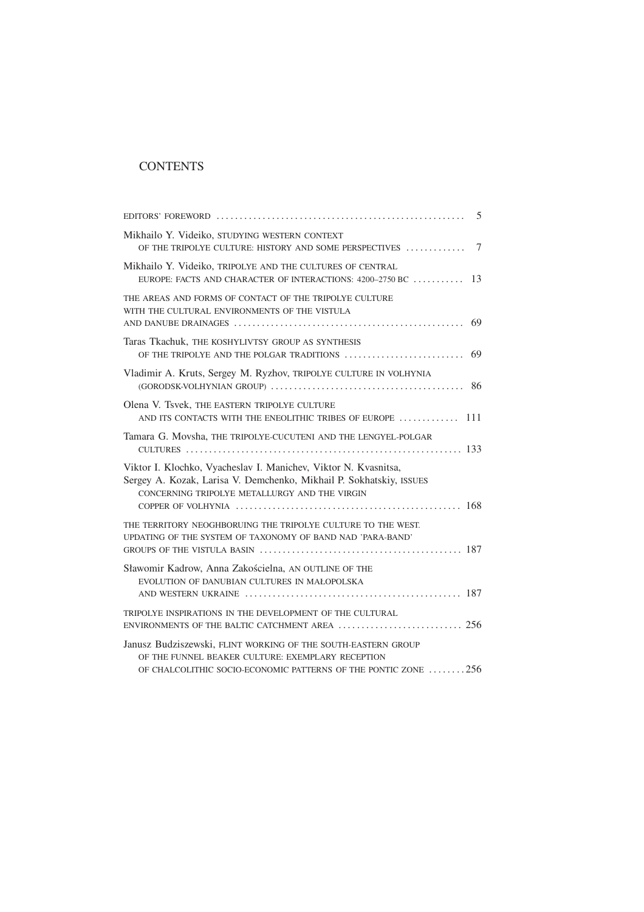# CONTENTS

| | |
|---|---|
| EDITORS' FOREWORD | 5 |
| Mikhailo Y. Videiko, STUDYING WESTERN CONTEXT OF THE TRIPOLYE CULTURE: HISTORY AND SOME PERSPECTIVES | 7 |
| Mikhailo Y. Videiko, TRIPOLYE AND THE CULTURES OF CENTRAL EUROPE: FACTS AND CHARACTER OF INTERACTIONS: 4200–2750 BC | 13 |
| THE AREAS AND FORMS OF CONTACT OF THE TRIPOLYE CULTURE WITH THE CULTURAL ENVIRONMENTS OF THE VISTULA AND DANUBE DRAINAGES | 69 |
| Taras Tkachuk, THE KOSHYLIVTSY GROUP AS SYNTHESIS OF THE TRIPOLYE AND THE POLGAR TRADITIONS | 69 |
| Vladimir A. Kruts, Sergey M. Ryzhov, TRIPOLYE CULTURE IN VOLHYNIA (GORODSK-VOLHYNIAN GROUP) | 86 |
| Olena V. Tsvek, THE EASTERN TRIPOLYE CULTURE AND ITS CONTACTS WITH THE ENEOLITHIC TRIBES OF EUROPE | 111 |
| Tamara G. Movsha, THE TRIPOLYE-CUCUTENI AND THE LENGYEL-POLGAR CULTURES | 133 |
| Viktor I. Klochko, Vyacheslav I. Manichev, Viktor N. Kvasnitsa, Sergey A. Kozak, Larisa V. Demchenko, Mikhail P. Sokhatskiy, ISSUES CONCERNING TRIPOLYE METALLURGY AND THE VIRGIN COPPER OF VOLHYNIA | 168 |
| THE TERRITORY NEOGHBORUING THE TRIPOLYE CULTURE TO THE WEST. UPDATING OF THE SYSTEM OF TAXONOMY OF BAND NAD 'PARA-BAND' GROUPS OF THE VISTULA BASIN | 187 |
| Sławomir Kadrow, Anna Zakościelna, AN OUTLINE OF THE EVOLUTION OF DANUBIAN CULTURES IN MAŁOPOLSKA AND WESTERN UKRAINE | 187 |
| TRIPOLYE INSPIRATIONS IN THE DEVELOPMENT OF THE CULTURAL ENVIRONMENTS OF THE BALTIC CATCHMENT AREA | 256 |
| Janusz Budziszewski, FLINT WORKING OF THE SOUTH-EASTERN GROUP OF THE FUNNEL BEAKER CULTURE: EXEMPLARY RECEPTION OF CHALCOLITHIC SOCIO-ECONOMIC PATTERNS OF THE PONTIC ZONE | 256 |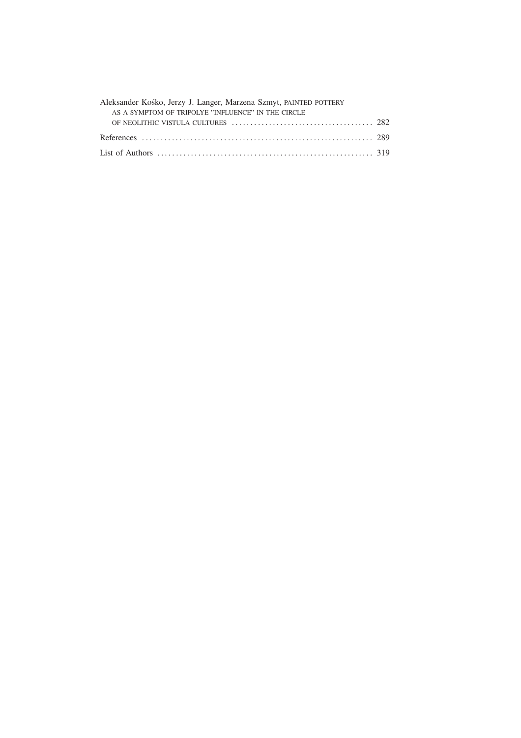Aleksander Kośko, Jerzy J. Langer, Marzena Szmyt, PAINTED POTTERY AS A SYMPTOM OF TRIPOLYE "INFLUENCE" IN THE CIRCLE OF NEOLITHIC VISTULA CULTURES ..................................... 282

References ............................................................ 289

List of Authors ........................................................ 319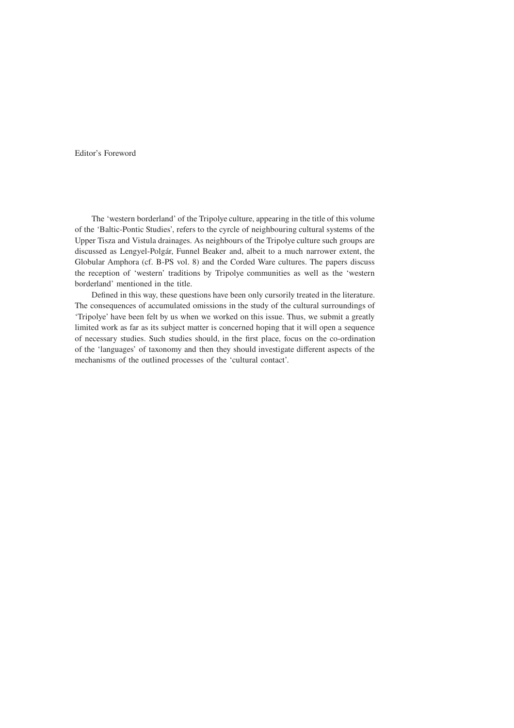# Editor's Foreword

The 'western borderland' of the Tripolye culture, appearing in the title of this volume of the 'Baltic-Pontic Studies', refers to the cyrcle of neighbouring cultural systems of the Upper Tisza and Vistula drainages. As neighbours of the Tripolye culture such groups are discussed as Lengyel-Polgár, Funnel Beaker and, albeit to a much narrower extent, the Globular Amphora (cf. B-PS vol. 8) and the Corded Ware cultures. The papers discuss the reception of 'western' traditions by Tripolye communities as well as the 'western borderland' mentioned in the title.

Defined in this way, these questions have been only cursorily treated in the literature. The consequences of accumulated omissions in the study of the cultural surroundings of 'Tripolye' have been felt by us when we worked on this issue. Thus, we submit a greatly limited work as far as its subject matter is concerned hoping that it will open a sequence of necessary studies. Such studies should, in the first place, focus on the co-ordination of the 'languages' of taxonomy and then they should investigate different aspects of the mechanisms of the outlined processes of the 'cultural contact'.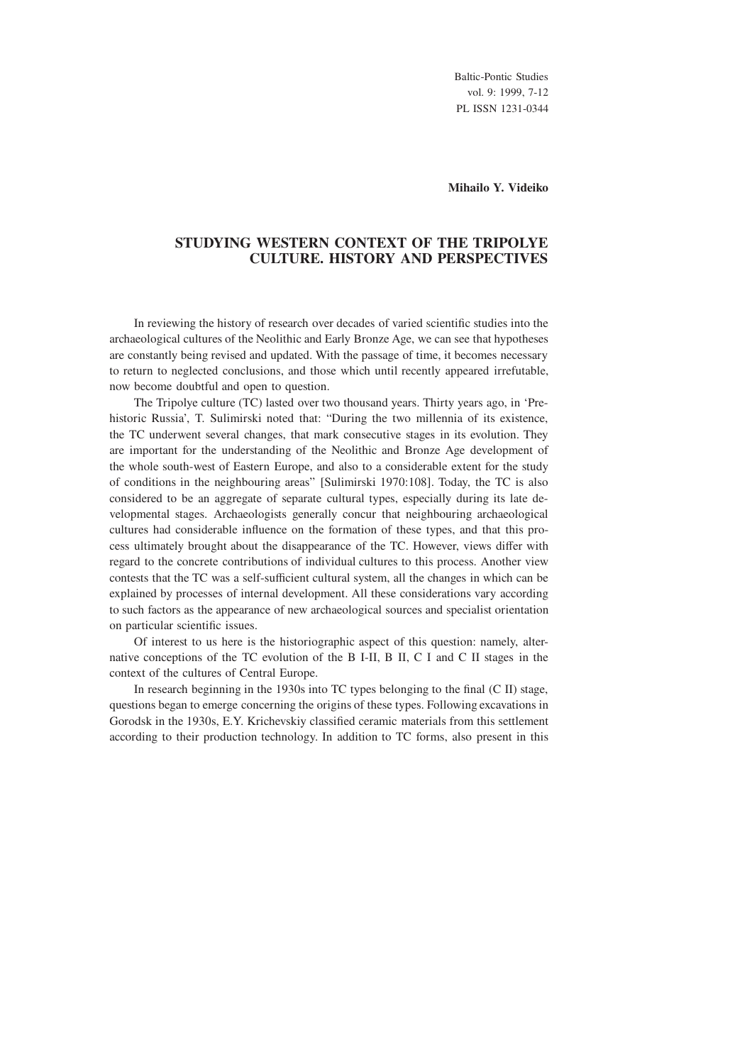**Mihailo Y. Videiko**

# STUDYING WESTERN CONTEXT OF THE TRIPOLYE CULTURE. HISTORY AND PERSPECTIVES

In reviewing the history of research over decades of varied scientific studies into the archaeological cultures of the Neolithic and Early Bronze Age, we can see that hypotheses are constantly being revised and updated. With the passage of time, it becomes necessary to return to neglected conclusions, and those which until recently appeared irrefutable, now become doubtful and open to question.

The Tripolye culture (TC) lasted over two thousand years. Thirty years ago, in 'Prehistoric Russia', T. Sulimirski noted that: "During the two millennia of its existence, the TC underwent several changes, that mark consecutive stages in its evolution. They are important for the understanding of the Neolithic and Bronze Age development of the whole south-west of Eastern Europe, and also to a considerable extent for the study of conditions in the neighbouring areas" [Sulimirski 1970:108]. Today, the TC is also considered to be an aggregate of separate cultural types, especially during its late developmental stages. Archaeologists generally concur that neighbouring archaeological cultures had considerable influence on the formation of these types, and that this process ultimately brought about the disappearance of the TC. However, views differ with regard to the concrete contributions of individual cultures to this process. Another view contests that the TC was a self-sufficient cultural system, all the changes in which can be explained by processes of internal development. All these considerations vary according to such factors as the appearance of new archaeological sources and specialist orientation on particular scientific issues.

Of interest to us here is the historiographic aspect of this question: namely, alternative conceptions of the TC evolution of the B I-II, B II, C I and C II stages in the context of the cultures of Central Europe.

In research beginning in the 1930s into TC types belonging to the final (C II) stage, questions began to emerge concerning the origins of these types. Following excavations in Gorodsk in the 1930s, E.Y. Krichevskiy classified ceramic materials from this settlement according to their production technology. In addition to TC forms, also present in this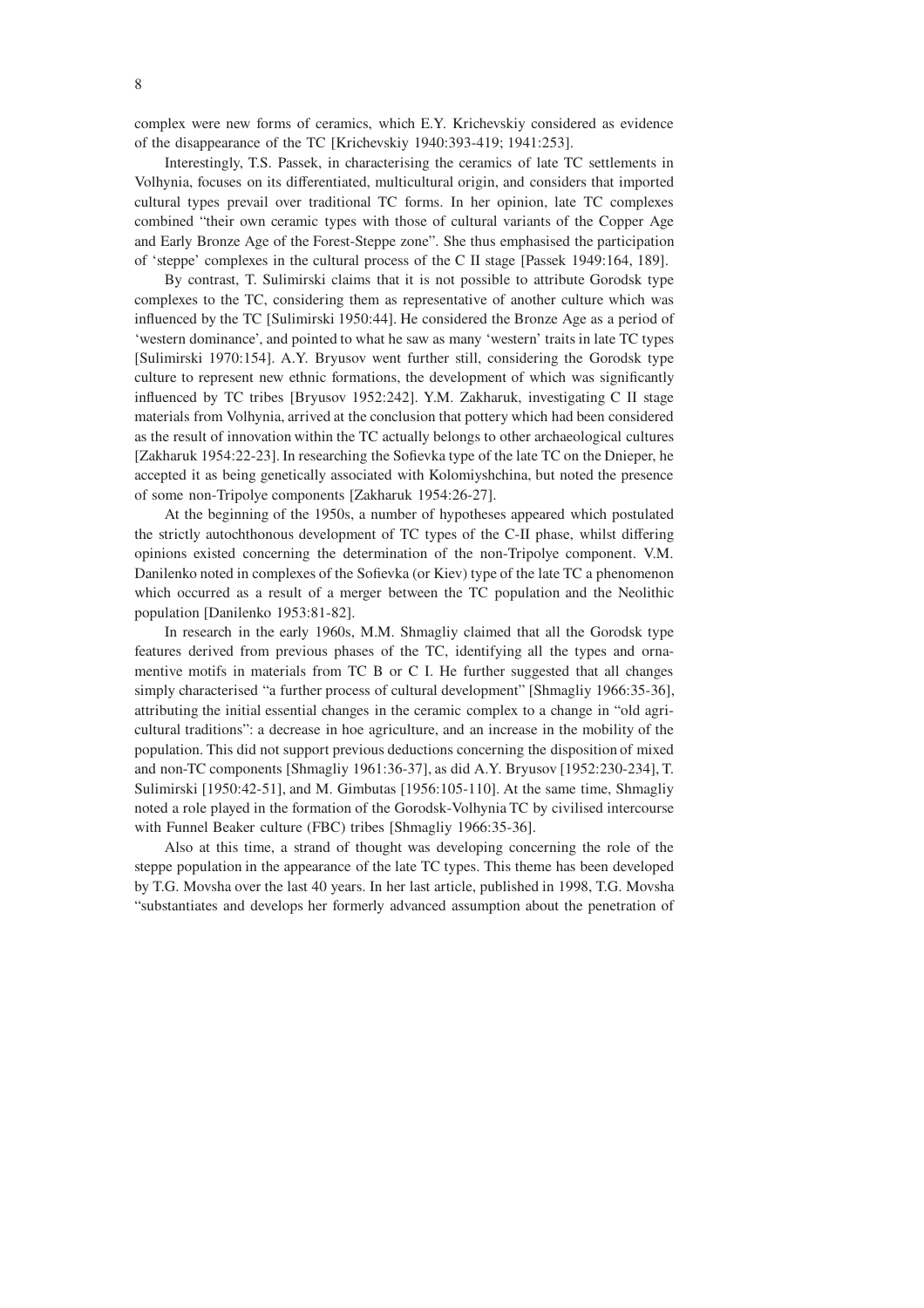complex were new forms of ceramics, which E.Y. Krichevskiy considered as evidence of the disappearance of the TC [Krichevskiy 1940:393-419; 1941:253].

Interestingly, T.S. Passek, in characterising the ceramics of late TC settlements in Volhynia, focuses on its differentiated, multicultural origin, and considers that imported cultural types prevail over traditional TC forms. In her opinion, late TC complexes combined "their own ceramic types with those of cultural variants of the Copper Age and Early Bronze Age of the Forest-Steppe zone". She thus emphasised the participation of 'steppe' complexes in the cultural process of the C II stage [Passek 1949:164, 189].

By contrast, T. Sulimirski claims that it is not possible to attribute Gorodsk type complexes to the TC, considering them as representative of another culture which was influenced by the TC [Sulimirski 1950:44]. He considered the Bronze Age as a period of 'western dominance', and pointed to what he saw as many 'western' traits in late TC types [Sulimirski 1970:154]. A.Y. Bryusov went further still, considering the Gorodsk type culture to represent new ethnic formations, the development of which was significantly influenced by TC tribes [Bryusov 1952:242]. Y.M. Zakharuk, investigating C II stage materials from Volhynia, arrived at the conclusion that pottery which had been considered as the result of innovation within the TC actually belongs to other archaeological cultures [Zakharuk 1954:22-23]. In researching the Sofievka type of the late TC on the Dnieper, he accepted it as being genetically associated with Kolomiyshchina, but noted the presence of some non-Tripolye components [Zakharuk 1954:26-27].

At the beginning of the 1950s, a number of hypotheses appeared which postulated the strictly autochthonous development of TC types of the C-II phase, whilst differing opinions existed concerning the determination of the non-Tripolye component. V.M. Danilenko noted in complexes of the Sofievka (or Kiev) type of the late TC a phenomenon which occurred as a result of a merger between the TC population and the Neolithic population [Danilenko 1953:81-82].

In research in the early 1960s, M.M. Shmagliy claimed that all the Gorodsk type features derived from previous phases of the TC, identifying all the types and ornamentive motifs in materials from TC B or C I. He further suggested that all changes simply characterised "a further process of cultural development" [Shmagliy 1966:35-36], attributing the initial essential changes in the ceramic complex to a change in "old agricultural traditions": a decrease in hoe agriculture, and an increase in the mobility of the population. This did not support previous deductions concerning the disposition of mixed and non-TC components [Shmagliy 1961:36-37], as did A.Y. Bryusov [1952:230-234], T. Sulimirski [1950:42-51], and M. Gimbutas [1956:105-110]. At the same time, Shmagliy noted a role played in the formation of the Gorodsk-Volhynia TC by civilised intercourse with Funnel Beaker culture (FBC) tribes [Shmagliy 1966:35-36].

Also at this time, a strand of thought was developing concerning the role of the steppe population in the appearance of the late TC types. This theme has been developed by T.G. Movsha over the last 40 years. In her last article, published in 1998, T.G. Movsha "substantiates and develops her formerly advanced assumption about the penetration of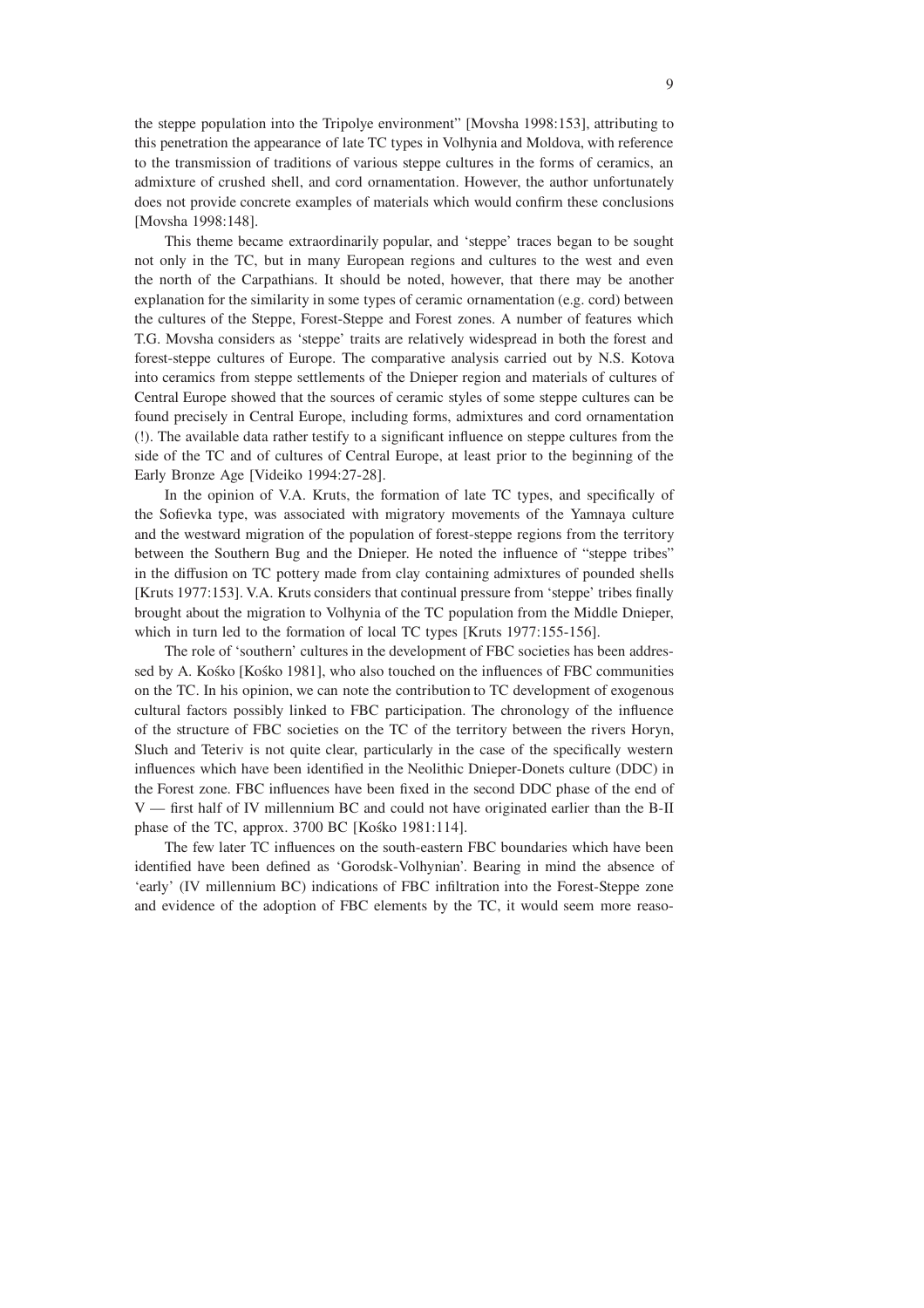the steppe population into the Tripolye environment" [Movsha 1998:153], attributing to this penetration the appearance of late TC types in Volhynia and Moldova, with reference to the transmission of traditions of various steppe cultures in the forms of ceramics, an admixture of crushed shell, and cord ornamentation. However, the author unfortunately does not provide concrete examples of materials which would confirm these conclusions [Movsha 1998:148].

This theme became extraordinarily popular, and 'steppe' traces began to be sought not only in the TC, but in many European regions and cultures to the west and even the north of the Carpathians. It should be noted, however, that there may be another explanation for the similarity in some types of ceramic ornamentation (e.g. cord) between the cultures of the Steppe, Forest-Steppe and Forest zones. A number of features which T.G. Movsha considers as 'steppe' traits are relatively widespread in both the forest and forest-steppe cultures of Europe. The comparative analysis carried out by N.S. Kotova into ceramics from steppe settlements of the Dnieper region and materials of cultures of Central Europe showed that the sources of ceramic styles of some steppe cultures can be found precisely in Central Europe, including forms, admixtures and cord ornamentation (!). The available data rather testify to a significant influence on steppe cultures from the side of the TC and of cultures of Central Europe, at least prior to the beginning of the Early Bronze Age [Videiko 1994:27-28].

In the opinion of V.A. Kruts, the formation of late TC types, and specifically of the Sofievka type, was associated with migratory movements of the Yamnaya culture and the westward migration of the population of forest-steppe regions from the territory between the Southern Bug and the Dnieper. He noted the influence of "steppe tribes" in the diffusion on TC pottery made from clay containing admixtures of pounded shells [Kruts 1977:153]. V.A. Kruts considers that continual pressure from 'steppe' tribes finally brought about the migration to Volhynia of the TC population from the Middle Dnieper, which in turn led to the formation of local TC types [Kruts 1977:155-156].

The role of 'southern' cultures in the development of FBC societies has been addressed by A. Kośko [Kośko 1981], who also touched on the influences of FBC communities on the TC. In his opinion, we can note the contribution to TC development of exogenous cultural factors possibly linked to FBC participation. The chronology of the influence of the structure of FBC societies on the TC of the territory between the rivers Horyn, Sluch and Teteriv is not quite clear, particularly in the case of the specifically western influences which have been identified in the Neolithic Dnieper-Donets culture (DDC) in the Forest zone. FBC influences have been fixed in the second DDC phase of the end of V — first half of IV millennium BC and could not have originated earlier than the B-II phase of the TC, approx. 3700 BC [Kośko 1981:114].

The few later TC influences on the south-eastern FBC boundaries which have been identified have been defined as 'Gorodsk-Volhynian'. Bearing in mind the absence of 'early' (IV millennium BC) indications of FBC infiltration into the Forest-Steppe zone and evidence of the adoption of FBC elements by the TC, it would seem more reaso-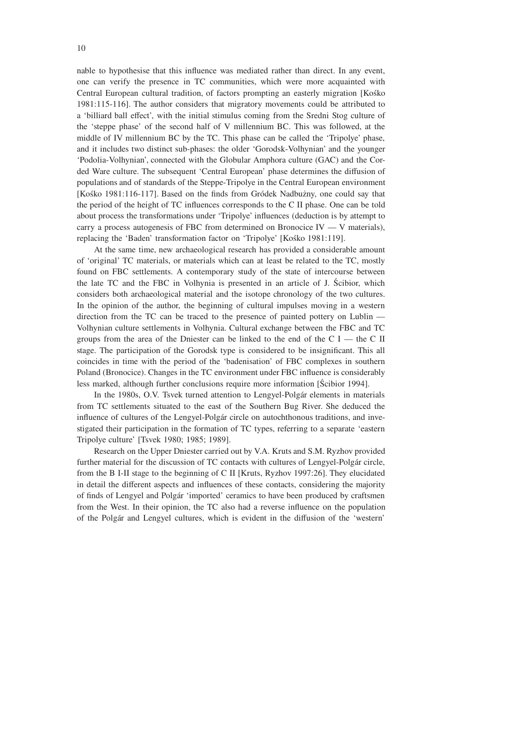nable to hypothesise that this influence was mediated rather than direct. In any event, one can verify the presence in TC communities, which were more acquainted with Central European cultural tradition, of factors prompting an easterly migration [Kośko 1981:115-116]. The author considers that migratory movements could be attributed to a 'billiard ball effect', with the initial stimulus coming from the Sredni Stog culture of the 'steppe phase' of the second half of V millennium BC. This was followed, at the middle of IV millennium BC by the TC. This phase can be called the 'Tripolye' phase, and it includes two distinct sub-phases: the older 'Gorodsk-Volhynian' and the younger 'Podolia-Volhynian', connected with the Globular Amphora culture (GAC) and the Corded Ware culture. The subsequent 'Central European' phase determines the diffusion of populations and of standards of the Steppe-Tripolye in the Central European environment [Kośko 1981:116-117]. Based on the finds from Gródek Nadbużny, one could say that the period of the height of TC influences corresponds to the C II phase. One can be told about process the transformations under 'Tripolye' influences (deduction is by attempt to carry a process autogenesis of FBC from determined on Bronocice IV — V materials), replacing the 'Baden' transformation factor on 'Tripolye' [Kośko 1981:119].

At the same time, new archaeological research has provided a considerable amount of 'original' TC materials, or materials which can at least be related to the TC, mostly found on FBC settlements. A contemporary study of the state of intercourse between the late TC and the FBC in Volhynia is presented in an article of J. Ścibior, which considers both archaeological material and the isotope chronology of the two cultures. In the opinion of the author, the beginning of cultural impulses moving in a western direction from the TC can be traced to the presence of painted pottery on Lublin — Volhynian culture settlements in Volhynia. Cultural exchange between the FBC and TC groups from the area of the Dniester can be linked to the end of the C I — the C II stage. The participation of the Gorodsk type is considered to be insignificant. This all coincides in time with the period of the 'badenisation' of FBC complexes in southern Poland (Bronocice). Changes in the TC environment under FBC influence is considerably less marked, although further conclusions require more information [Ścibior 1994].

In the 1980s, O.V. Tsvek turned attention to Lengyel-Polgár elements in materials from TC settlements situated to the east of the Southern Bug River. She deduced the influence of cultures of the Lengyel-Polgár circle on autochthonous traditions, and investigated their participation in the formation of TC types, referring to a separate 'eastern Tripolye culture' [Tsvek 1980; 1985; 1989].

Research on the Upper Dniester carried out by V.A. Kruts and S.M. Ryzhov provided further material for the discussion of TC contacts with cultures of Lengyel-Polgár circle, from the B I-II stage to the beginning of C II [Kruts, Ryzhov 1997:26]. They elucidated in detail the different aspects and influences of these contacts, considering the majority of finds of Lengyel and Polgár 'imported' ceramics to have been produced by craftsmen from the West. In their opinion, the TC also had a reverse influence on the population of the Polgár and Lengyel cultures, which is evident in the diffusion of the 'western'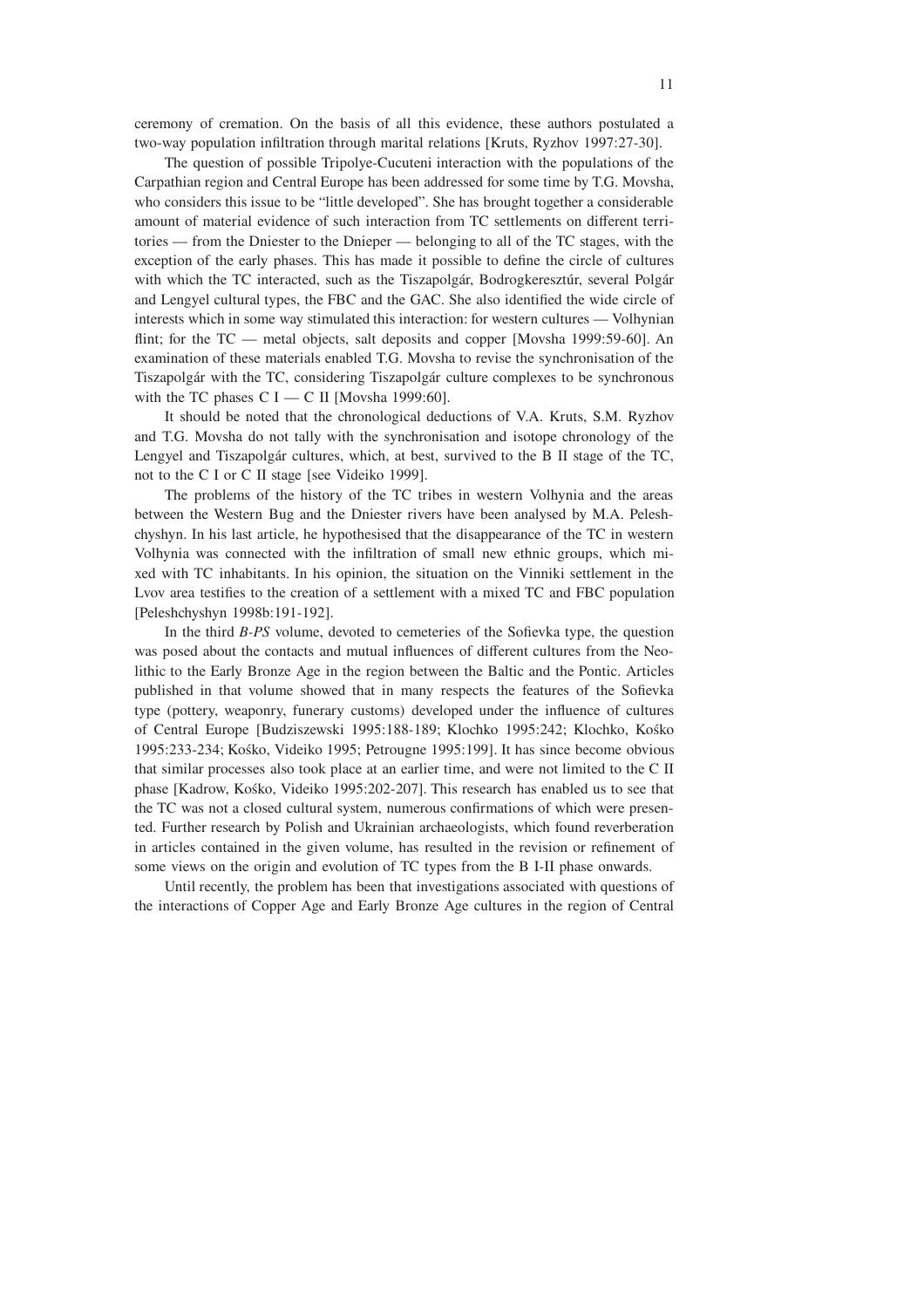ceremony of cremation. On the basis of all this evidence, these authors postulated a two-way population infiltration through marital relations [Kruts, Ryzhov 1997:27-30].

The question of possible Tripolye-Cucuteni interaction with the populations of the Carpathian region and Central Europe has been addressed for some time by T.G. Movsha, who considers this issue to be "little developed". She has brought together a considerable amount of material evidence of such interaction from TC settlements on different territories — from the Dniester to the Dnieper — belonging to all of the TC stages, with the exception of the early phases. This has made it possible to define the circle of cultures with which the TC interacted, such as the Tiszapolgár, Bodrogkeresztúr, several Polgár and Lengyel cultural types, the FBC and the GAC. She also identified the wide circle of interests which in some way stimulated this interaction: for western cultures — Volhynian flint; for the TC — metal objects, salt deposits and copper [Movsha 1999:59-60]. An examination of these materials enabled T.G. Movsha to revise the synchronisation of the Tiszapolgár with the TC, considering Tiszapolgár culture complexes to be synchronous with the TC phases C I — C II [Movsha 1999:60].

It should be noted that the chronological deductions of V.A. Kruts, S.M. Ryzhov and T.G. Movsha do not tally with the synchronisation and isotope chronology of the Lengyel and Tiszapolgár cultures, which, at best, survived to the B II stage of the TC, not to the C I or C II stage [see Videiko 1999].

The problems of the history of the TC tribes in western Volhynia and the areas between the Western Bug and the Dniester rivers have been analysed by M.A. Peleshchyshyn. In his last article, he hypothesised that the disappearance of the TC in western Volhynia was connected with the infiltration of small new ethnic groups, which mixed with TC inhabitants. In his opinion, the situation on the Vinniki settlement in the Lvov area testifies to the creation of a settlement with a mixed TC and FBC population [Peleshchyshyn 1998b:191-192].

In the third *B-PS* volume, devoted to cemeteries of the Sofievka type, the question was posed about the contacts and mutual influences of different cultures from the Neolithic to the Early Bronze Age in the region between the Baltic and the Pontic. Articles published in that volume showed that in many respects the features of the Sofievka type (pottery, weaponry, funerary customs) developed under the influence of cultures of Central Europe [Budziszewski 1995:188-189; Klochko 1995:242; Klochko, Kośko 1995:233-234; Kośko, Videiko 1995; Petrougne 1995:199]. It has since become obvious that similar processes also took place at an earlier time, and were not limited to the C II phase [Kadrow, Kośko, Videiko 1995:202-207]. This research has enabled us to see that the TC was not a closed cultural system, numerous confirmations of which were presented. Further research by Polish and Ukrainian archaeologists, which found reverberation in articles contained in the given volume, has resulted in the revision or refinement of some views on the origin and evolution of TC types from the B I-II phase onwards.

Until recently, the problem has been that investigations associated with questions of the interactions of Copper Age and Early Bronze Age cultures in the region of Central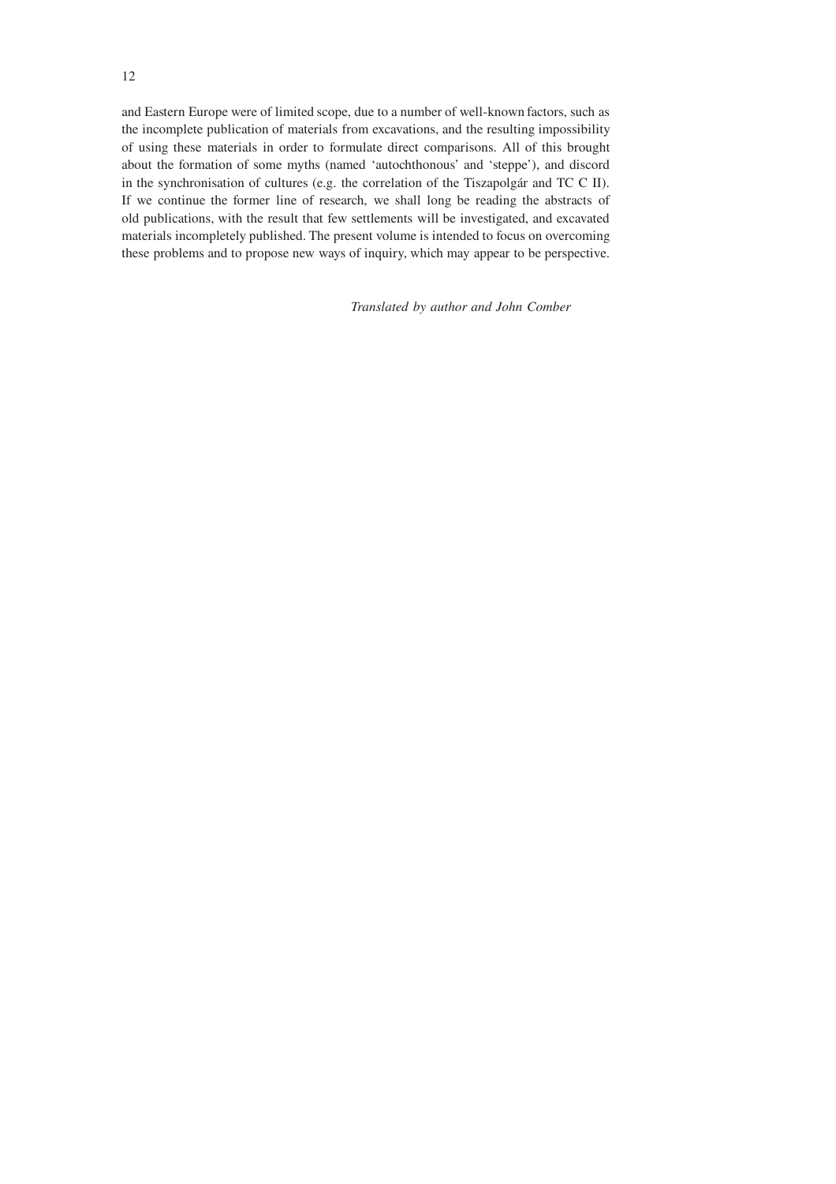and Eastern Europe were of limited scope, due to a number of well-known factors, such as the incomplete publication of materials from excavations, and the resulting impossibility of using these materials in order to formulate direct comparisons. All of this brought about the formation of some myths (named 'autochthonous' and 'steppe'), and discord in the synchronisation of cultures (e.g. the correlation of the Tiszapolgár and TC C II). If we continue the former line of research, we shall long be reading the abstracts of old publications, with the result that few settlements will be investigated, and excavated materials incompletely published. The present volume is intended to focus on overcoming these problems and to propose new ways of inquiry, which may appear to be perspective.

*Translated by author and John Comber*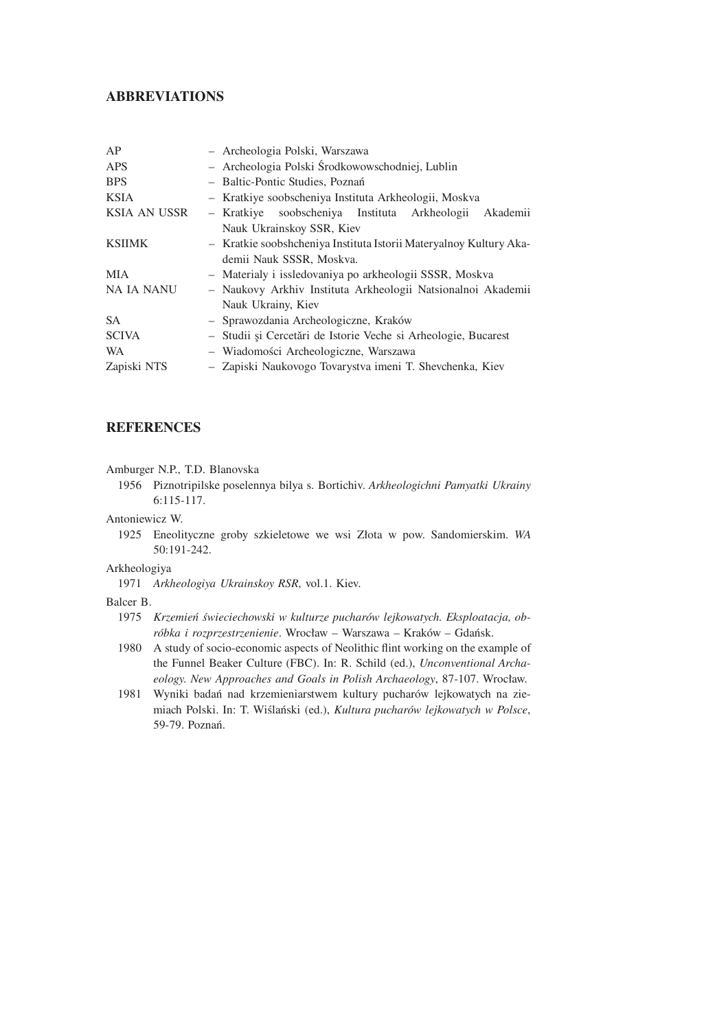## ABBREVIATIONS

| | |
|---|---|
| AP | – Archeologia Polski, Warszawa |
| APS | – Archeologia Polski Środkowowschodniej, Lublin |
| BPS | – Baltic-Pontic Studies, Poznań |
| KSIA | – Kratkiye soobscheniya Instituta Arkheologii, Moskva |
| KSIA AN USSR | – Kratkiye soobscheniya Instituta Arkheologii Akademii Nauk Ukrainskoy SSR, Kiev |
| KSIIMK | – Kratkie soobshcheniya Instituta Istorii Materyalnoy Kultury Akademii Nauk SSSR, Moskva. |
| MIA | – Materialy i issledovaniya po arkheologii SSSR, Moskva |
| NA IA NANU | – Naukovy Arkhiv Instituta Arkheologii Natsionalnoi Akademii Nauk Ukrainy, Kiev |
| SA | – Sprawozdania Archeologiczne, Kraków |
| SCIVA | – Studii şi Cercetări de Istorie Veche si Arheologie, Bucarest |
| WA | – Wiadomości Archeologiczne, Warszawa |
| Zapiski NTS | – Zapiski Naukovogo Tovarystva imeni T. Shevchenka, Kiev |

## REFERENCES

Amburger N.P., T.D. Blanovska

1956 Piznotripilske poselennya bilya s. Bortichiv. *Arkheologichni Pamyatki Ukrainy* 6:115-117.

Antoniewicz W.

1925 Eneolityczne groby szkieletowe we wsi Złota w pow. Sandomierskim. *WA* 50:191-242.

Arkheologiya

1971 *Arkheologiya Ukrainskoy RSR*, vol.1. Kiev.

Balcer B.

1975 *Krzemień świeciechowski w kulturze pucharów lejkowatych. Eksploatacja, obróbka i rozprzestrzenienie*. Wrocław – Warszawa – Kraków – Gdańsk.

1980 A study of socio-economic aspects of Neolithic flint working on the example of the Funnel Beaker Culture (FBC). In: R. Schild (ed.), *Unconventional Archaeology. New Approaches and Goals in Polish Archaeology*, 87-107. Wrocław.

1981 Wyniki badań nad krzemieniarstwem kultury pucharów lejkowatych na ziemiach Polski. In: T. Wiślański (ed.), *Kultura pucharów lejkowatych w Polsce*, 59-79. Poznań.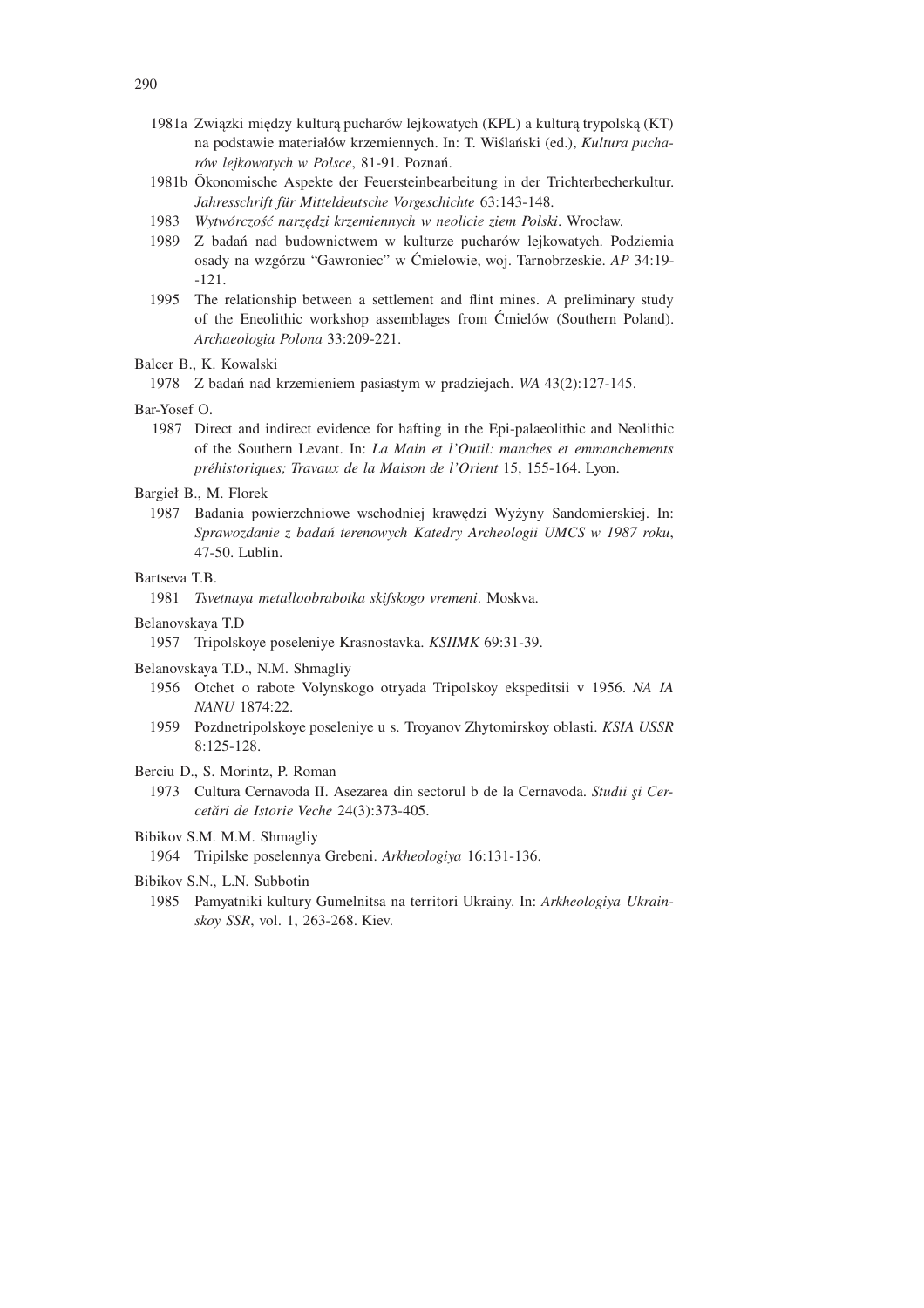1981a Związki między kulturą pucharów lejkowatych (KPL) a kulturą trypolską (KT) na podstawie materiałów krzemiennych. In: T. Wiślański (ed.), *Kultura pucharów lejkowatych w Polsce*, 81-91. Poznań.

1981b Ökonomische Aspekte der Feuersteinbearbeitung in der Trichterbecherkultur. *Jahresschrift für Mitteldeutsche Vorgeschichte* 63:143-148.

1983 *Wytwórczość narzędzi krzemiennych w neolicie ziem Polski*. Wrocław.

1989 Z badań nad budownictwem w kulturze pucharów lejkowatych. Podziemia osady na wzgórzu "Gawroniec" w Ćmielowie, woj. Tarnobrzeskie. *AP* 34:19-121.

1995 The relationship between a settlement and flint mines. A preliminary study of the Eneolithic workshop assemblages from Ćmielów (Southern Poland). *Archaeologia Polona* 33:209-221.

Balcer B., K. Kowalski

1978 Z badań nad krzemieniem pasiastym w pradziejach. *WA* 43(2):127-145.

Bar-Yosef O.

1987 Direct and indirect evidence for hafting in the Epi-palaeolithic and Neolithic of the Southern Levant. In: *La Main et l'Outil: manches et emmanchements préhistoriques; Travaux de la Maison de l'Orient* 15, 155-164. Lyon.

Bargieł B., M. Florek

1987 Badania powierzchniowe wschodniej krawędzi Wyżyny Sandomierskiej. In: *Sprawozdanie z badań terenowych Katedry Archeologii UMCS w 1987 roku*, 47-50. Lublin.

Bartseva T.B.

1981 *Tsvetnaya metalloobrabotka skifskogo vremeni*. Moskva.

Belanovskaya T.D

1957 Tripolskoye poseleniye Krasnostavka. *KSIIMK* 69:31-39.

Belanovskaya T.D., N.M. Shmagliy

1956 Otchet o rabote Volynskogo otryada Tripolskoy ekspeditsii v 1956. *NA IA NANU* 1874:22.

1959 Pozdnetripolskoye poseleniye u s. Troyanov Zhytomirskoy oblasti. *KSIA USSR* 8:125-128.

Berciu D., S. Morintz, P. Roman

1973 Cultura Cernavoda II. Asezarea din sectorul b de la Cernavoda. *Studii şi Cercetări de Istorie Veche* 24(3):373-405.

Bibikov S.M. M.M. Shmagliy

1964 Tripilske poselennya Grebeni. *Arkheologiya* 16:131-136.

Bibikov S.N., L.N. Subbotin

1985 Pamyatniki kultury Gumelnitsa na territori Ukrainy. In: *Arkheologiya Ukrainskoy SSR*, vol. 1, 263-268. Kiev.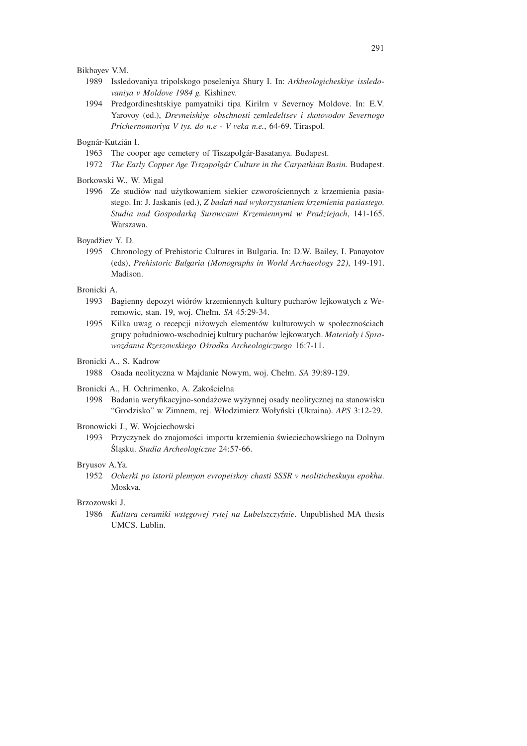Bikbayev V.M.

1989 Issledovaniya tripolskogo poseleniya Shury I. In: *Arkheologicheskiye issledovaniya v Moldove 1984 g.* Kishinev.

1994 Predgordineshtskiye pamyatniki tipa Kirilrn v Severnoy Moldove. In: E.V. Yarovoy (ed.), *Drevneishiye obschnosti zemledeltsev i skotovodov Severnogo Prichernomoriya V tys. do n.e - V veka n.e.*, 64-69. Tiraspol.

Bognár-Kutzián I.

1963 The cooper age cemetery of Tiszapolgár-Basatanya. Budapest.

1972 *The Early Copper Age Tiszapolgár Culture in the Carpathian Basin*. Budapest.

Borkowski W., W. Migal

1996 Ze studiów nad użytkowaniem siekier czworościennych z krzemienia pasiastego. In: J. Jaskanis (ed.), *Z badań nad wykorzystaniem krzemienia pasiastego. Studia nad Gospodarką Surowcami Krzemiennymi w Pradziejach*, 141-165. Warszawa.

Boyadžiev Y. D.

1995 Chronology of Prehistoric Cultures in Bulgaria. In: D.W. Bailey, I. Panayotov (eds), *Prehistoric Bulgaria (Monographs in World Archaeology 22)*, 149-191. Madison.

Bronicki A.

1993 Bagienny depozyt wiórów krzemiennych kultury pucharów lejkowatych z Weremowic, stan. 19, woj. Chełm. *SA* 45:29-34.

1995 Kilka uwag o recepcji niżowych elementów kulturowych w społecznościach grupy południowo-wschodniej kultury pucharów lejkowatych. *Materiały i Sprawozdania Rzeszowskiego Ośrodka Archeologicznego* 16:7-11.

Bronicki A., S. Kadrow

1988 Osada neolityczna w Majdanie Nowym, woj. Chełm. *SA* 39:89-129.

Bronicki A., H. Ochrimenko, A. Zakościelna

1998 Badania weryfikacyjno-sondażowe wyżynnej osady neolitycznej na stanowisku "Grodzisko" w Zimnem, rej. Włodzimierz Wołyński (Ukraina). *APS* 3:12-29.

Bronowicki J., W. Wojciechowski

1993 Przyczynek do znajomości importu krzemienia świeciechowskiego na Dolnym Śląsku. *Studia Archeologiczne* 24:57-66.

Bryusov A.Ya.

1952 *Ocherki po istorii plemyon evropeiskoy chasti SSSR v neoliticheskuyu epokhu*. Moskva.

Brzozowski J.

1986 *Kultura ceramiki wstęgowej rytej na Lubelszczyźnie*. Unpublished MA thesis UMCS. Lublin.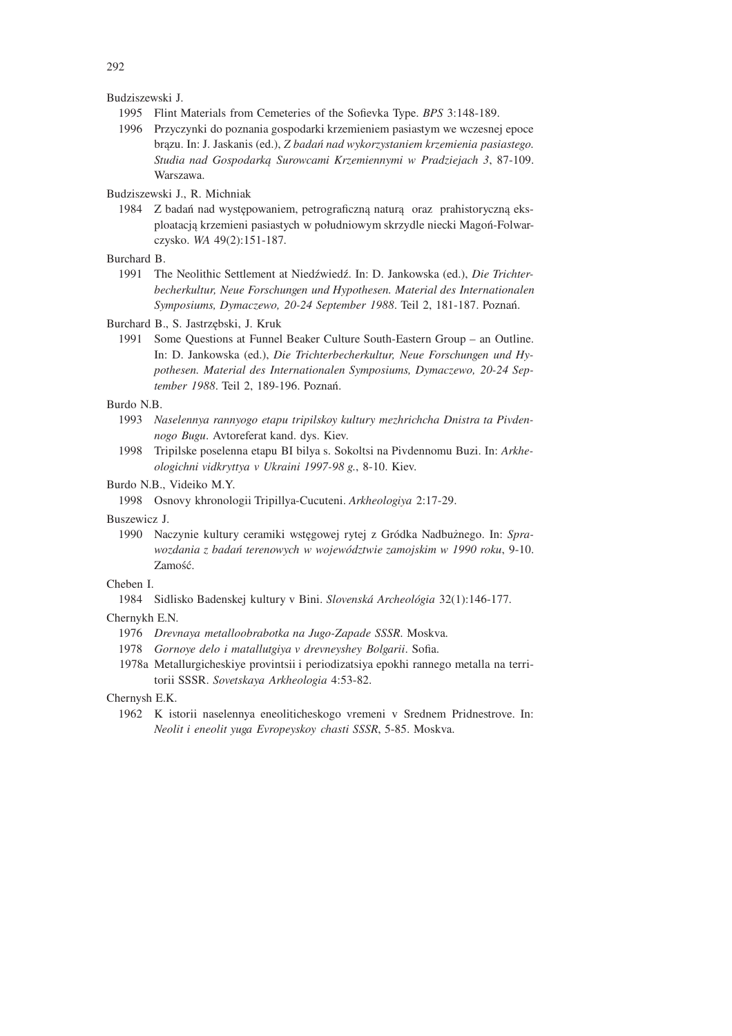Budziszewski J.

1995 Flint Materials from Cemeteries of the Sofievka Type. *BPS* 3:148-189.

1996 Przyczynki do poznania gospodarki krzemieniem pasiastym we wczesnej epoce brązu. In: J. Jaskanis (ed.), *Z badań nad wykorzystaniem krzemienia pasiastego. Studia nad Gospodarką Surowcami Krzemiennymi w Pradziejach 3*, 87-109. Warszawa.

Budziszewski J., R. Michniak

1984 Z badań nad występowaniem, petrograficzną naturą oraz prahistoryczną eksploatacją krzemieni pasiastych w południowym skrzydle niecki Magoń-Folwarczysko. *WA* 49(2):151-187.

Burchard B.

1991 The Neolithic Settlement at Niedźwiedź. In: D. Jankowska (ed.), *Die Trichterbecherkultur, Neue Forschungen und Hypothesen. Material des Internationalen Symposiums, Dymaczewo, 20-24 September 1988*. Teil 2, 181-187. Poznań.

Burchard B., S. Jastrzębski, J. Kruk

1991 Some Questions at Funnel Beaker Culture South-Eastern Group – an Outline. In: D. Jankowska (ed.), *Die Trichterbecherkultur, Neue Forschungen und Hypothesen. Material des Internationalen Symposiums, Dymaczewo, 20-24 September 1988*. Teil 2, 189-196. Poznań.

Burdo N.B.

1993 *Naselennya rannyogo etapu tripilskoy kultury mezhrichcha Dnistra ta Pivdennogo Bugu*. Avtoreferat kand. dys. Kiev.

1998 Tripilske poselenna etapu BI bilya s. Sokoltsi na Pivdennomu Buzi. In: *Arkheologichni vidkryttya v Ukraini 1997-98 g.*, 8-10. Kiev.

Burdo N.B., Videiko M.Y.

1998 Osnovy khronologii Tripillya-Cucuteni. *Arkheologiya* 2:17-29.

Buszewicz J.

1990 Naczynie kultury ceramiki wstęgowej rytej z Gródka Nadbużnego. In: *Sprawozdania z badań terenowych w województwie zamojskim w 1990 roku*, 9-10. Zamość.

Cheben I.

1984 Sidlisko Badenskej kultury v Bini. *Slovenská Archeológia* 32(1):146-177.

Chernykh E.N.

1976 *Drevnaya metalloobrabotka na Jugo-Zapade SSSR*. Moskva.

1978 *Gornoye delo i matallutgiya v drevneyshey Bolgarii*. Sofia.

1978a Metallurgicheskiye provintsii i periodizatsiya epokhi rannego metalla na territorii SSSR. *Sovetskaya Arkheologia* 4:53-82.

Chernysh E.K.

1962 K istorii naselennya eneoliticheskogo vremeni v Srednem Pridnestrove. In: *Neolit i eneolit yuga Evropeyskoy chasti SSSR*, 5-85. Moskva.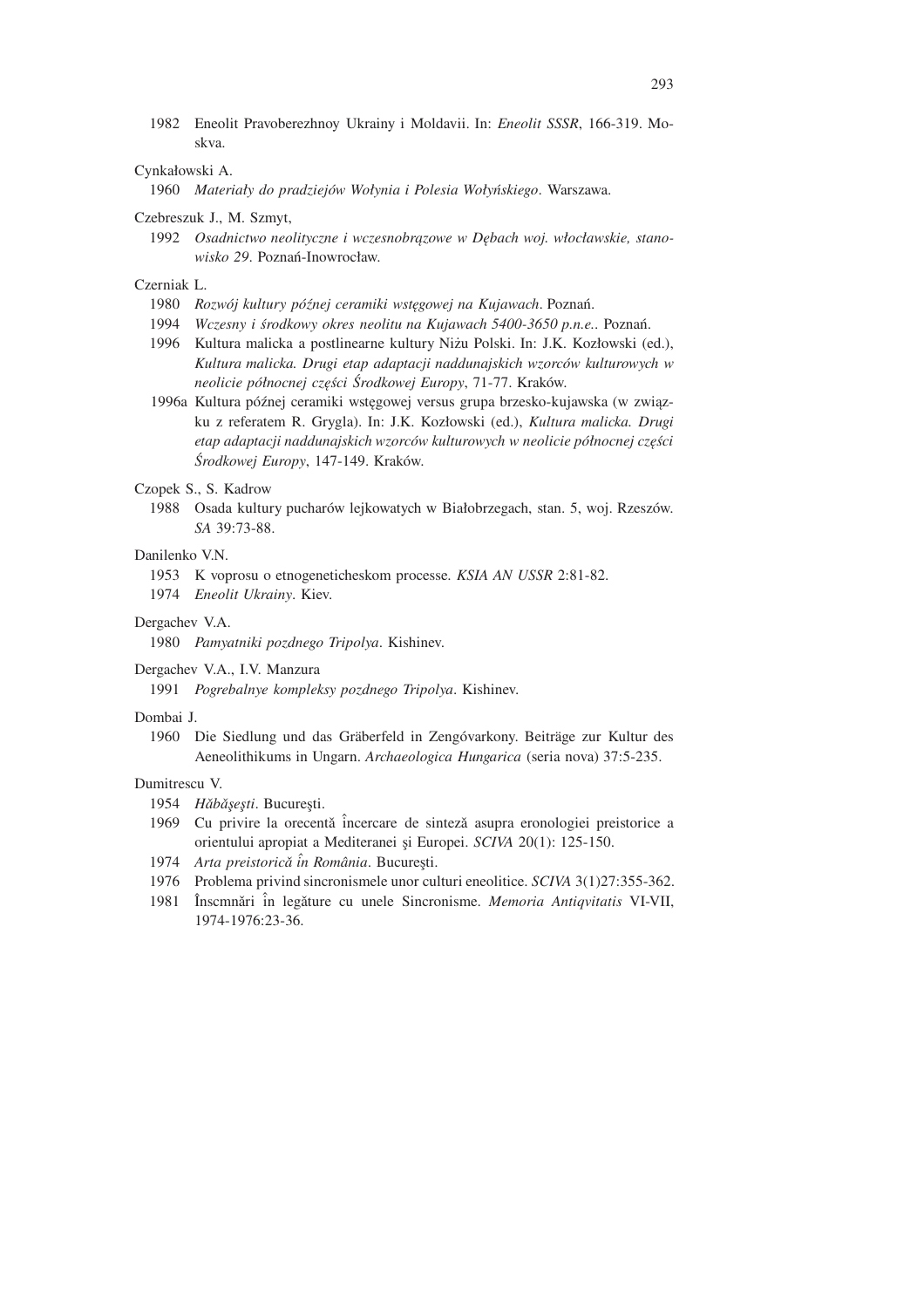1982 Eneolit Pravoberezhnoy Ukrainy i Moldavii. In: *Eneolit SSSR*, 166-319. Moskva.

Cynkałowski A.

1960 *Materiały do pradziejów Wołynia i Polesia Wołyńskiego*. Warszawa.

Czebreszuk J., M. Szmyt,

1992 *Osadnictwo neolityczne i wczesnobrązowe w Dębach woj. włocławskie, stanowisko 29*. Poznań-Inowrocław.

Czerniak L.

1980 *Rozwój kultury późnej ceramiki wstęgowej na Kujawach*. Poznań.

1994 *Wczesny i środkowy okres neolitu na Kujawach 5400-3650 p.n.e.*. Poznań.

1996 Kultura malicka a postlinearne kultury Niżu Polski. In: J.K. Kozłowski (ed.), *Kultura malicka. Drugi etap adaptacji naddunajskich wzorców kulturowych w neolicie północnej części Środkowej Europy*, 71-77. Kraków.

1996a Kultura późnej ceramiki wstęgowej versus grupa brzesko-kujawska (w związku z referatem R. Grygla). In: J.K. Kozłowski (ed.), *Kultura malicka. Drugi etap adaptacji naddunajskich wzorców kulturowych w neolicie północnej części Środkowej Europy*, 147-149. Kraków.

Czopek S., S. Kadrow

1988 Osada kultury pucharów lejkowatych w Białobrzegach, stan. 5, woj. Rzeszów. *SA* 39:73-88.

Danilenko V.N.

1953 K voprosu o etnogeneticheskom processe. *KSIA AN USSR* 2:81-82.

1974 *Eneolit Ukrainy*. Kiev.

Dergachev V.A.

1980 *Pamyatniki pozdnego Tripolya*. Kishinev.

Dergachev V.A., I.V. Manzura

1991 *Pogrebalnye kompleksy pozdnego Tripolya*. Kishinev.

Dombai J.

1960 Die Siedlung und das Gräberfeld in Zengóvarkony. Beiträge zur Kultur des Aeneolithikums in Ungarn. *Archaeologica Hungarica* (seria nova) 37:5-235.

Dumitrescu V.

1954 *Hăbăşeşti*. Bucureşti.

1969 Cu privire la orecentă încercare de sinteză asupra eronologiei preistorice a orientului apropiat a Mediteranei şi Europei. *SCIVA* 20(1): 125-150.

1974 *Arta preistorică în România*. Bucureşti.

1976 Problema privind sincronismele unor culturi eneolitice. *SCIVA* 3(1)27:355-362.

1981 Înscmnări în legăture cu unele Sincronisme. *Memoria Antiqvitatis* VI-VII, 1974-1976:23-36.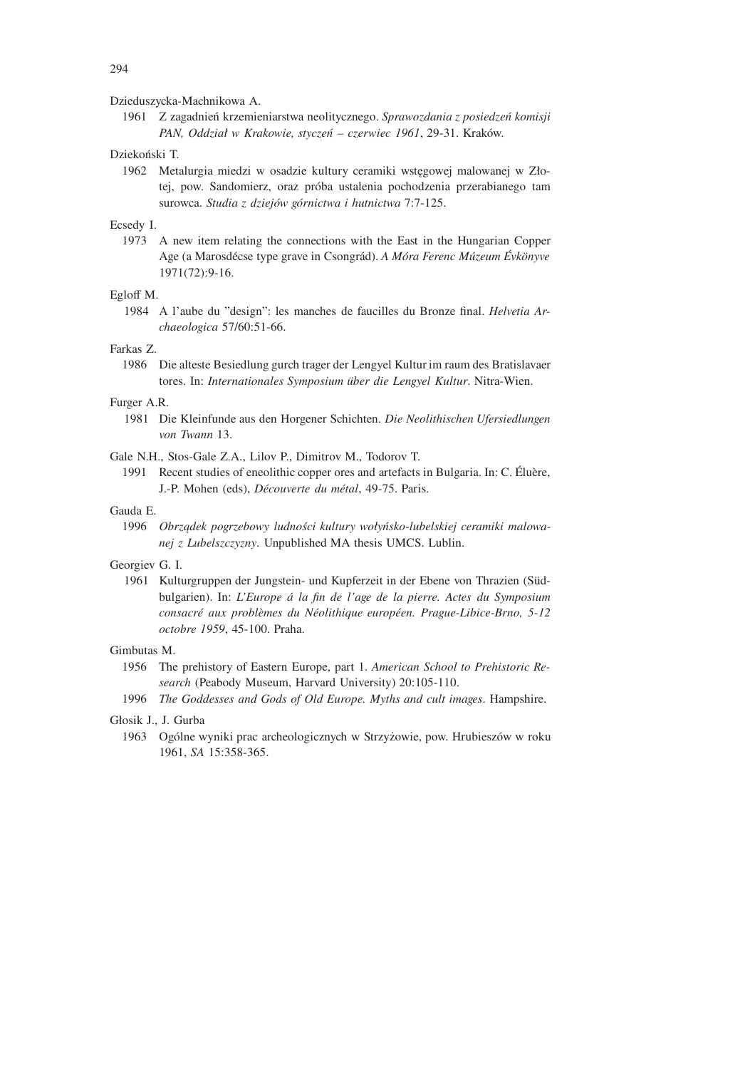Dzieduszycka-Machnikowa A.

1961 Z zagadnień krzemieniarstwa neolitycznego. *Sprawozdania z posiedzeń komisji PAN, Oddział w Krakowie, styczeń – czerwiec 1961*, 29-31. Kraków.

Dziekoński T.

1962 Metalurgia miedzi w osadzie kultury ceramiki wstęgowej malowanej w Złotej, pow. Sandomierz, oraz próba ustalenia pochodzenia przerabianego tam surowca. *Studia z dziejów górnictwa i hutnictwa* 7:7-125.

Ecsedy I.

1973 A new item relating the connections with the East in the Hungarian Copper Age (a Marosdécse type grave in Csongrád). *A Móra Ferenc Múzeum Évkönyve* 1971(72):9-16.

Egloff M.

1984 A l'aube du "design": les manches de faucilles du Bronze final. *Helvetia Archaeologica* 57/60:51-66.

Farkas Z.

1986 Die alteste Besiedlung gurch trager der Lengyel Kultur im raum des Bratislavaer tores. In: *Internationales Symposium über die Lengyel Kultur*. Nitra-Wien.

Furger A.R.

1981 Die Kleinfunde aus den Horgener Schichten. *Die Neolithischen Ufersiedlungen von Twann* 13.

Gale N.H., Stos-Gale Z.A., Lilov P., Dimitrov M., Todorov T.

1991 Recent studies of eneolithic copper ores and artefacts in Bulgaria. In: C. Éluère, J.-P. Mohen (eds), *Découverte du métal*, 49-75. Paris.

Gauda E.

1996 *Obrządek pogrzebowy ludności kultury wołyńsko-lubelskiej ceramiki malowanej z Lubelszczyzny*. Unpublished MA thesis UMCS. Lublin.

Georgiev G. I.

1961 Kulturgruppen der Jungstein- und Kupferzeit in der Ebene von Thrazien (Südbulgarien). In: *L'Europe á la fin de l'age de la pierre. Actes du Symposium consacré aux problèmes du Néolithique européen. Prague-Libice-Brno, 5-12 octobre 1959*, 45-100. Praha.

Gimbutas M.

1956 The prehistory of Eastern Europe, part 1. *American School to Prehistoric Research* (Peabody Museum, Harvard University) 20:105-110.

1996 *The Goddesses and Gods of Old Europe. Myths and cult images*. Hampshire.

Głosik J., J. Gurba

1963 Ogólne wyniki prac archeologicznych w Strzyżowie, pow. Hrubieszów w roku 1961, *SA* 15:358-365.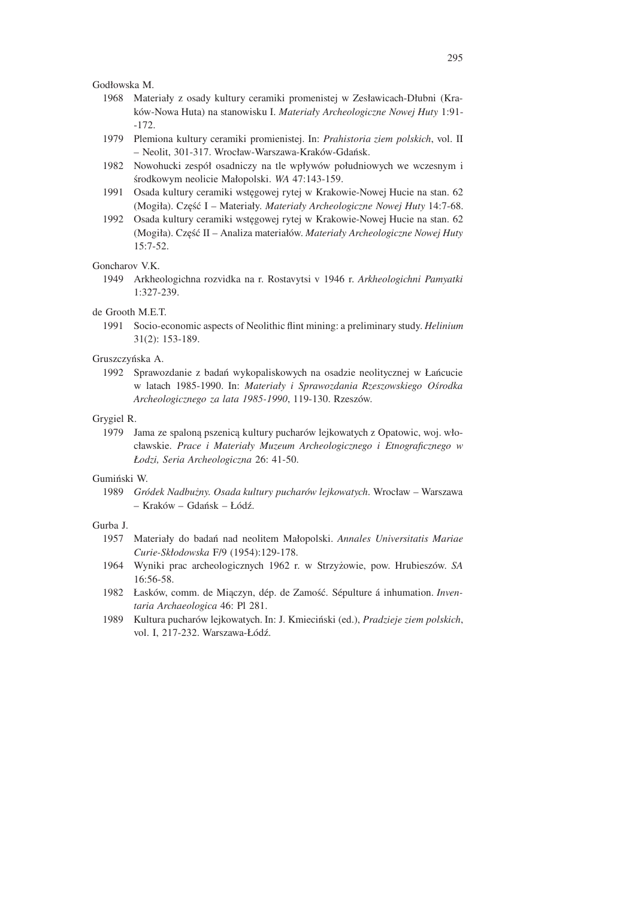Godłowska M.

1968 Materiały z osady kultury ceramiki promienistej w Zesławicach-Dłubni (Kraków-Nowa Huta) na stanowisku I. *Materiały Archeologiczne Nowej Huty* 1:91--172.

1979 Plemiona kultury ceramiki promienistej. In: *Prahistoria ziem polskich*, vol. II – Neolit, 301-317. Wrocław-Warszawa-Kraków-Gdańsk.

1982 Nowohucki zespół osadniczy na tle wpływów południowych we wczesnym i środkowym neolicie Małopolski. *WA* 47:143-159.

1991 Osada kultury ceramiki wstęgowej rytej w Krakowie-Nowej Hucie na stan. 62 (Mogiła). Część I – Materiały. *Materiały Archeologiczne Nowej Huty* 14:7-68.

1992 Osada kultury ceramiki wstęgowej rytej w Krakowie-Nowej Hucie na stan. 62 (Mogiła). Część II – Analiza materiałów. *Materiały Archeologiczne Nowej Huty* 15:7-52.

Goncharov V.K.

1949 Arkheologichna rozvidka na r. Rostavytsi v 1946 r. *Arkheologichni Pamyatki* 1:327-239.

de Grooth M.E.T.

1991 Socio-economic aspects of Neolithic flint mining: a preliminary study. *Helinium* 31(2): 153-189.

Gruszczyńska A.

1992 Sprawozdanie z badań wykopaliskowych na osadzie neolitycznej w Łańcucie w latach 1985-1990. In: *Materiały i Sprawozdania Rzeszowskiego Ośrodka Archeologicznego za lata 1985-1990*, 119-130. Rzeszów.

Grygiel R.

1979 Jama ze spaloną pszenicą kultury pucharów lejkowatych z Opatowic, woj. włocławskie. *Prace i Materiały Muzeum Archeologicznego i Etnograficznego w Łodzi, Seria Archeologiczna* 26: 41-50.

Gumiński W.

1989 *Gródek Nadbużny. Osada kultury pucharów lejkowatych*. Wrocław – Warszawa – Kraków – Gdańsk – Łódź.

Gurba J.

1957 Materiały do badań nad neolitem Małopolski. *Annales Universitatis Mariae Curie-Skłodowska* F/9 (1954):129-178.

1964 Wyniki prac archeologicznych 1962 r. w Strzyżowie, pow. Hrubieszów. *SA* 16:56-58.

1982 Łasków, comm. de Miączyn, dép. de Zamość. Sépulture á inhumation. *Inventaria Archaeologica* 46: Pl 281.

1989 Kultura pucharów lejkowatych. In: J. Kmieciński (ed.), *Pradzieje ziem polskich*, vol. I, 217-232. Warszawa-Łódź.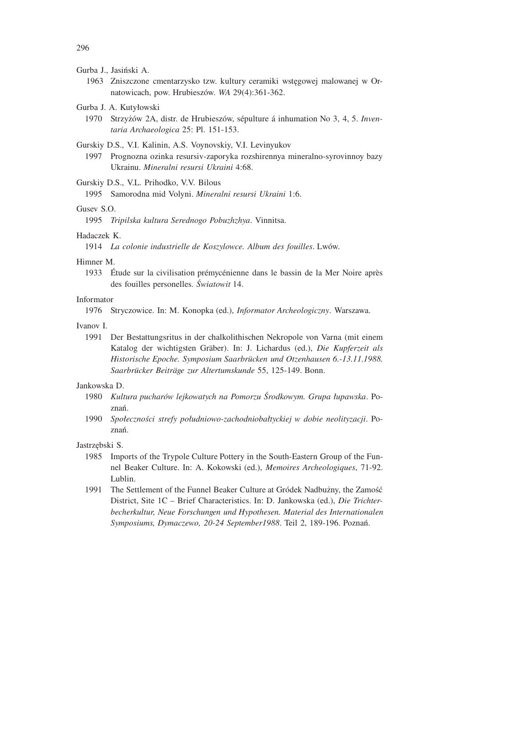Gurba J., Jasiński A.

1963 Zniszczone cmentarzysko tzw. kultury ceramiki wstęgowej malowanej w Ornatowicach, pow. Hrubieszów. *WA* 29(4):361-362.

Gurba J. A. Kutyłowski

1970 Strzyżów 2A, distr. de Hrubieszów, sépulture á inhumation No 3, 4, 5. *Inventaria Archaeologica* 25: Pl. 151-153.

Gurskiy D.S., V.I. Kalinin, A.S. Voynovskiy, V.I. Levinyukov

1997 Prognozna ozinka resursiv-zaporyka rozshirennya mineralno-syrovinnoy bazy Ukrainu. *Mineralni resursi Ukraini* 4:68.

Gurskiy D.S., V.L. Prihodko, V.V. Bilous

1995 Samorodna mid Volyni. *Mineralni resursi Ukraini* 1:6.

Gusev S.O.

1995 *Tripilska kultura Serednogo Pobuzhzhya*. Vinnitsa.

Hadaczek K.

1914 *La colonie industrielle de Koszylowce. Album des fouilles*. Lwów.

Himner M.

1933 Étude sur la civilisation prémycénienne dans le bassin de la Mer Noire après des fouilles personelles. *Światowit* 14.

Informator

1976 Stryczowice. In: M. Konopka (ed.), *Informator Archeologiczny*. Warszawa.

Ivanov I.

1991 Der Bestattungsritus in der chalkolithischen Nekropole von Varna (mit einem Katalog der wichtigsten Gräber). In: J. Lichardus (ed.), *Die Kupferzeit als Historische Epoche. Symposium Saarbrücken und Otzenhausen 6.-13.11.1988. Saarbrücker Beiträge zur Altertumskunde* 55, 125-149. Bonn.

Jankowska D.

1980 *Kultura pucharów lejkowatych na Pomorzu Środkowym. Grupa łupawska*. Poznań.

1990 *Społeczności strefy południowo-zachodniobałtyckiej w dobie neolityzacji*. Poznań.

Jastrzębski S.

1985 Imports of the Trypole Culture Pottery in the South-Eastern Group of the Funnel Beaker Culture. In: A. Kokowski (ed.), *Memoires Archeologiques*, 71-92. Lublin.

1991 The Settlement of the Funnel Beaker Culture at Gródek Nadbużny, the Zamość District, Site 1C – Brief Characteristics. In: D. Jankowska (ed.), *Die Trichterbecherkultur, Neue Forschungen und Hypothesen. Material des Internationalen Symposiums, Dymaczewo, 20-24 September1988*. Teil 2, 189-196. Poznań.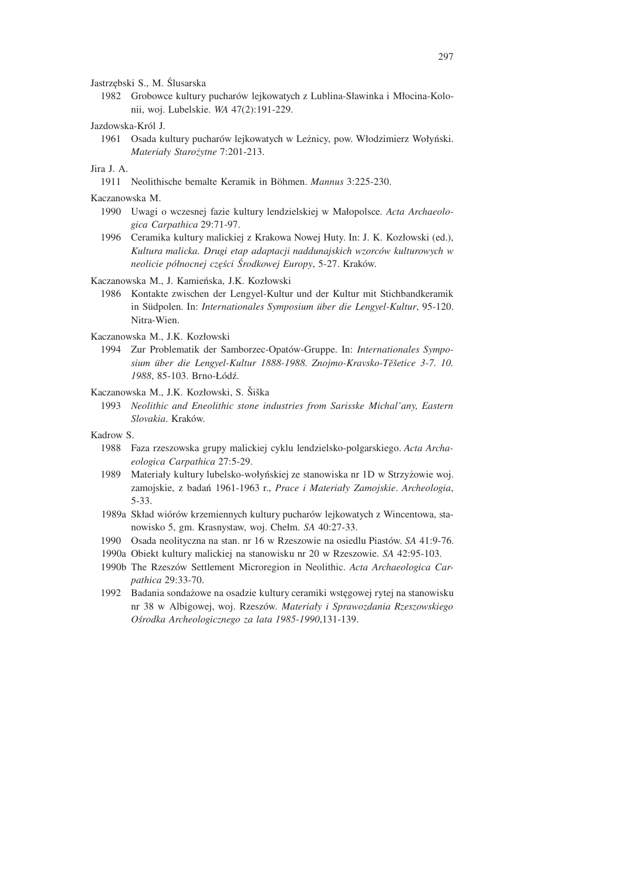Jastrzębski S., M. Ślusarska

1982 Grobowce kultury pucharów lejkowatych z Lublina-Sławinka i Młocina-Kolonii, woj. Lubelskie. *WA* 47(2):191-229.

Jazdowska-Król J.

1961 Osada kultury pucharów lejkowatych w Leżnicy, pow. Włodzimierz Wołyński. *Materiały Starożytne* 7:201-213.

Jira J. A.

1911 Neolithische bemalte Keramik in Böhmen. *Mannus* 3:225-230.

Kaczanowska M.

1990 Uwagi o wczesnej fazie kultury lendzielskiej w Małopolsce. *Acta Archaeologica Carpathica* 29:71-97.

1996 Ceramika kultury malickiej z Krakowa Nowej Huty. In: J. K. Kozłowski (ed.), *Kultura malicka. Drugi etap adaptacji naddunajskich wzorców kulturowych w neolicie północnej części Środkowej Europy*, 5-27. Kraków.

Kaczanowska M., J. Kamieńska, J.K. Kozłowski

1986 Kontakte zwischen der Lengyel-Kultur und der Kultur mit Stichbandkeramik in Südpolen. In: *Internationales Symposium über die Lengyel-Kultur*, 95-120. Nitra-Wien.

Kaczanowska M., J.K. Kozłowski

1994 Zur Problematik der Samborzec-Opatów-Gruppe. In: *Internationales Symposium über die Lengyel-Kultur 1888-1988. Znojmo-Kravsko-Těšetice 3-7. 10. 1988*, 85-103. Brno-Łódź.

Kaczanowska M., J.K. Kozłowski, S. Šiška

1993 *Neolithic and Eneolithic stone industries from Sarisske Michal'any, Eastern Slovakia*. Kraków.

Kadrow S.

1988 Faza rzeszowska grupy malickiej cyklu lendzielsko-polgarskiego. *Acta Archaeologica Carpathica* 27:5-29.

1989 Materiały kultury lubelsko-wołyńskiej ze stanowiska nr 1D w Strzyżowie woj. zamojskie, z badań 1961-1963 r., *Prace i Materiały Zamojskie*. *Archeologia*, 5-33.

1989a Skład wiórów krzemiennych kultury pucharów lejkowatych z Wincentowa, stanowisko 5, gm. Krasnystaw, woj. Chełm. *SA* 40:27-33.

1990 Osada neolityczna na stan. nr 16 w Rzeszowie na osiedlu Piastów. *SA* 41:9-76.

1990a Obiekt kultury malickiej na stanowisku nr 20 w Rzeszowie. *SA* 42:95-103.

1990b The Rzeszów Settlement Microregion in Neolithic. *Acta Archaeologica Carpathica* 29:33-70.

1992 Badania sondażowe na osadzie kultury ceramiki wstęgowej rytej na stanowisku nr 38 w Albigowej, woj. Rzeszów. *Materiały i Sprawozdania Rzeszowskiego Ośrodka Archeologicznego za lata 1985-1990*,131-139.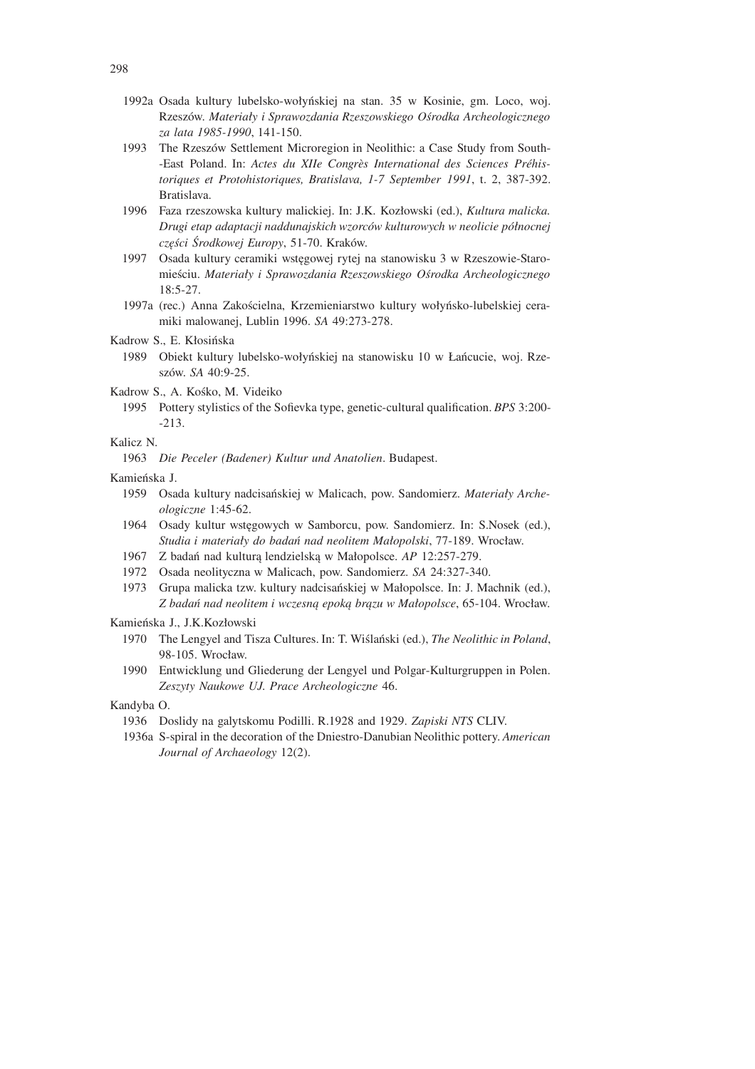1992a Osada kultury lubelsko-wołyńskiej na stan. 35 w Kosinie, gm. Loco, woj. Rzeszów. *Materiały i Sprawozdania Rzeszowskiego Ośrodka Archeologicznego za lata 1985-1990*, 141-150.

1993 The Rzeszów Settlement Microregion in Neolithic: a Case Study from South--East Poland. In: *Actes du XIIe Congrès International des Sciences Préhistoriques et Protohistoriques, Bratislava, 1-7 September 1991*, t. 2, 387-392. Bratislava.

1996 Faza rzeszowska kultury malickiej. In: J.K. Kozłowski (ed.), *Kultura malicka. Drugi etap adaptacji naddunajskich wzorców kulturowych w neolicie północnej części Środkowej Europy*, 51-70. Kraków.

1997 Osada kultury ceramiki wstęgowej rytej na stanowisku 3 w Rzeszowie-Staromieściu. *Materiały i Sprawozdania Rzeszowskiego Ośrodka Archeologicznego* 18:5-27.

1997a (rec.) Anna Zakościelna, Krzemieniarstwo kultury wołyńsko-lubelskiej ceramiki malowanej, Lublin 1996. *SA* 49:273-278.

Kadrow S., E. Kłosińska

1989 Obiekt kultury lubelsko-wołyńskiej na stanowisku 10 w Łańcucie, woj. Rzeszów. *SA* 40:9-25.

Kadrow S., A. Kośko, M. Videiko

1995 Pottery stylistics of the Sofievka type, genetic-cultural qualification. *BPS* 3:200--213.

Kalicz N.

1963 *Die Peceler (Badener) Kultur und Anatolien*. Budapest.

Kamieńska J.

1959 Osada kultury nadcisańskiej w Malicach, pow. Sandomierz. *Materiały Archeologiczne* 1:45-62.

1964 Osady kultur wstęgowych w Samborcu, pow. Sandomierz. In: S.Nosek (ed.), *Studia i materiały do badań nad neolitem Małopolski*, 77-189. Wrocław.

1967 Z badań nad kulturą lendzielską w Małopolsce. *AP* 12:257-279.

1972 Osada neolityczna w Malicach, pow. Sandomierz. *SA* 24:327-340.

1973 Grupa malicka tzw. kultury nadcisańskiej w Małopolsce. In: J. Machnik (ed.), *Z badań nad neolitem i wczesną epoką brązu w Małopolsce*, 65-104. Wrocław.

Kamieńska J., J.K.Kozłowski

1970 The Lengyel and Tisza Cultures. In: T. Wiślański (ed.), *The Neolithic in Poland*, 98-105. Wrocław.

1990 Entwicklung und Gliederung der Lengyel und Polgar-Kulturgruppen in Polen. *Zeszyty Naukowe UJ. Prace Archeologiczne* 46.

Kandyba O.

1936 Doslidy na galytskomu Podilli. R.1928 and 1929. *Zapiski NTS* CLIV.

1936a S-spiral in the decoration of the Dniestro-Danubian Neolithic pottery. *American Journal of Archaeology* 12(2).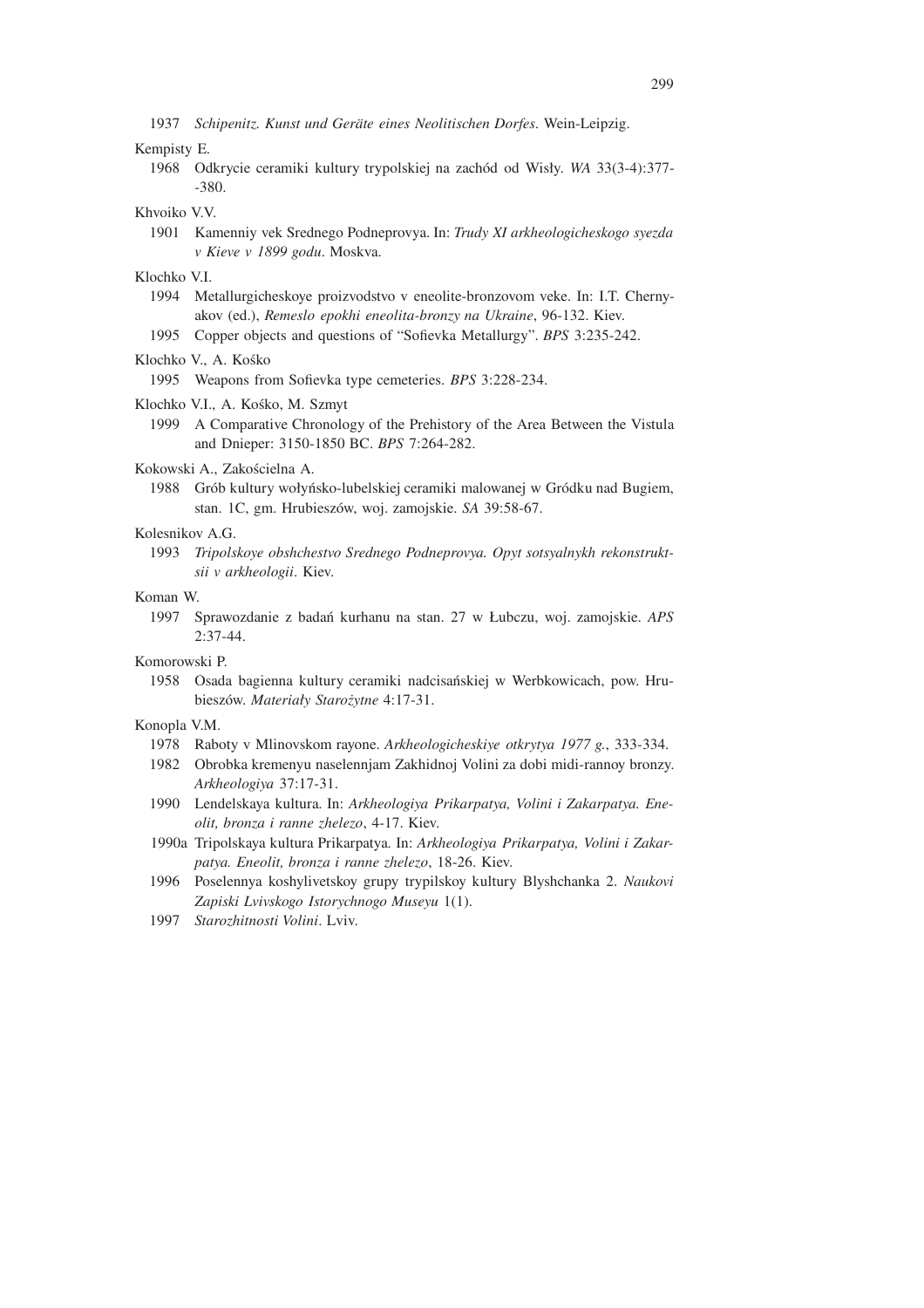1937 *Schipenitz. Kunst und Geräte eines Neolitischen Dorfes*. Wein-Leipzig.

Kempisty E.

1968 Odkrycie ceramiki kultury trypolskiej na zachód od Wisły. *WA* 33(3-4):377--380.

Khvoiko V.V.

1901 Kamenniy vek Srednego Podneprovya. In: *Trudy XI arkheologicheskogo syezda v Kieve v 1899 godu*. Moskva.

Klochko V.I.

1994 Metallurgicheskoye proizvodstvo v eneolite-bronzovom veke. In: I.T. Chernyakov (ed.), *Remeslo epokhi eneolita-bronzy na Ukraine*, 96-132. Kiev.

1995 Copper objects and questions of "Sofievka Metallurgy". *BPS* 3:235-242.

Klochko V., A. Kośko

1995 Weapons from Sofievka type cemeteries. *BPS* 3:228-234.

Klochko V.I., A. Kośko, M. Szmyt

1999 A Comparative Chronology of the Prehistory of the Area Between the Vistula and Dnieper: 3150-1850 BC. *BPS* 7:264-282.

Kokowski A., Zakościelna A.

1988 Grób kultury wołyńsko-lubelskiej ceramiki malowanej w Gródku nad Bugiem, stan. 1C, gm. Hrubieszów, woj. zamojskie. *SA* 39:58-67.

Kolesnikov A.G.

1993 *Tripolskoye obshchestvo Srednego Podneprovya. Opyt sotsyalnykh rekonstruktsii v arkheologii*. Kiev.

Koman W.

1997 Sprawozdanie z badań kurhanu na stan. 27 w Łubczu, woj. zamojskie. *APS* 2:37-44.

Komorowski P.

1958 Osada bagienna kultury ceramiki nadcisańskiej w Werbkowicach, pow. Hrubieszów. *Materiały Starożytne* 4:17-31.

Konopla V.M.

1978 Raboty v Mlinovskom rayone. *Arkheologicheskiye otkrytya 1977 g.*, 333-334.

1982 Obrobka kremenyu naselennjam Zakhidnoj Volini za dobi midi-rannoy bronzy. *Arkheologiya* 37:17-31.

1990 Lendelskaya kultura. In: *Arkheologiya Prikarpatya, Volini i Zakarpatya. Eneolit, bronza i ranne zhelezo*, 4-17. Kiev.

1990a Tripolskaya kultura Prikarpatya. In: *Arkheologiya Prikarpatya, Volini i Zakarpatya. Eneolit, bronza i ranne zhelezo*, 18-26. Kiev.

1996 Poselennya koshylivetskoy grupy trypilskoy kultury Blyshchanka 2. *Naukovi Zapiski Lvivskogo Istorychnogo Museyu* 1(1).

1997 *Starozhitnosti Volini*. Lviv.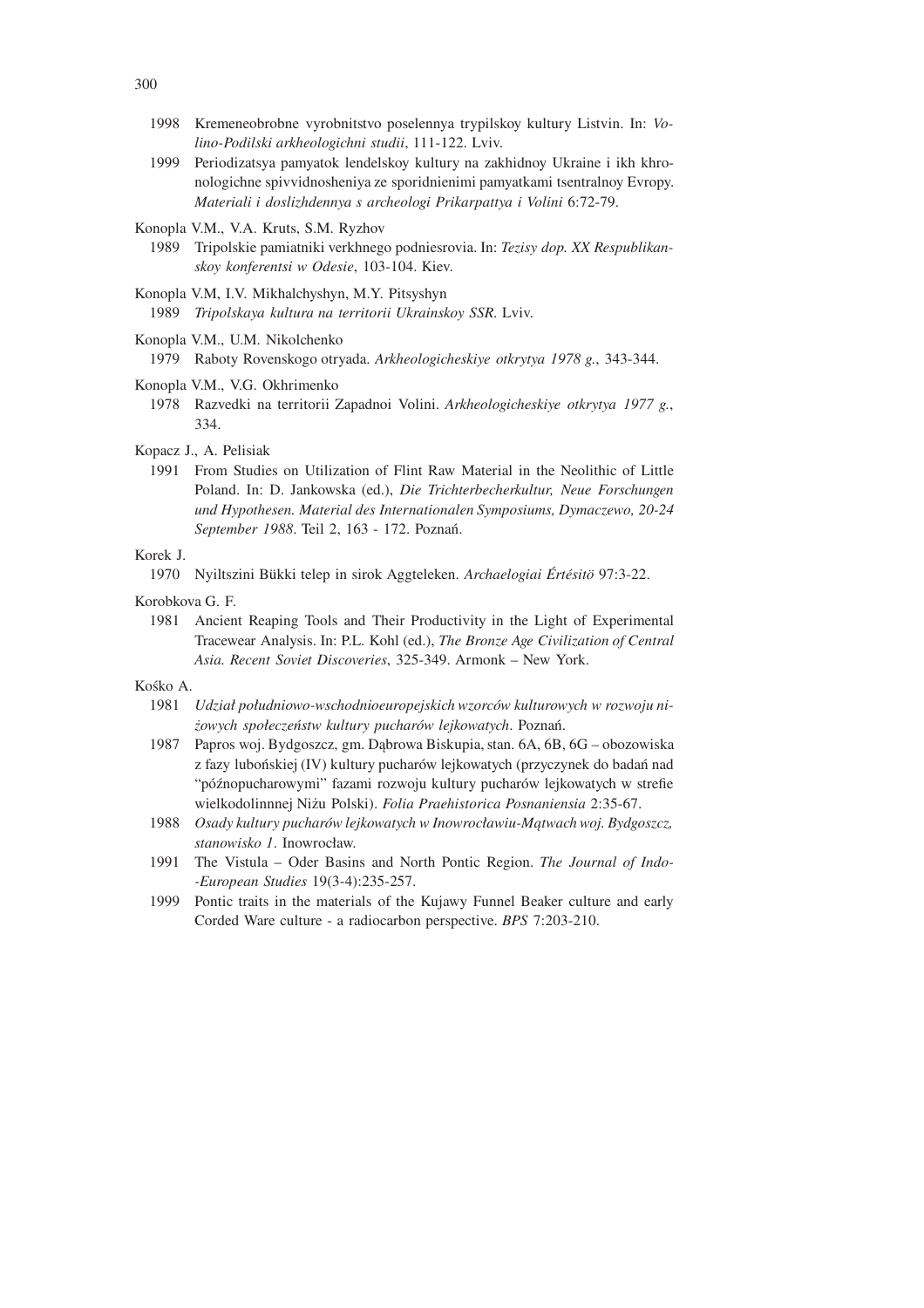1998 Kremeneobrobne vyrobnitstvo poselennya trypilskoy kultury Listvin. In: *Volino-Podilski arkheologichni studii*, 111-122. Lviv.

1999 Periodizatsya pamyatok lendelskoy kultury na zakhidnoy Ukraine i ikh khronologichne spivvidnosheniya ze sporidnienimi pamyatkami tsentralnoy Evropy. *Materiali i doslizhdennya s archeologi Prikarpattya i Volini* 6:72-79.

Konopla V.M., V.A. Kruts, S.M. Ryzhov

1989 Tripolskie pamiatniki verkhnego podniesrovia. In: *Tezisy dop. XX Respublikanskoy konferentsi w Odesie*, 103-104. Kiev.

Konopla V.M, I.V. Mikhalchyshyn, M.Y. Pitsyshyn

1989 *Tripolskaya kultura na territorii Ukrainskoy SSR*. Lviv.

Konopla V.M., U.M. Nikolchenko

1979 Raboty Rovenskogo otryada. *Arkheologicheskiye otkrytya 1978 g.*, 343-344.

Konopla V.M., V.G. Okhrimenko

1978 Razvedki na territorii Zapadnoi Volini. *Arkheologicheskiye otkrytya 1977 g.*, 334.

Kopacz J., A. Pelisiak

1991 From Studies on Utilization of Flint Raw Material in the Neolithic of Little Poland. In: D. Jankowska (ed.), *Die Trichterbecherkultur, Neue Forschungen und Hypothesen. Material des Internationalen Symposiums, Dymaczewo, 20-24 September 1988*. Teil 2, 163 - 172. Poznań.

Korek J.

1970 Nyiltszini Bükki telep in sirok Aggteleken. *Archaelogiai Értésitö* 97:3-22.

Korobkova G. F.

1981 Ancient Reaping Tools and Their Productivity in the Light of Experimental Tracewear Analysis. In: P.L. Kohl (ed.), *The Bronze Age Civilization of Central Asia. Recent Soviet Discoveries*, 325-349. Armonk – New York.

Kośko A.

1981 *Udział południowo-wschodnioeuropejskich wzorców kulturowych w rozwoju niżowych społeczeństw kultury pucharów lejkowatych*. Poznań.

1987 Papros woj. Bydgoszcz, gm. Dąbrowa Biskupia, stan. 6A, 6B, 6G – obozowiska z fazy lubońskiej (IV) kultury pucharów lejkowatych (przyczynek do badań nad "późnopucharowymi" fazami rozwoju kultury pucharów lejkowatych w strefie wielkodolinnnej Niżu Polski). *Folia Praehistorica Posnaniensia* 2:35-67.

1988 *Osady kultury pucharów lejkowatych w Inowrocławiu-Mątwach woj. Bydgoszcz, stanowisko 1*. Inowrocław.

1991 The Vistula – Oder Basins and North Pontic Region. *The Journal of Indo--European Studies* 19(3-4):235-257.

1999 Pontic traits in the materials of the Kujawy Funnel Beaker culture and early Corded Ware culture - a radiocarbon perspective. *BPS* 7:203-210.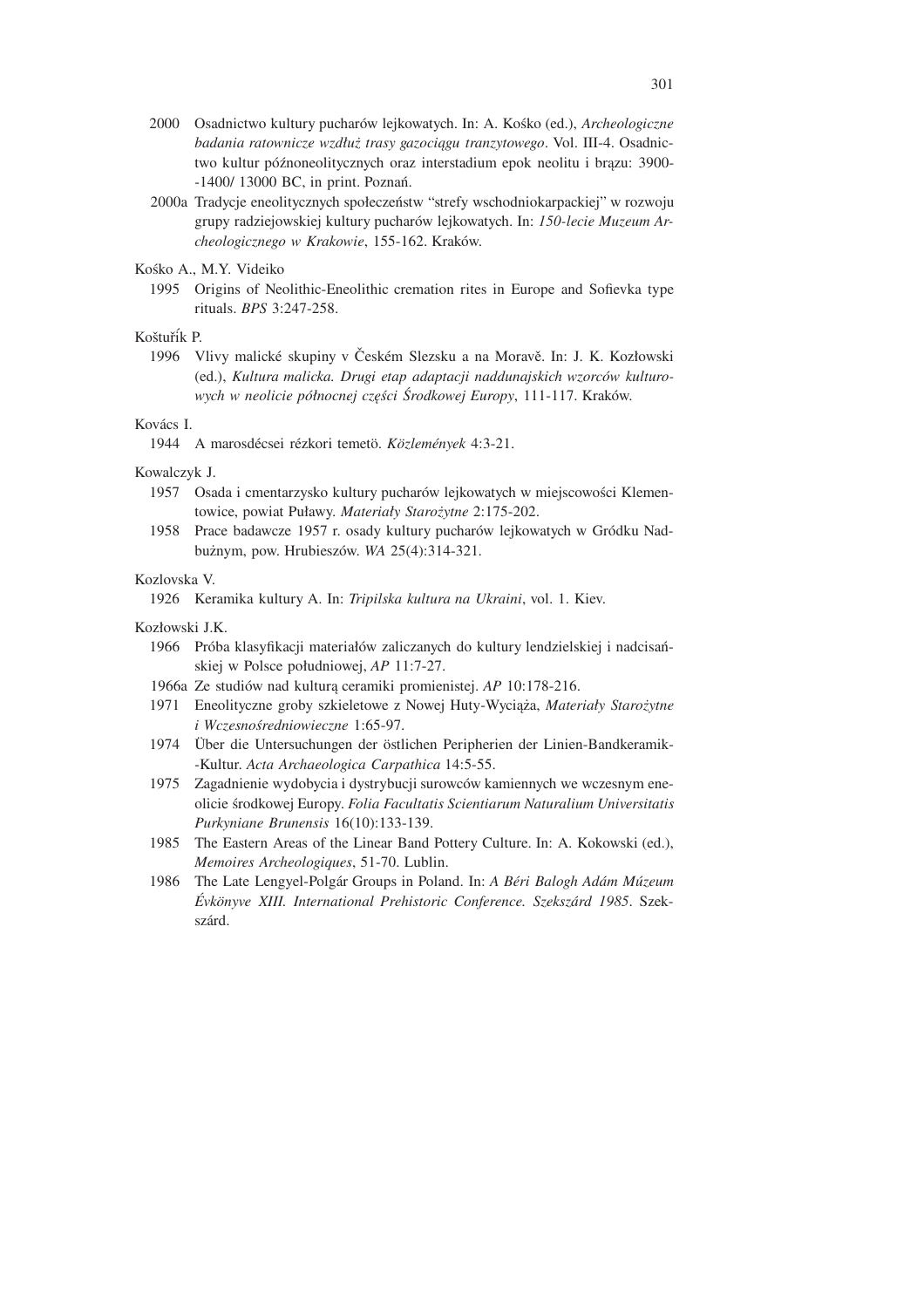2000 Osadnictwo kultury pucharów lejkowatych. In: A. Kośko (ed.), *Archeologiczne badania ratownicze wzdłuż trasy gazociągu tranzytowego*. Vol. III-4. Osadnictwo kultur późnoneolitycznych oraz interstadium epok neolitu i brązu: 3900--1400/ 13000 BC, in print. Poznań.

2000a Tradycje eneolitycznych społeczeństw "strefy wschodniokarpackiej" w rozwoju grupy radziejowskiej kultury pucharów lejkowatych. In: *150-lecie Muzeum Archeologicznego w Krakowie*, 155-162. Kraków.

Kośko A., M.Y. Videiko

1995 Origins of Neolithic-Eneolithic cremation rites in Europe and Sofievka type rituals. *BPS* 3:247-258.

Koštuřík P.

1996 Vlivy malické skupiny v Českém Slezsku a na Moravě. In: J. K. Kozłowski (ed.), *Kultura malicka. Drugi etap adaptacji naddunajskich wzorców kulturowych w neolicie północnej części Środkowej Europy*, 111-117. Kraków.

Kovács I.

1944 A marosdécsei rézkori temetö. *Közlemények* 4:3-21.

Kowalczyk J.

1957 Osada i cmentarzysko kultury pucharów lejkowatych w miejscowości Klementowice, powiat Puławy. *Materiały Starożytne* 2:175-202.

1958 Prace badawcze 1957 r. osady kultury pucharów lejkowatych w Gródku Nadbużnym, pow. Hrubieszów. *WA* 25(4):314-321.

Kozlovska V.

1926 Keramika kultury A. In: *Tripilska kultura na Ukraini*, vol. 1. Kiev.

Kozłowski J.K.

1966 Próba klasyfikacji materiałów zaliczanych do kultury lendzielskiej i nadcisańskiej w Polsce południowej, *AP* 11:7-27.

1966a Ze studiów nad kulturą ceramiki promienistej. *AP* 10:178-216.

1971 Eneolityczne groby szkieletowe z Nowej Huty-Wyciąża, *Materiały Starożytne i Wczesnośredniowieczne* 1:65-97.

1974 Über die Untersuchungen der östlichen Peripherien der Linien-Bandkeramik--Kultur. *Acta Archaeologica Carpathica* 14:5-55.

1975 Zagadnienie wydobycia i dystrybucji surowców kamiennych we wczesnym eneolicie środkowej Europy. *Folia Facultatis Scientiarum Naturalium Universitatis Purkyniane Brunensis* 16(10):133-139.

1985 The Eastern Areas of the Linear Band Pottery Culture. In: A. Kokowski (ed.), *Memoires Archeologiques*, 51-70. Lublin.

1986 The Late Lengyel-Polgár Groups in Poland. In: *A Béri Balogh Adám Múzeum Évkönyve XIII. International Prehistoric Conference. Szekszárd 1985*. Szekszárd.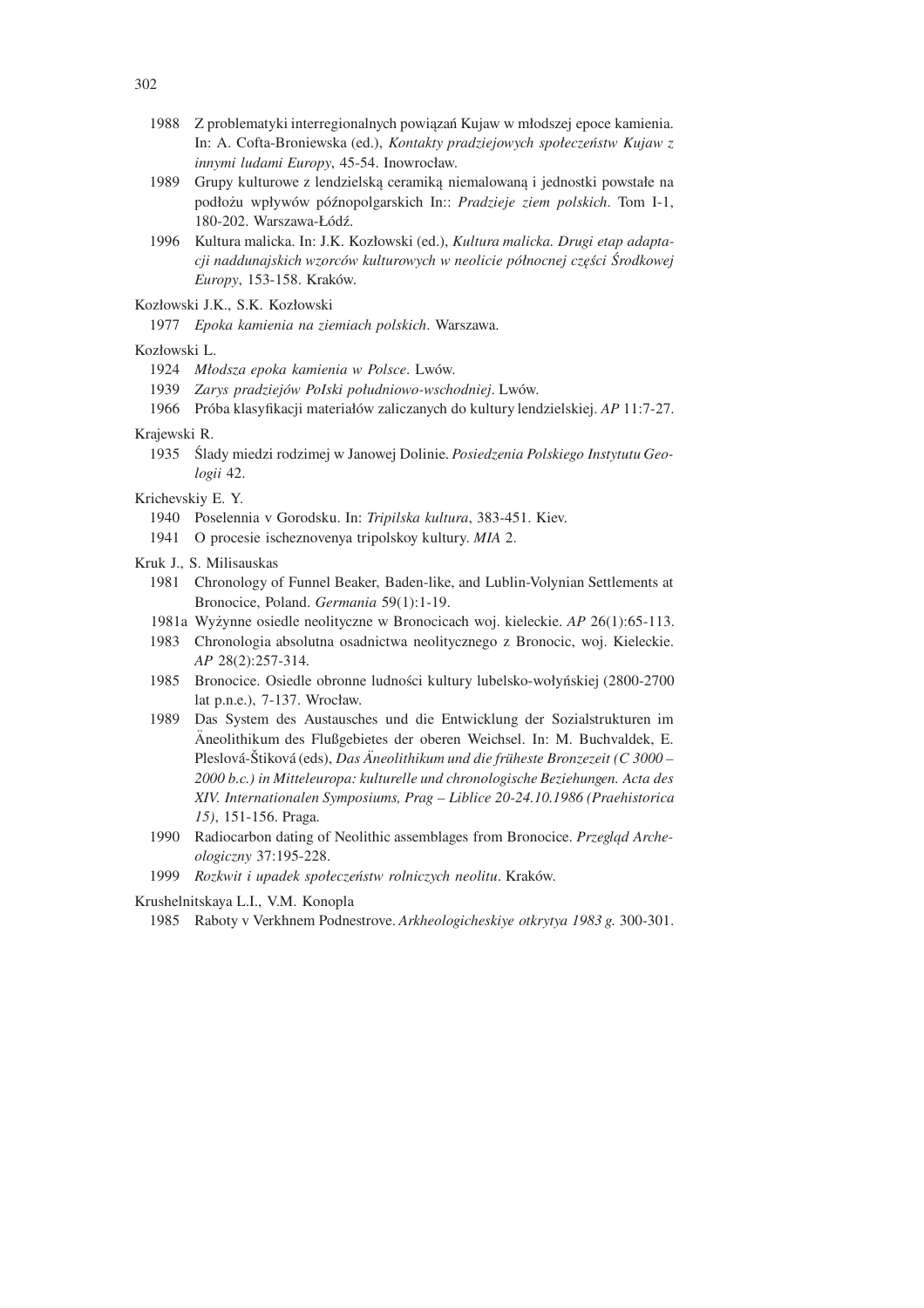1988 Z problematyki interregionalnych powiązań Kujaw w młodszej epoce kamienia. In: A. Cofta-Broniewska (ed.), *Kontakty pradziejowych społeczeństw Kujaw z innymi ludami Europy*, 45-54. Inowrocław.

1989 Grupy kulturowe z lendzielską ceramiką niemalowaną i jednostki powstałe na podłożu wpływów późnopolgarskich In:: *Pradzieje ziem polskich*. Tom I-1, 180-202. Warszawa-Łódź.

1996 Kultura malicka. In: J.K. Kozłowski (ed.), *Kultura malicka. Drugi etap adaptacji naddunajskich wzorców kulturowych w neolicie północnej części Środkowej Europy*, 153-158. Kraków.

Kozłowski J.K., S.K. Kozłowski

1977 *Epoka kamienia na ziemiach polskich*. Warszawa.

Kozłowski L.

1924 *Młodsza epoka kamienia w Polsce*. Lwów.

1939 *Zarys pradziejów PoIski południowo-wschodniej*. Lwów.

1966 Próba klasyfikacji materiałów zaliczanych do kultury lendzielskiej. *AP* 11:7-27.

Krajewski R.

1935 Ślady miedzi rodzimej w Janowej Dolinie. *Posiedzenia Polskiego Instytutu Geologii* 42.

Krichevskiy E. Y.

1940 Poselennia v Gorodsku. In: *Tripilska kultura*, 383-451. Kiev.

1941 O procesie ischeznovenya tripolskoy kultury. *MIA* 2.

Kruk J., S. Milisauskas

1981 Chronology of Funnel Beaker, Baden-like, and Lublin-Volynian Settlements at Bronocice, Poland. *Germania* 59(1):1-19.

1981a Wyżynne osiedle neolityczne w Bronocicach woj. kieleckie. *AP* 26(1):65-113.

1983 Chronologia absolutna osadnictwa neolitycznego z Bronocic, woj. Kieleckie. *AP* 28(2):257-314.

1985 Bronocice. Osiedle obronne ludności kultury lubelsko-wołyńskiej (2800-2700 lat p.n.e.), 7-137. Wrocław.

1989 Das System des Austausches und die Entwicklung der Sozialstrukturen im Äneolithikum des Flußgebietes der oberen Weichsel. In: M. Buchvaldek, E. Pleslová-Štiková (eds), *Das Äneolithikum und die früheste Bronzezeit (C 3000 – 2000 b.c.) in Mitteleuropa: kulturelle und chronologische Beziehungen. Acta des XIV. Internationalen Symposiums, Prag – Liblice 20-24.10.1986 (Praehistorica 15)*, 151-156. Praga.

1990 Radiocarbon dating of Neolithic assemblages from Bronocice. *Przegląd Archeologiczny* 37:195-228.

1999 *Rozkwit i upadek społeczeństw rolniczych neolitu*. Kraków.

Krushelnitskaya L.I., V.M. Konopla

1985 Raboty v Verkhnem Podnestrove. *Arkheologicheskiye otkrytya 1983 g.* 300-301.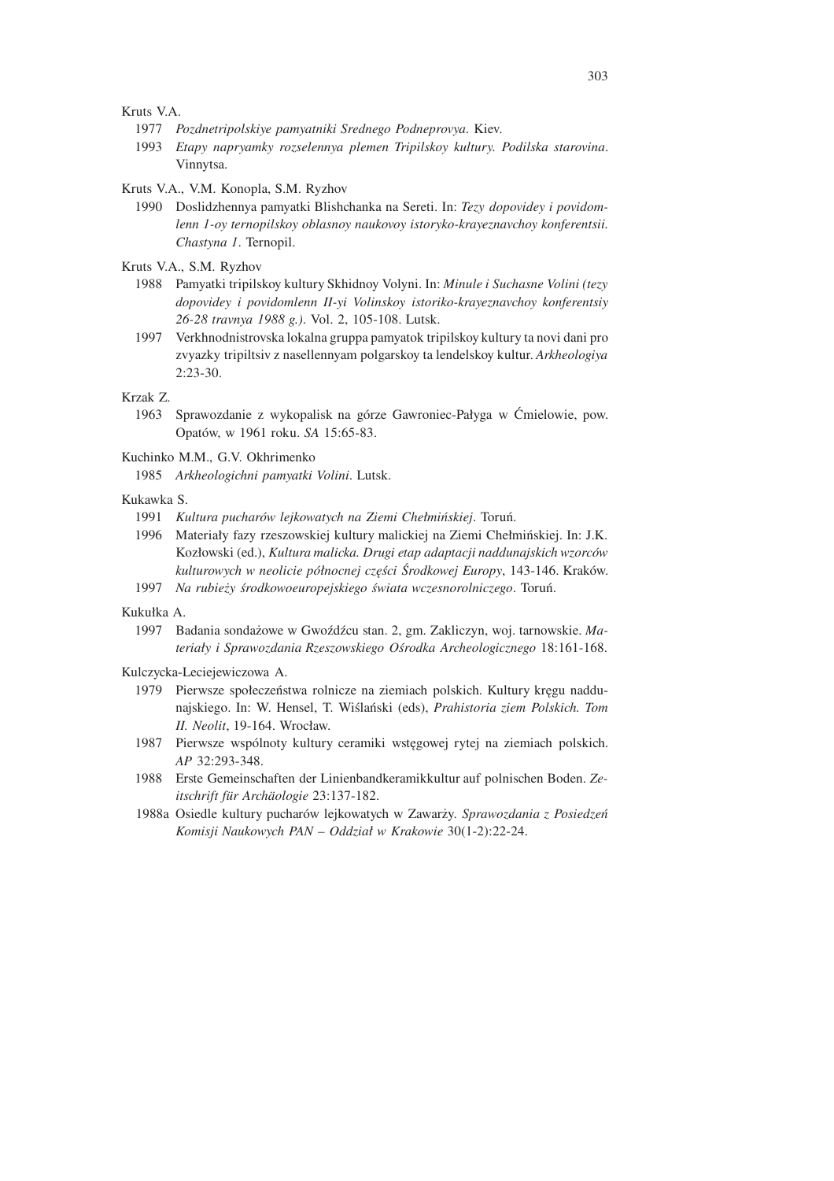Kruts V.A.

1977 *Pozdnetripolskiye pamyatniki Srednego Podneprovya*. Kiev.

1993 *Etapy napryamky rozselennya plemen Tripilskoy kultury. Podilska starovina*. Vinnytsa.

Kruts V.A., V.M. Konopla, S.M. Ryzhov

1990 Doslidzhennya pamyatki Blishchanka na Sereti. In: *Tezy dopovidey i povidomlenn 1-oy ternopilskoy oblasnoy naukovoy istoryko-krayeznavchoy konferentsii. Chastyna 1*. Ternopil.

Kruts V.A., S.M. Ryzhov

1988 Pamyatki tripilskoy kultury Skhidnoy Volyni. In: *Minule i Suchasne Volini (tezy dopovidey i povidomlenn II-yi Volinskoy istoriko-krayeznavchoy konferentsiy 26-28 travnya 1988 g.)*. Vol. 2, 105-108. Lutsk.

1997 Verkhnodnistrovska lokalna gruppa pamyatok tripilskoy kultury ta novi dani pro zvyazky tripiltsiv z nasellennyam polgarskoy ta lendelskoy kultur. *Arkheologiya* 2:23-30.

Krzak Z.

1963 Sprawozdanie z wykopalisk na górze Gawroniec-Pałyga w Ćmielowie, pow. Opatów, w 1961 roku. *SA* 15:65-83.

Kuchinko M.M., G.V. Okhrimenko

1985 *Arkheologichni pamyatki Volini*. Lutsk.

Kukawka S.

1991 *Kultura pucharów lejkowatych na Ziemi Chełmińskiej*. Toruń.

1996 Materiały fazy rzeszowskiej kultury malickiej na Ziemi Chełmińskiej. In: J.K. Kozłowski (ed.), *Kultura malicka. Drugi etap adaptacji naddunajskich wzorców kulturowych w neolicie północnej części Środkowej Europy*, 143-146. Kraków.

1997 *Na rubieży środkowoeuropejskiego świata wczesnorolniczego*. Toruń.

Kukułka A.

1997 Badania sondażowe w Gwoździcu stan. 2, gm. Zakliczyn, woj. tarnowskie. *Materiały i Sprawozdania Rzeszowskiego Ośrodka Archeologicznego* 18:161-168.

Kulczycka-Leciejewiczowa A.

1979 Pierwsze społeczeństwa rolnicze na ziemiach polskich. Kultury kręgu naddunajskiego. In: W. Hensel, T. Wiślański (eds), *Prahistoria ziem Polskich. Tom II. Neolit*, 19-164. Wrocław.

1987 Pierwsze wspólnoty kultury ceramiki wstęgowej rytej na ziemiach polskich. *AP* 32:293-348.

1988 Erste Gemeinschaften der Linienbandkeramikkultur auf polnischen Boden. *Zeitschrift für Archäologie* 23:137-182.

1988a Osiedle kultury pucharów lejkowatych w Zawarży. *Sprawozdania z Posiedzeń Komisji Naukowych PAN – Oddział w Krakowie* 30(1-2):22-24.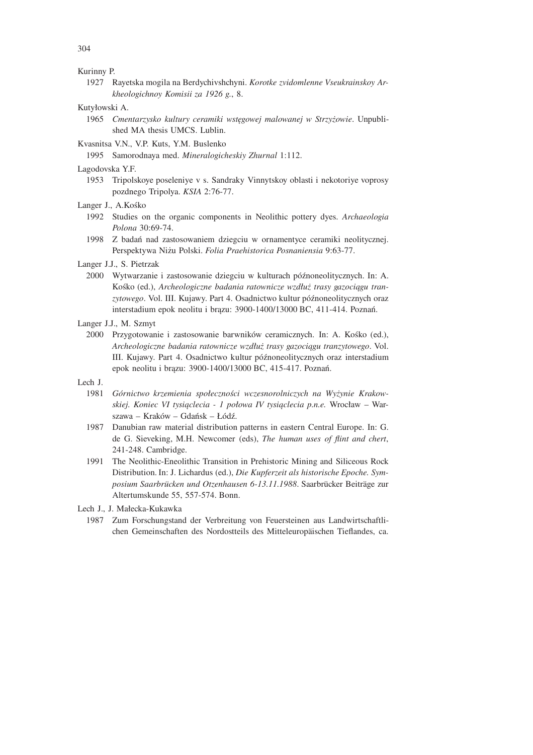Kurinny P.

1927 Rayetska mogila na Berdychivshchyni. *Korotke zvidomlenne Vseukrainskoy Arkheologichnoy Komisii za 1926 g.*, 8.

Kutyłowski A.

1965 *Cmentarzysko kultury ceramiki wstęgowej malowanej w Strzyżowie*. Unpublished MA thesis UMCS. Lublin.

Kvasnitsa V.N., V.P. Kuts, Y.M. Buslenko

1995 Samorodnaya med. *Mineralogicheskiy Zhurnal* 1:112.

Lagodovska Y.F.

1953 Tripolskoye poseleniye v s. Sandraky Vinnytskoy oblasti i nekotoriye voprosy pozdnego Tripolya. *KSIA* 2:76-77.

Langer J., A.Kośko

1992 Studies on the organic components in Neolithic pottery dyes. *Archaeologia Polona* 30:69-74.

1998 Z badań nad zastosowaniem dziegciu w ornamentyce ceramiki neolitycznej. Perspektywa Niżu Polski. *Folia Praehistorica Posnaniensia* 9:63-77.

Langer J.J., S. Pietrzak

2000 Wytwarzanie i zastosowanie dziegciu w kulturach późnoneolitycznych. In: A. Kośko (ed.), *Archeologiczne badania ratownicze wzdłuż trasy gazociągu tranzytowego*. Vol. III. Kujawy. Part 4. Osadnictwo kultur późnoneolitycznych oraz interstadium epok neolitu i brązu: 3900-1400/13000 BC, 411-414. Poznań.

Langer J.J., M. Szmyt

2000 Przygotowanie i zastosowanie barwników ceramicznych. In: A. Kośko (ed.), *Archeologiczne badania ratownicze wzdłuż trasy gazociągu tranzytowego*. Vol. III. Kujawy. Part 4. Osadnictwo kultur późnoneolitycznych oraz interstadium epok neolitu i brązu: 3900-1400/13000 BC, 415-417. Poznań.

Lech J.

1981 *Górnictwo krzemienia społeczności wczesnorolniczych na Wyżynie Krakowskiej. Koniec VI tysiąclecia - 1 połowa IV tysiąclecia p.n.e.* Wrocław – Warszawa – Kraków – Gdańsk – Łódź.

1987 Danubian raw material distribution patterns in eastern Central Europe. In: G. de G. Sieveking, M.H. Newcomer (eds), *The human uses of flint and chert*, 241-248. Cambridge.

1991 The Neolithic-Eneolithic Transition in Prehistoric Mining and Siliceous Rock Distribution. In: J. Lichardus (ed.), *Die Kupferzeit als historische Epoche. Symposium Saarbrücken und Otzenhausen 6-13.11.1988*. Saarbrücker Beiträge zur Altertumskunde 55, 557-574. Bonn.

Lech J., J. Małecka-Kukawka

1987 Zum Forschungstand der Verbreitung von Feuersteinen aus Landwirtschaftlichen Gemeinschaften des Nordostteils des Mitteleuropäischen Tieflandes, ca.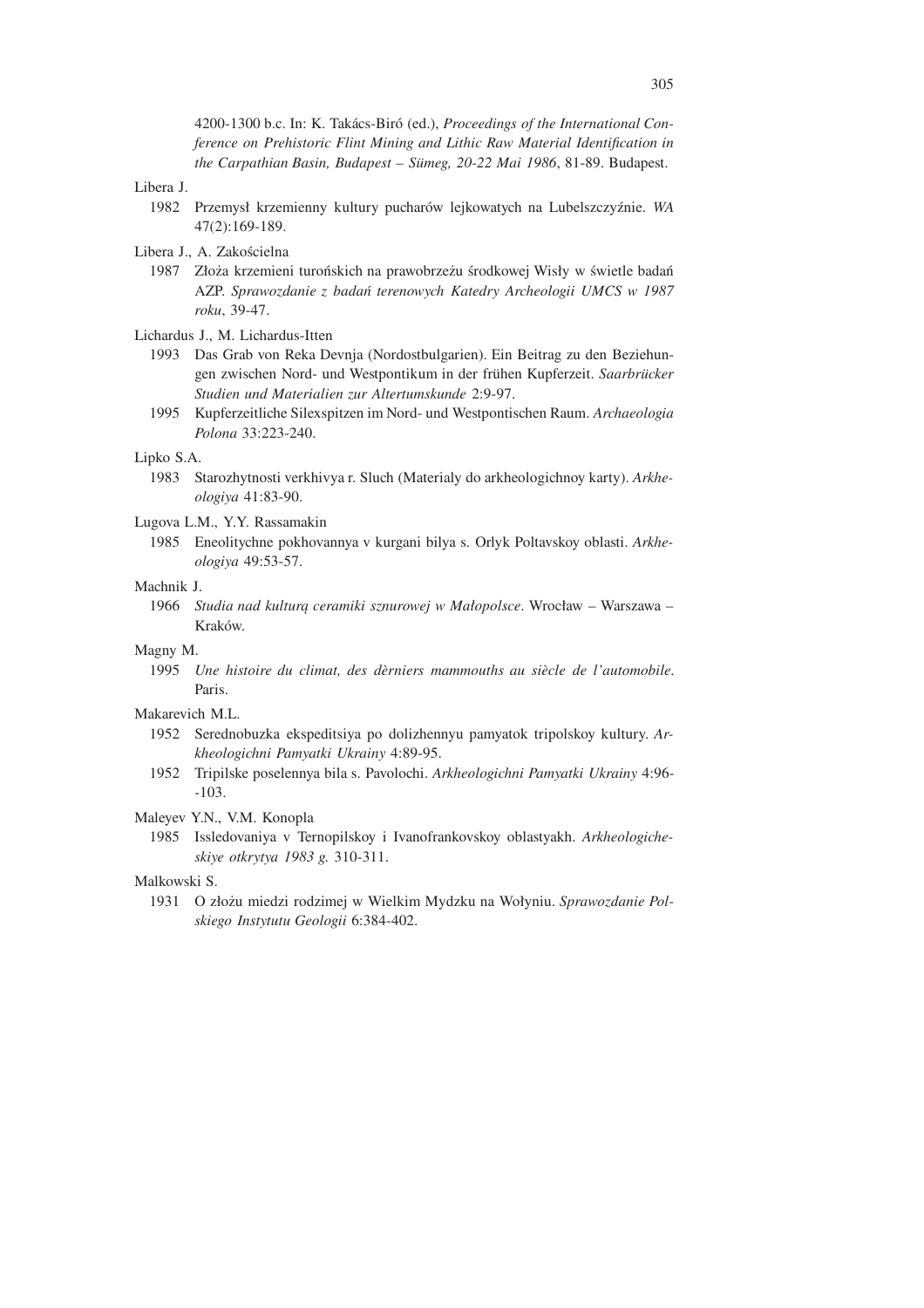4200-1300 b.c. In: K. Takács-Biró (ed.), *Proceedings of the International Conference on Prehistoric Flint Mining and Lithic Raw Material Identification in the Carpathian Basin, Budapest – Sümeg, 20-22 Mai 1986*, 81-89. Budapest.

Libera J.

1982 Przemysł krzemienny kultury pucharów lejkowatych na Lubelszczyźnie. *WA* 47(2):169-189.

Libera J., A. Zakościelna

1987 Złoża krzemieni turońskich na prawobrzeżu środkowej Wisły w świetle badań AZP. *Sprawozdanie z badań terenowych Katedry Archeologii UMCS w 1987 roku*, 39-47.

Lichardus J., M. Lichardus-Itten

1993 Das Grab von Reka Devnja (Nordostbulgarien). Ein Beitrag zu den Beziehungen zwischen Nord- und Westpontikum in der frühen Kupferzeit. *Saarbrücker Studien und Materialien zur Altertumskunde* 2:9-97.

1995 Kupferzeitliche Silexspitzen im Nord- und Westpontischen Raum. *Archaeologia Polona* 33:223-240.

Lipko S.A.

1983 Starozhytnosti verkhivya r. Sluch (Materialy do arkheologichnoy karty). *Arkheologiya* 41:83-90.

Lugova L.M., Y.Y. Rassamakin

1985 Eneolitychne pokhovannya v kurgani bilya s. Orlyk Poltavskoy oblasti. *Arkheologiya* 49:53-57.

Machnik J.

1966 *Studia nad kulturą ceramiki sznurowej w Małopolsce*. Wrocław – Warszawa – Kraków.

Magny M.

1995 *Une histoire du climat, des dèrniers mammouths au siècle de l'automobile*. Paris.

Makarevich M.L.

1952 Serednobuzka ekspeditsiya po dolizhennyu pamyatok tripolskoy kultury. *Arkheologichni Pamyatki Ukrainy* 4:89-95.

1952 Tripilske poselennya bila s. Pavolochi. *Arkheologichni Pamyatki Ukrainy* 4:96--103.

Maleyev Y.N., V.M. Konopla

1985 Issledovaniya v Ternopilskoy i Ivanofrankovskoy oblastyakh. *Arkheologicheskiye otkrytya 1983 g.* 310-311.

Malkowski S.

1931 O złożu miedzi rodzimej w Wielkim Mydzku na Wołyniu. *Sprawozdanie Polskiego Instytutu Geologii* 6:384-402.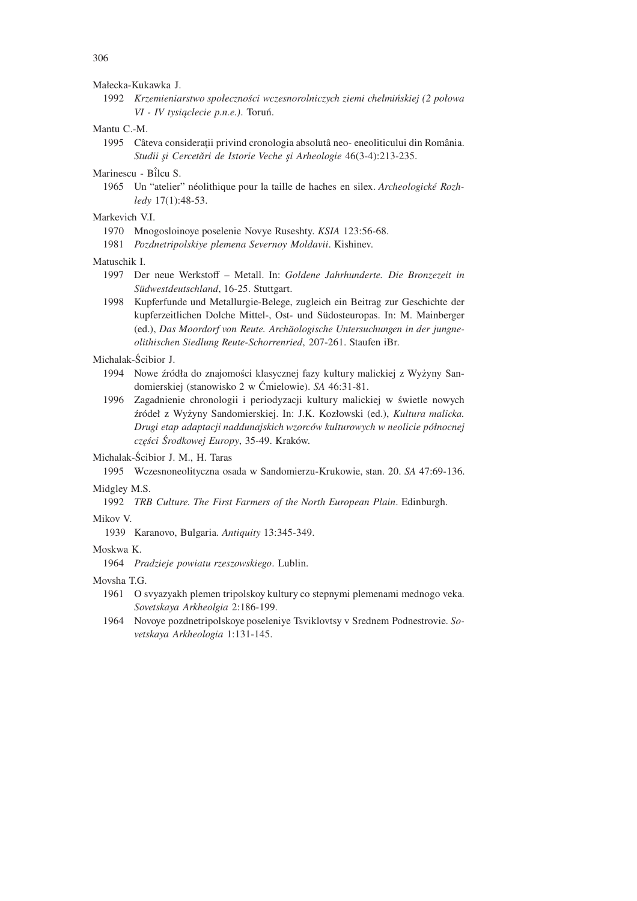Małecka-Kukawka J.

1992 *Krzemieniarstwo społeczności wczesnorolniczych ziemi chełmińskiej (2 połowa VI - IV tysiąclecie p.n.e.).* Toruń.

Mantu C.-M.

1995 Câteva consideraţii privind cronologia absolută neo- eneoliticului din România. *Studii şi Cercetări de Istorie Veche şi Arheologie* 46(3-4):213-235.

Marinescu - Bîlcu S.

1965 Un "atelier" néolithique pour la taille de haches en silex. *Archeologické Rozhledy* 17(1):48-53.

Markevich V.I.

1970 Mnogosloinoye poselenie Novye Ruseshty. *KSIA* 123:56-68.

1981 *Pozdnetripolskiye plemena Severnoy Moldavii*. Kishinev.

Matuschik I.

1997 Der neue Werkstoff – Metall. In: *Goldene Jahrhunderte. Die Bronzezeit in Südwestdeutschland*, 16-25. Stuttgart.

1998 Kupferfunde und Metallurgie-Belege, zugleich ein Beitrag zur Geschichte der kupferzeitlichen Dolche Mittel-, Ost- und Südosteuropas. In: M. Mainberger (ed.), *Das Moordorf von Reute. Archäologische Untersuchungen in der jungneolithischen Siedlung Reute-Schorrenried*, 207-261. Staufen iBr.

Michalak-Ścibior J.

1994 Nowe źródła do znajomości klasycznej fazy kultury malickiej z Wyżyny Sandomierskiej (stanowisko 2 w Ćmielowie). *SA* 46:31-81.

1996 Zagadnienie chronologii i periodyzacji kultury malickiej w świetle nowych źródeł z Wyżyny Sandomierskiej. In: J.K. Kozłowski (ed.), *Kultura malicka. Drugi etap adaptacji naddunajskich wzorców kulturowych w neolicie północnej części Środkowej Europy*, 35-49. Kraków.

Michalak-Ścibior J. M., H. Taras

1995 Wczesnoneolityczna osada w Sandomierzu-Krukowie, stan. 20. *SA* 47:69-136.

Midgley M.S.

1992 *TRB Culture. The First Farmers of the North European Plain*. Edinburgh.

Mikov V.

1939 Karanovo, Bulgaria. *Antiquity* 13:345-349.

Moskwa K.

1964 *Pradzieje powiatu rzeszowskiego*. Lublin.

Movsha T.G.

1961 O svyazyakh plemen tripolskoy kultury co stepnymi plemenami mednogo veka. *Sovetskaya Arkheolgia* 2:186-199.

1964 Novoye pozdnetripolskoye poseleniye Tsviklovtsy v Srednem Podnestrovie. *Sovetskaya Arkheologia* 1:131-145.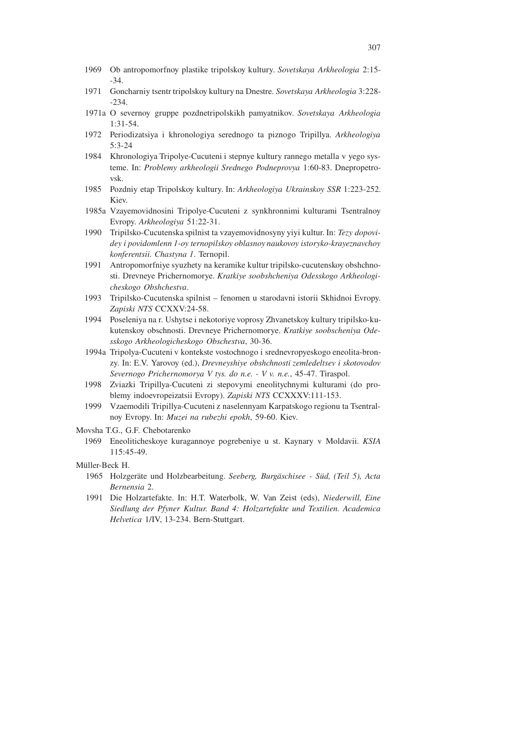1969 Ob antropomorfnoy plastike tripolskoy kultury. *Sovetskaya Arkheologia* 2:15--34.

1971 Goncharniy tsentr tripolskoy kultury na Dnestre. *Sovetskaya Arkheologia* 3:228--234.

1971a O severnoy gruppe pozdnetripolskikh pamyatnikov. *Sovetskaya Arkheologia* 1:31-54.

1972 Periodizatsiya i khronologiya serednogo ta piznogo Tripillya. *Arkheologiya* 5:3-24

1984 Khronologiya Tripolye-Cucuteni i stepnye kultury rannego metalla v yego systeme. In: *Problemy arkheologii Srednego Podneprovya* 1:60-83. Dnepropetrovsk.

1985 Pozdniy etap Tripolskoy kultury. In: *Arkheologiya Ukrainskoy SSR* 1:223-252. Kiev.

1985a Vzayemovidnosini Tripolye-Cucuteni z synkhronnimi kulturami Tsentralnoy Evropy. *Arkheologiya* 51:22-31.

1990 Tripilsko-Cucutenska spilnist ta vzayemovidnosyny yiyi kultur. In: *Tezy dopovidey i povidomlenn 1-oy ternopilskoy oblasnoy naukovoy istoryko-krayeznavchoy konferentsii. Chastyna 1*. Ternopil.

1991 Antropomorfniye syuzhety na keramike kultur tripilsko-cucutenskoy obshchnosti. Drevneye Prichernomorye. *Kratkiye soobshcheniya Odesskogo Arkheologicheskogo Obshchestva*.

1993 Tripilsko-Cucutenska spilnist – fenomen u starodavni istorii Skhidnoi Evropy. *Zapiski NTS* CCXXV:24-58.

1994 Poseleniya na r. Ushytse i nekotoriye voprosy Zhvanetskoy kultury tripilsko-kukutenskoy obschnosti. Drevneye Prichernomorye. *Kratkiye soobscheniya Odesskogo Arkheologicheskogo Obschestva*, 30-36.

1994a Tripolya-Cucuteni v kontekste vostochnogo i srednevropyeskogo eneolita-bronzy. In: E.V. Yarovoy (ed.), *Drevneyshiye obshchnosti zemledeltsev i skotovodov Severnogo Prichernomorya V tys. do n.e. - V v. n.e.*, 45-47. Tiraspol.

1998 Zviazki Tripillya-Cucuteni zi stepovymi eneolitychnymi kulturami (do problemy indoevropeizatsii Evropy). *Zapiski NTS* CCXXXV:111-153.

1999 Vzaemodili Tripillya-Cucuteni z naselennyam Karpatskogo regionu ta Tsentralnoy Evropy. In: *Muzei na rubezhi epokh*, 59-60. Kiev.

Movsha T.G., G.F. Chebotarenko

1969 Eneoliticheskoye kuragannoye pogrebeniye u st. Kaynary v Moldavii. *KSIA* 115:45-49.

Müller-Beck H.

1965 Holzgeräte und Holzbearbeitung. *Seeberg, Burgäschisee - Süd, (Teil 5), Acta Bernensia* 2.

1991 Die Holzartefakte. In: H.T. Waterbolk, W. Van Zeist (eds), *Niederwill, Eine Siedlung der Pfyner Kultur. Band 4: Holzartefakte und Textilien. Academica Helvetica* 1/IV, 13-234. Bern-Stuttgart.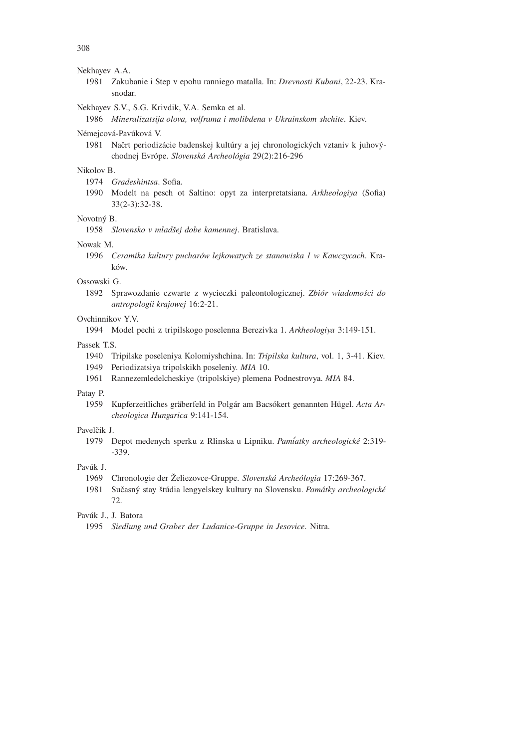Nekhayev A.A.

1981 Zakubanie i Step v epohu ranniego matalla. In: *Drevnosti Kubani*, 22-23. Krasnodar.

Nekhayev S.V., S.G. Krivdik, V.A. Semka et al.

1986 *Mineralizatsija olova, volframa i molibdena v Ukrainskom shchite*. Kiev.

Némejcová-Pavúková V.

1981 Načrt periodizácie badenskej kultúry a jej chronologických vztaniv k juhovýchodnej Evrópe. *Slovenská Archeológia* 29(2):216-296

Nikolov B.

1974 *Gradeshintsa*. Sofia.

1990 Modelt na pesch ot Saltino: opyt za interpretatsiana. *Arkheologiya* (Sofia) 33(2-3):32-38.

Novotný B.

1958 *Slovensko v mladšej dobe kamennej*. Bratislava.

Nowak M.

1996 *Ceramika kultury pucharów lejkowatych ze stanowiska 1 w Kawczycach*. Kraków.

Ossowski G.

1892 Sprawozdanie czwarte z wycieczki paleontologicznej. *Zbiór wiadomości do antropologii krajowej* 16:2-21.

Ovchinnikov Y.V.

1994 Model pechi z tripilskogo poselenna Berezivka 1. *Arkheologiya* 3:149-151.

Passek T.S.

1940 Tripilske poseleniya Kolomiyshchina. In: *Tripilska kultura*, vol. 1, 3-41. Kiev.

1949 Periodizatsiya tripolskikh poseleniy. *MIA* 10.

1961 Rannezemledelcheskiye (tripolskiye) plemena Podnestrovya. *MIA* 84.

Patay P.

1959 Kupferzeitliches gräberfeld in Polgár am Bacsókert genannten Hügel. *Acta Archeologica Hungarica* 9:141-154.

Pavelčik J.

1979 Depot medenych sperku z Rlinska u Lipniku. *Pamĺatky archeologické* 2:319--339.

Pavúk J.

1969 Chronologie der Želiezovce-Gruppe. *Slovenská Archeólogia* 17:269-367.

1981 Sučasný stay štúdia lengyelskey kultury na Slovensku. *Památky archeologické* 72.

Pavúk J., J. Batora

1995 *Siedlung und Graber der Ludanice-Gruppe in Jesovice*. Nitra.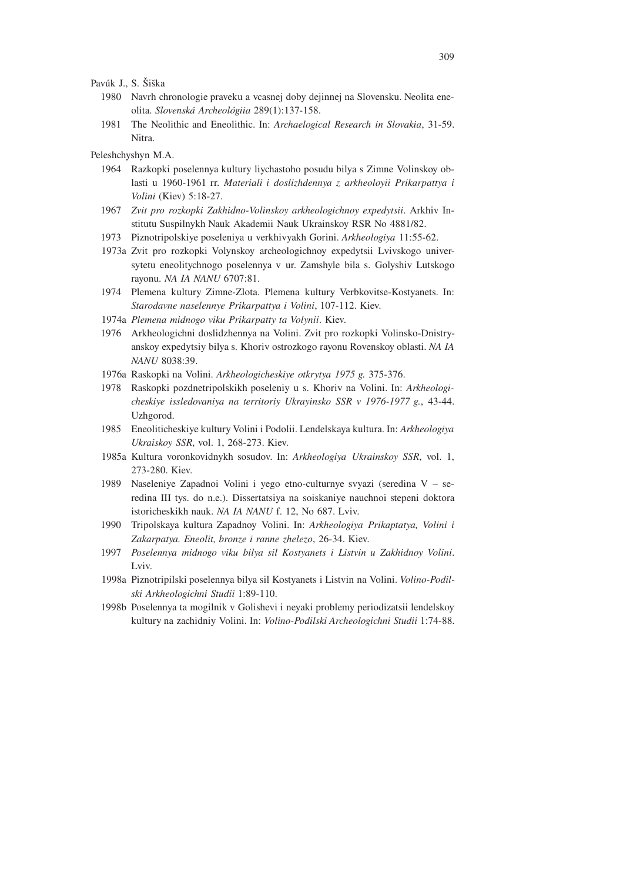Pavúk J., S. Šiška

1980 Navrh chronologie praveku a vcasnej doby dejinnej na Slovensku. Neolita eneolita. *Slovenská Archeológiia* 289(1):137-158.

1981 The Neolithic and Eneolithic. In: *Archaelogical Research in Slovakia*, 31-59. Nitra.

Peleshchyshyn M.A.

1964 Razkopki poselennya kultury liychastoho posudu bilya s Zimne Volinskoy oblasti u 1960-1961 rr. *Materiali i doslizhdennya z arkheoloyii Prikarpattya i Volini* (Kiev) 5:18-27.

1967 *Zvit pro rozkopki Zakhidno-Volinskoy arkheologichnoy expedytsii*. Arkhiv Institutu Suspilnykh Nauk Akademii Nauk Ukrainskoy RSR No 4881/82.

1973 Piznotripolskiye poseleniya u verkhivyakh Gorini. *Arkheologiya* 11:55-62.

1973a Zvit pro rozkopki Volynskoy archeologichnoy expedytsii Lvivskogo universytetu eneolitychnogo poselennya v ur. Zamshyle bila s. Golyshiv Lutskogo rayonu. *NA IA NANU* 6707:81.

1974 Plemena kultury Zimne-Zlota. Plemena kultury Verbkovitse-Kostyanets. In: *Starodavne naselennye Prikarpattya i Volini*, 107-112. Kiev.

1974a *Plemena midnogo viku Prikarpatty ta Volynii*. Kiev.

1976 Arkheologichni doslidzhennya na Volini. Zvit pro rozkopki Volinsko-Dnistryanskoy expedytsiy bilya s. Khoriv ostrozkogo rayonu Rovenskoy oblasti. *NA IA NANU* 8038:39.

1976a Raskopki na Volini. *Arkheologicheskiye otkrytya 1975 g.* 375-376.

1978 Raskopki pozdnetripolskikh poseleniy u s. Khoriv na Volini. In: *Arkheologicheskiye issledovaniya na territoriy Ukrayinsko SSR v 1976-1977 g.*, 43-44. Uzhgorod.

1985 Eneoliticheskiye kultury Volini i Podolii. Lendelskaya kultura. In: *Arkheologiya Ukraiskoy SSR*, vol. 1, 268-273. Kiev.

1985a Kultura voronkovidnykh sosudov. In: *Arkheologiya Ukrainskoy SSR*, vol. 1, 273-280. Kiev.

1989 Naseleniye Zapadnoi Volini i yego etno-culturnye svyazi (seredina V – seredina III tys. do n.e.). Dissertatsiya na soiskaniye nauchnoi stepeni doktora istoricheskikh nauk. *NA IA NANU* f. 12, No 687. Lviv.

1990 Tripolskaya kultura Zapadnoy Volini. In: *Arkheologiya Prikaptatya, Volini i Zakarpatya. Eneolit, bronze i ranne zhelezo*, 26-34. Kiev.

1997 *Poselennya midnogo viku bilya sil Kostyanets i Listvin u Zakhidnoy Volini*. Lviv.

1998a Piznotripilski poselennya bilya sil Kostyanets i Listvin na Volini. *Volino-Podilski Arkheologichni Studii* 1:89-110.

1998b Poselennya ta mogilnik v Golishevi i neyaki problemy periodizatsii lendelskoy kultury na zachidniy Volini. In: *Volino-Podilski Archeologichni Studii* 1:74-88.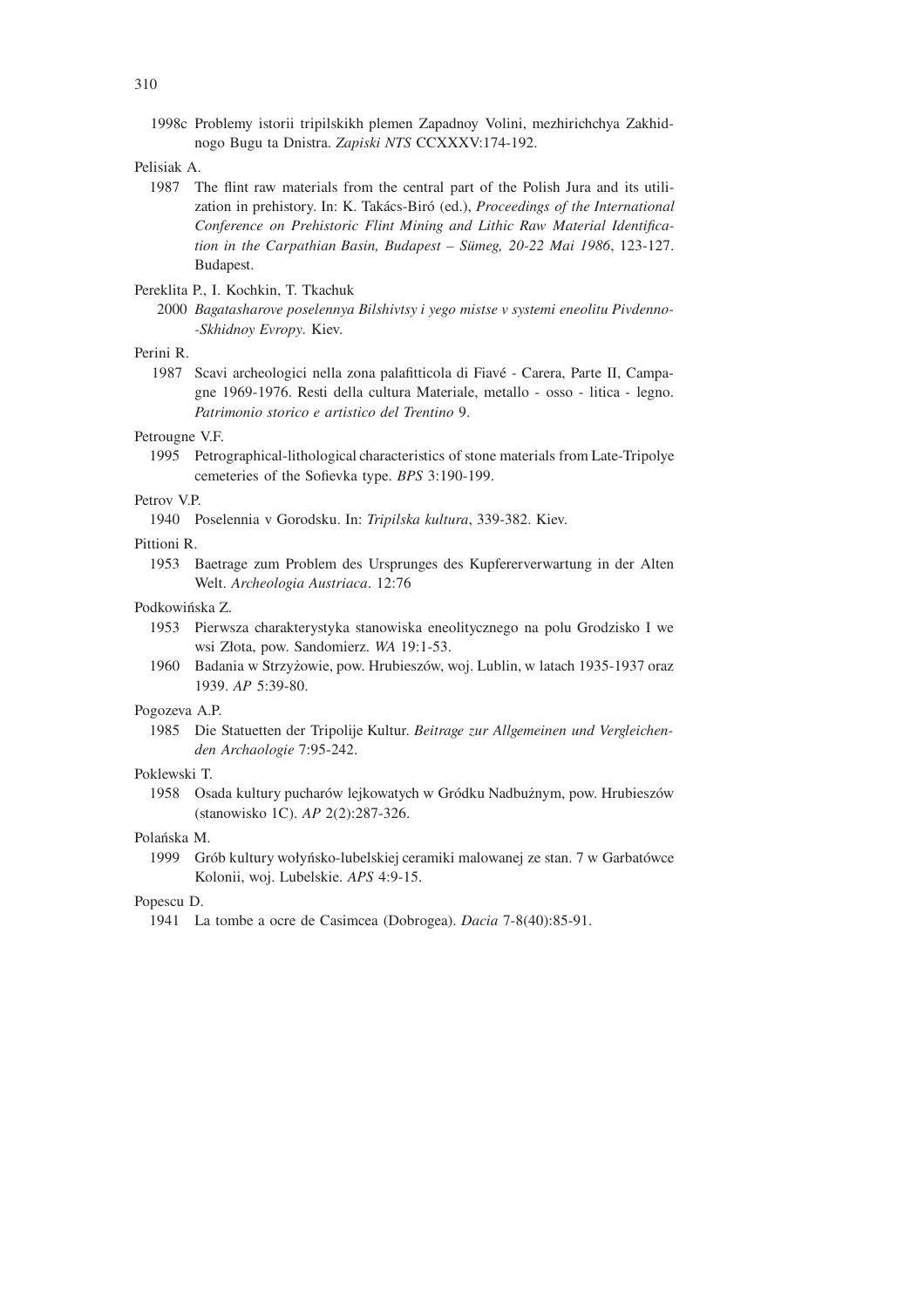1998c Problemy istorii tripilskikh plemen Zapadnoy Volini, mezhirichchya Zakhidnogo Bugu ta Dnistra. *Zapiski NTS* CCXXXV:174-192.

Pelisiak A.

1987 The flint raw materials from the central part of the Polish Jura and its utilization in prehistory. In: K. Takács-Biró (ed.), *Proceedings of the International Conference on Prehistoric Flint Mining and Lithic Raw Material Identification in the Carpathian Basin, Budapest – Sümeg, 20-22 Mai 1986*, 123-127. Budapest.

Pereklita P., I. Kochkin, T. Tkachuk

2000 *Bagatasharove poselennya Bilshivtsy i yego mistse v systemi eneolitu Pivdenno--Skhidnoy Evropy.* Kiev.

Perini R.

1987 Scavi archeologici nella zona palafitticola di Fiavé - Carera, Parte II, Campagne 1969-1976. Resti della cultura Materiale, metallo - osso - litica - legno. *Patrimonio storico e artistico del Trentino* 9.

Petrougne V.F.

1995 Petrographical-lithological characteristics of stone materials from Late-Tripolye cemeteries of the Sofievka type. *BPS* 3:190-199.

Petrov V.P.

1940 Poselennia v Gorodsku. In: *Tripilska kultura*, 339-382. Kiev.

Pittioni R.

1953 Baetrage zum Problem des Ursprunges des Kupfererverwartung in der Alten Welt. *Archeologia Austriaca*. 12:76

Podkowińska Z.

1953 Pierwsza charakterystyka stanowiska eneolitycznego na polu Grodzisko I we wsi Złota, pow. Sandomierz. *WA* 19:1-53.

1960 Badania w Strzyżowie, pow. Hrubieszów, woj. Lublin, w latach 1935-1937 oraz 1939. *AP* 5:39-80.

Pogozeva A.P.

1985 Die Statuetten der Tripolije Kultur. *Beitrage zur Allgemeinen und Vergleichenden Archaologie* 7:95-242.

Poklewski T.

1958 Osada kultury pucharów lejkowatych w Gródku Nadbużnym, pow. Hrubieszów (stanowisko 1C). *AP* 2(2):287-326.

Polańska M.

1999 Grób kultury wołyńsko-lubelskiej ceramiki malowanej ze stan. 7 w Garbatówce Kolonii, woj. Lubelskie. *APS* 4:9-15.

Popescu D.

1941 La tombe a ocre de Casimcea (Dobrogea). *Dacia* 7-8(40):85-91.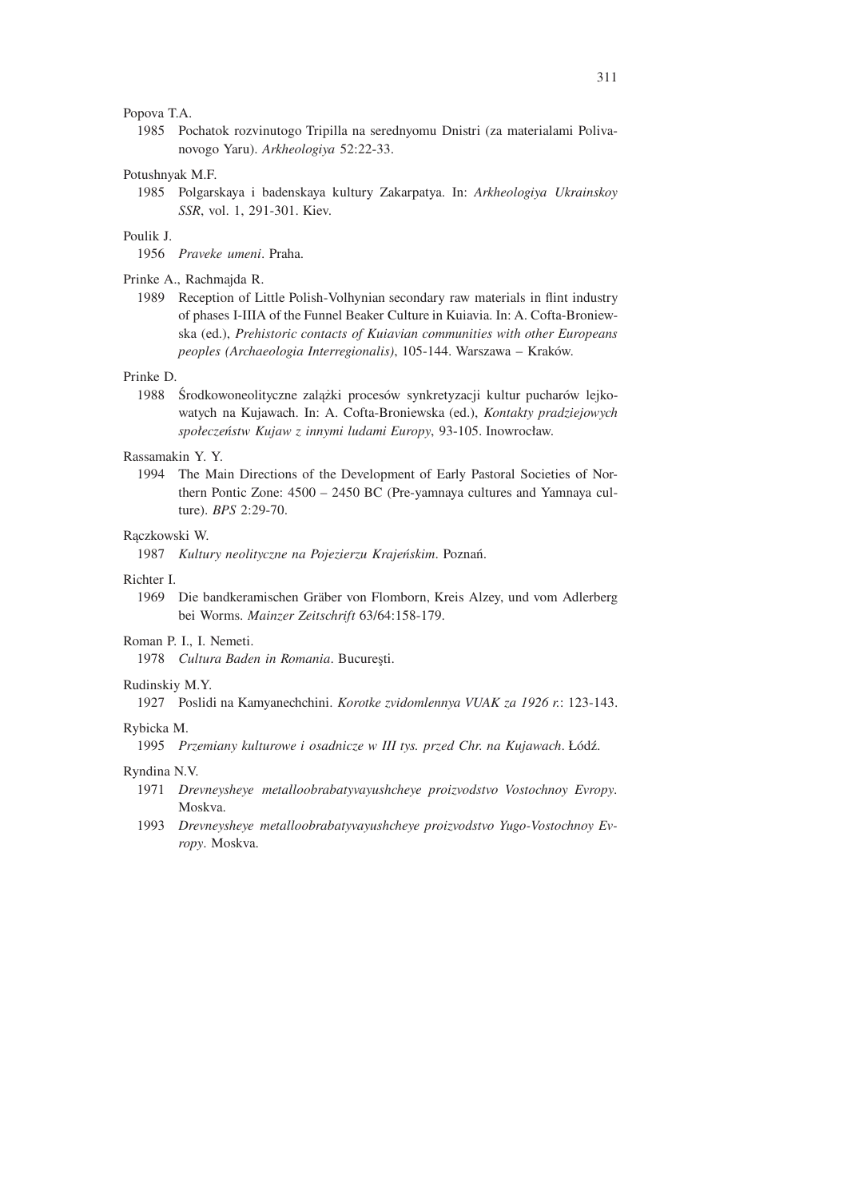Popova T.A.

1985 Pochatok rozvinutogo Tripilla na serednyomu Dnistri (za materialami Polivanovogo Yaru). *Arkheologiya* 52:22-33.

Potushnyak M.F.

1985 Polgarskaya i badenskaya kultury Zakarpatya. In: *Arkheologiya Ukrainskoy SSR*, vol. 1, 291-301. Kiev.

Poulik J.

1956 *Praveke umeni*. Praha.

Prinke A., Rachmajda R.

1989 Reception of Little Polish-Volhynian secondary raw materials in flint industry of phases I-IIIA of the Funnel Beaker Culture in Kuiavia. In: A. Cofta-Broniewska (ed.), *Prehistoric contacts of Kuiavian communities with other Europeans peoples (Archaeologia Interregionalis)*, 105-144. Warszawa – Kraków.

Prinke D.

1988 Środkowoneolityczne zalążki procesów synkretyzacji kultur pucharów lejkowatych na Kujawach. In: A. Cofta-Broniewska (ed.), *Kontakty pradziejowych społeczeństw Kujaw z innymi ludami Europy*, 93-105. Inowrocław.

Rassamakin Y. Y.

1994 The Main Directions of the Development of Early Pastoral Societies of Northern Pontic Zone: 4500 – 2450 BC (Pre-yamnaya cultures and Yamnaya culture). *BPS* 2:29-70.

Rączkowski W.

1987 *Kultury neolityczne na Pojezierzu Krajeńskim*. Poznań.

Richter I.

1969 Die bandkeramischen Gräber von Flomborn, Kreis Alzey, und vom Adlerberg bei Worms. *Mainzer Zeitschrift* 63/64:158-179.

Roman P. I., I. Nemeti.

1978 *Cultura Baden in Romania*. Bucureşti.

Rudinskiy M.Y.

1927 Poslidi na Kamyanechchini. *Korotke zvidomlennya VUAK za 1926 r.*: 123-143.

Rybicka M.

1995 *Przemiany kulturowe i osadnicze w III tys. przed Chr. na Kujawach*. Łódź.

Ryndina N.V.

1971 *Drevneysheye metalloobrabatyvayushcheye proizvodstvo Vostochnoy Evropy*. Moskva.

1993 *Drevneysheye metalloobrabatyvayushcheye proizvodstvo Yugo-Vostochnoy Evropy*. Moskva.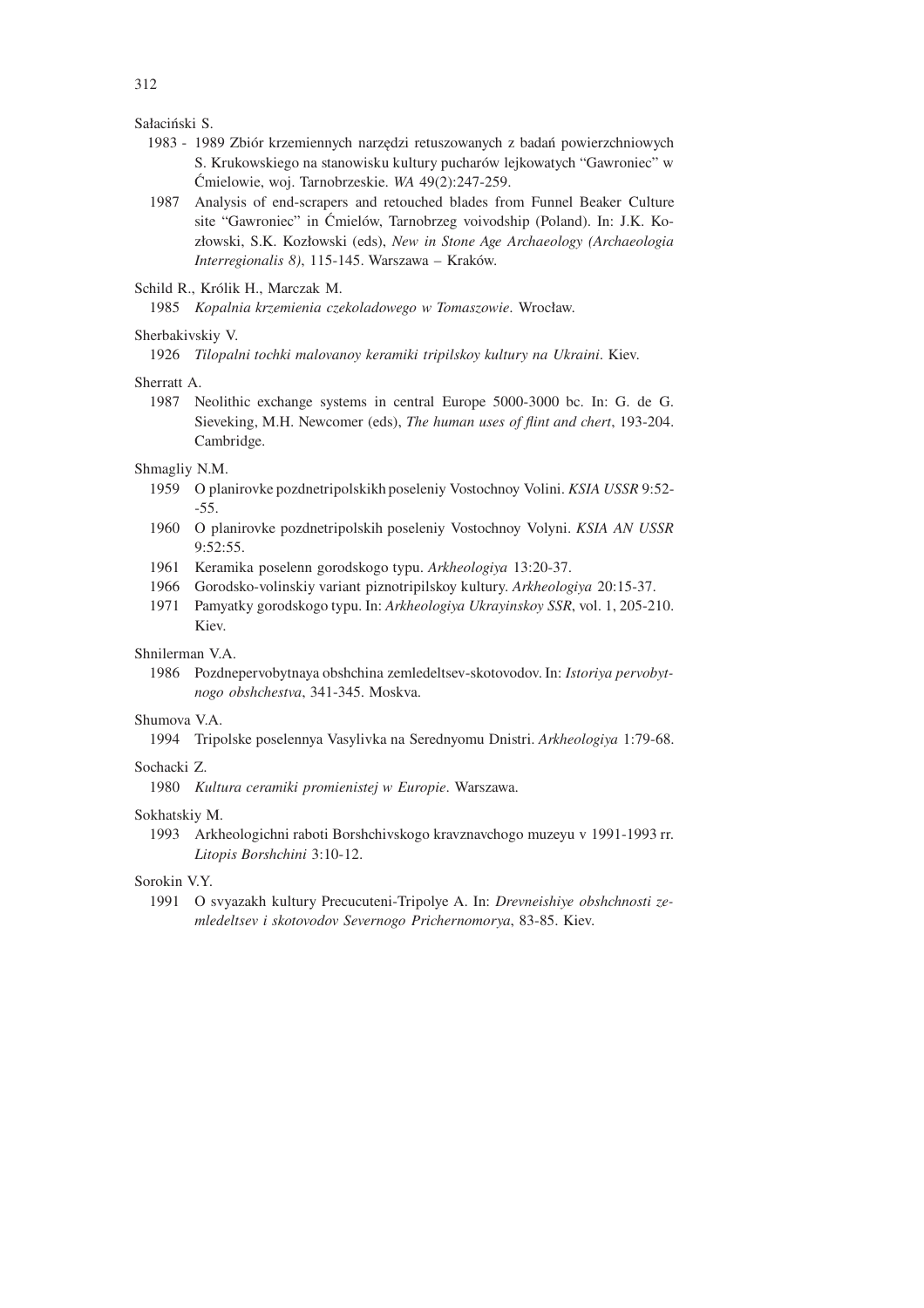Sałaciński S.

1983 - 1989 Zbiór krzemiennych narzędzi retuszowanych z badań powierzchniowych S. Krukowskiego na stanowisku kultury pucharów lejkowatych "Gawroniec" w Ćmielowie, woj. Tarnobrzeskie. *WA* 49(2):247-259.

1987 Analysis of end-scrapers and retouched blades from Funnel Beaker Culture site "Gawroniec" in Ćmielów, Tarnobrzeg voivodship (Poland). In: J.K. Kozłowski, S.K. Kozłowski (eds), *New in Stone Age Archaeology (Archaeologia Interregionalis 8)*, 115-145. Warszawa – Kraków.

Schild R., Królik H., Marczak M.

1985 *Kopalnia krzemienia czekoladowego w Tomaszowie*. Wrocław.

Sherbakivskiy V.

1926 *Tilopalni tochki malovanoy keramiki tripilskoy kultury na Ukraini*. Kiev.

Sherratt A.

1987 Neolithic exchange systems in central Europe 5000-3000 bc. In: G. de G. Sieveking, M.H. Newcomer (eds), *The human uses of flint and chert*, 193-204. Cambridge.

Shmagliy N.M.

1959 O planirovke pozdnetripolskikh poseleniy Vostochnoy Volini. *KSIA USSR* 9:52--55.

1960 O planirovke pozdnetripolskih poseleniy Vostochnoy Volyni. *KSIA AN USSR* 9:52:55.

1961 Keramika poselenn gorodskogo typu. *Arkheologiya* 13:20-37.

1966 Gorodsko-volinskiy variant piznotripilskoy kultury. *Arkheologiya* 20:15-37.

1971 Pamyatky gorodskogo typu. In: *Arkheologiya Ukrayinskoy SSR*, vol. 1, 205-210. Kiev.

Shnilerman V.A.

1986 Pozdnepervobytnaya obshchina zemledeltsev-skotovodov. In: *Istoriya pervobytnogo obshchestva*, 341-345. Moskva.

Shumova V.A.

1994 Tripolske poselennya Vasylivka na Serednyomu Dnistri. *Arkheologiya* 1:79-68.

Sochacki Z.

1980 *Kultura ceramiki promienistej w Europie*. Warszawa.

Sokhatskiy M.

1993 Arkheologichni raboti Borshchivskogo kravznavchogo muzeyu v 1991-1993 rr. *Litopis Borshchini* 3:10-12.

Sorokin V.Y.

1991 O svyazakh kultury Precucuteni-Tripolye A. In: *Drevneishiye obshchnosti zemledeltsev i skotovodov Severnogo Prichernomorya*, 83-85. Kiev.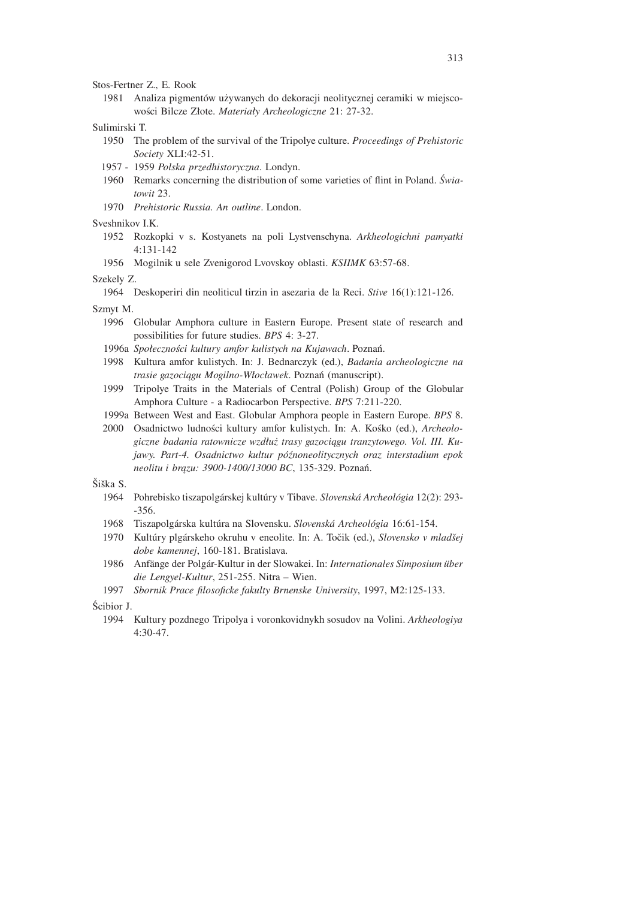Stos-Fertner Z., E. Rook

1981 Analiza pigmentów używanych do dekoracji neolitycznej ceramiki w miejscowości Bilcze Złote. *Materiały Archeologiczne* 21: 27-32.

Sulimirski T.

1950 The problem of the survival of the Tripolye culture. *Proceedings of Prehistoric Society* XLI:42-51.

1957 - 1959 *Polska przedhistoryczna*. Londyn.

1960 Remarks concerning the distribution of some varieties of flint in Poland. *Światowit* 23.

1970 *Prehistoric Russia. An outline*. London.

Sveshnikov I.K.

1952 Rozkopki v s. Kostyanets na poli Lystvenschyna. *Arkheologichni pamyatki* 4:131-142

1956 Mogilnik u sele Zvenigorod Lvovskoy oblasti. *KSIIMK* 63:57-68.

Szekely Z.

1964 Deskoperiri din neoliticul tirzin in asezaria de la Reci. *Stive* 16(1):121-126.

Szmyt M.

1996 Globular Amphora culture in Eastern Europe. Present state of research and possibilities for future studies. *BPS* 4: 3-27.

1996a *Społeczności kultury amfor kulistych na Kujawach*. Poznań.

1998 Kultura amfor kulistych. In: J. Bednarczyk (ed.), *Badania archeologiczne na trasie gazociągu Mogilno-Włocławek*. Poznań (manuscript).

1999 Tripolye Traits in the Materials of Central (Polish) Group of the Globular Amphora Culture - a Radiocarbon Perspective. *BPS* 7:211-220.

1999a Between West and East. Globular Amphora people in Eastern Europe. *BPS* 8.

2000 Osadnictwo ludności kultury amfor kulistych. In: A. Kośko (ed.), *Archeologiczne badania ratownicze wzdłuż trasy gazociągu tranzytowego. Vol. III. Kujawy. Part-4. Osadnictwo kultur późnoneolitycznych oraz interstadium epok neolitu i brązu: 3900-1400/13000 BC*, 135-329. Poznań.

Šiška S.

1964 Pohrebisko tiszapolgárskej kultúry v Tibave. *Slovenská Archeológia* 12(2): 293--356.

1968 Tiszapolgárska kultúra na Slovensku. *Slovenská Archeológia* 16:61-154.

1970 Kultúry plgárskeho okruhu v eneolite. In: A. Točik (ed.), *Slovensko v mladšej dobe kamennej*, 160-181. Bratislava.

1986 Anfänge der Polgár-Kultur in der Slowakei. In: *Internationales Simposium über die Lengyel-Kultur*, 251-255. Nitra – Wien.

1997 *Sbornik Prace filosoficke fakulty Brnenske University*, 1997, M2:125-133.

Ścibior J.

1994 Kultury pozdnego Tripolya i voronkovidnykh sosudov na Volini. *Arkheologiya* 4:30-47.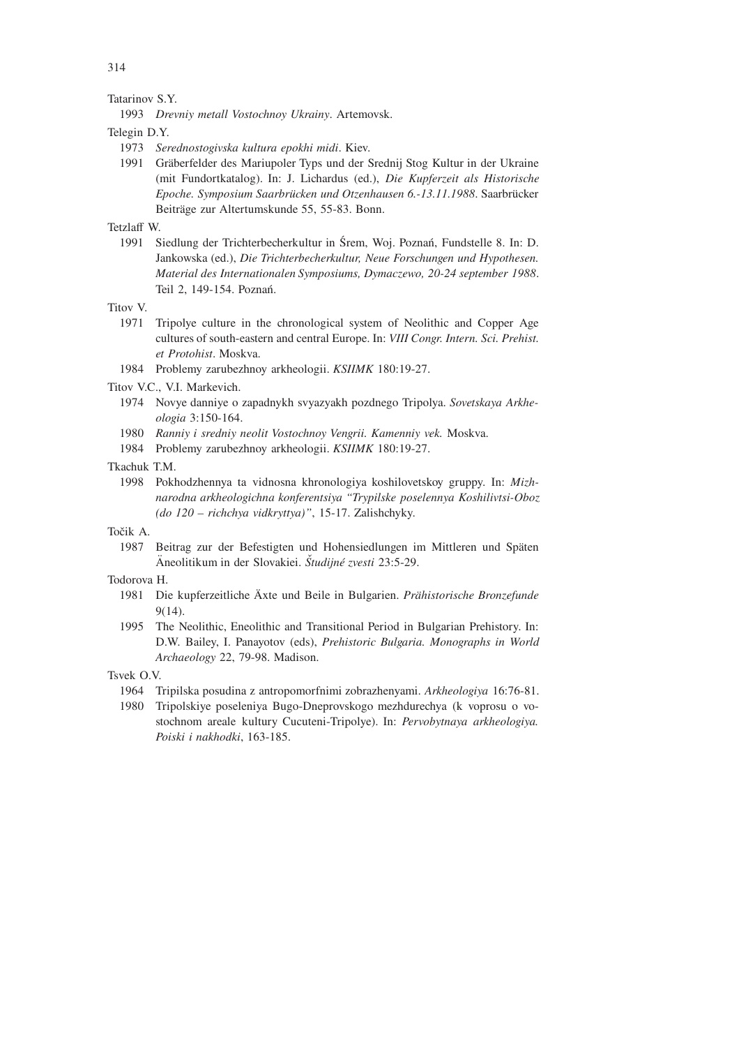Tatarinov S.Y.

1993 *Drevniy metall Vostochnoy Ukrainy*. Artemovsk.

Telegin D.Y.

1973 *Serednostogivska kultura epokhi midi*. Kiev.

1991 Gräberfelder des Mariupoler Typs und der Srednij Stog Kultur in der Ukraine (mit Fundortkatalog). In: J. Lichardus (ed.), *Die Kupferzeit als Historische Epoche. Symposium Saarbrücken und Otzenhausen 6.-13.11.1988*. Saarbrücker Beiträge zur Altertumskunde 55, 55-83. Bonn.

Tetzlaff W.

1991 Siedlung der Trichterbecherkultur in Śrem, Woj. Poznań, Fundstelle 8. In: D. Jankowska (ed.), *Die Trichterbecherkultur, Neue Forschungen und Hypothesen. Material des Internationalen Symposiums, Dymaczewo, 20-24 september 1988*. Teil 2, 149-154. Poznań.

Titov V.

1971 Tripolye culture in the chronological system of Neolithic and Copper Age cultures of south-eastern and central Europe. In: *VIII Congr. Intern. Sci. Prehist. et Protohist*. Moskva.

1984 Problemy zarubezhnoy arkheologii. *KSIIMK* 180:19-27.

Titov V.C., V.I. Markevich.

1974 Novye danniye o zapadnykh svyazyakh pozdnego Tripolya. *Sovetskaya Arkheologia* 3:150-164.

1980 *Ranniy i sredniy neolit Vostochnoy Vengrii. Kamenniy vek.* Moskva.

1984 Problemy zarubezhnoy arkheologii. *KSIIMK* 180:19-27.

Tkachuk T.M.

1998 Pokhodzhennya ta vidnosna khronologiya koshilovetskoy gruppy. In: *Mizhnarodna arkheologichna konferentsiya "Trypilske poselennya Koshilivtsi-Oboz (do 120 – richchya vidkryttya)"*, 15-17. Zalishchyky.

Točik A.

1987 Beitrag zur der Befestigten und Hohensiedlungen im Mittleren und Späten Äneolitikum in der Slovakiei. *Študijné zvesti* 23:5-29.

Todorova H.

1981 Die kupferzeitliche Äxte und Beile in Bulgarien. *Prähistorische Bronzefunde* 9(14).

1995 The Neolithic, Eneolithic and Transitional Period in Bulgarian Prehistory. In: D.W. Bailey, I. Panayotov (eds), *Prehistoric Bulgaria. Monographs in World Archaeology* 22, 79-98. Madison.

Tsvek O.V.

1964 Tripilska posudina z antropomorfnimi zobrazhenyami. *Arkheologiya* 16:76-81.

1980 Tripolskiye poseleniya Bugo-Dneprovskogo mezhdurechya (k voprosu o vostochnom areale kultury Cucuteni-Tripolye). In: *Pervobytnaya arkheologiya. Poiski i nakhodki*, 163-185.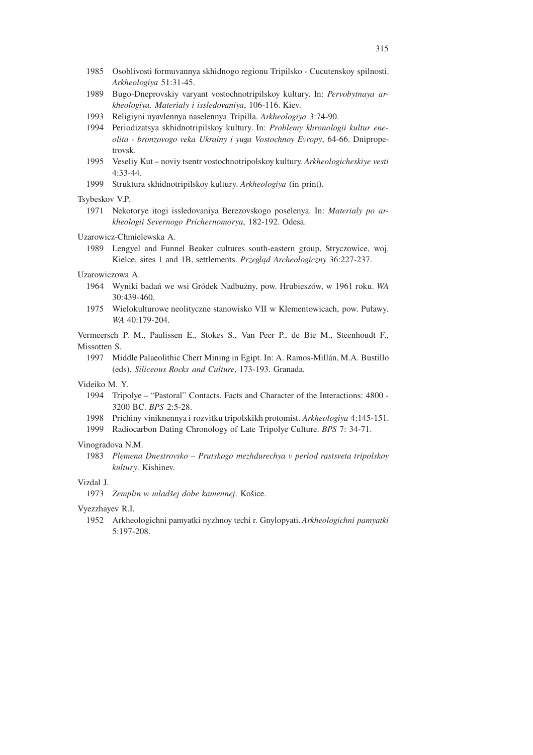1985 Osoblivosti formuvannya skhidnogo regionu Tripilsko - Cucutenskoy spilnosti. *Arkheologiya* 51:31-45.

1989 Bugo-Dneprovskiy varyant vostochnotripilskoy kultury. In: *Pervobytnaya arkheologiya. Materialy i issledovaniya*, 106-116. Kiev.

1993 Religiyni uyavlennya naselennya Tripilla. *Arkheologiya* 3:74-90.

1994 Periodizatsya skhidnotripilskoy kultury. In: *Problemy khronologii kultur eneolita - bronzovogo veka Ukrainy i yuga Vostochnoy Evropy*, 64-66. Dnipropetrovsk.

1995 Veseliy Kut – noviy tsentr vostochnotripolskoy kultury. *Arkheologicheskiye vesti* 4:33-44.

1999 Struktura skhidnotripilskoy kultury. *Arkheologiya* (in print).

Tsybeskov V.P.

1971 Nekotorye itogi issledovaniya Berezovskogo poselenya. In: *Materialy po arkheologii Severnogo Prichernomorya*, 182-192. Odesa.

Uzarowicz-Chmielewska A.

1989 Lengyel and Funnel Beaker cultures south-eastern group, Stryczowice, woj. Kielce, sites 1 and 1B, settlements. *Przegląd Archeologiczny* 36:227-237.

Uzarowiczowa A.

1964 Wyniki badań we wsi Gródek Nadbużny, pow. Hrubieszów, w 1961 roku. *WA* 30:439-460.

1975 Wielokulturowe neolityczne stanowisko VII w Klementowicach, pow. Puławy. *WA* 40:179-204.

Vermeersch P. M., Paulissen E., Stokes S., Van Peer P., de Bie M., Steenhoudt F., Missotten S.

1997 Middle Palaeolithic Chert Mining in Egipt. In: A. Ramos-Millán, M.A. Bustillo (eds), *Siliceous Rocks and Culture*, 173-193. Granada.

Videiko M. Y.

1994 Tripolye – "Pastoral" Contacts. Facts and Character of the Interactions: 4800 - 3200 BC. *BPS* 2:5-28.

1998 Prichiny viniknennya i rozvitku tripolskikh protomist. *Arkheologiya* 4:145-151.

1999 Radiocarbon Dating Chronology of Late Tripolye Culture. *BPS* 7: 34-71.

Vinogradova N.M.

1983 *Plemena Dnestrovsko – Prutskogo mezhdurechya v period rastsveta tripolskoy kultury*. Kishinev.

Vizdal J.

1973 *Zemplin w mladšej dobe kamennej*. Košice.

Vyezzhayev R.I.

1952 Arkheologichni pamyatki nyzhnoy techi r. Gnylopyati. *Arkheologichni pamyatki* 5:197-208.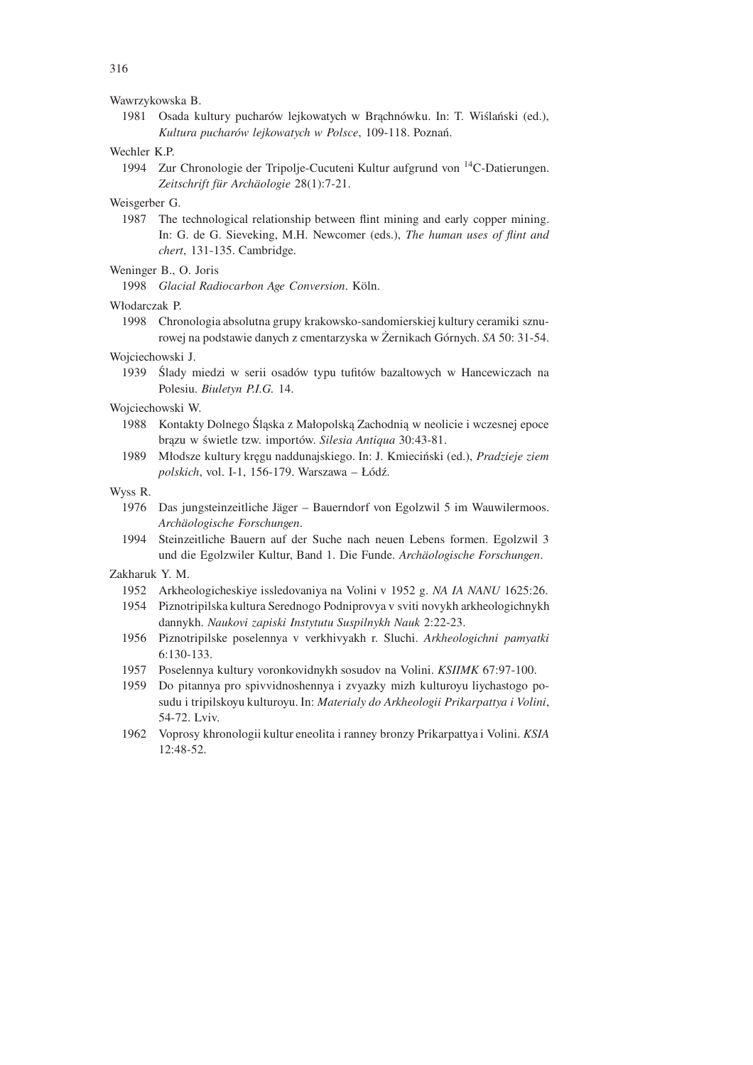Wawrzykowska B.

1981 Osada kultury pucharów lejkowatych w Brąchnówku. In: T. Wiślański (ed.), *Kultura pucharów lejkowatych w Polsce*, 109-118. Poznań.

Wechler K.P.

1994 Zur Chronologie der Tripolje-Cucuteni Kultur aufgrund von $^{14}$C-Datierungen. *Zeitschrift für Archäologie* 28(1):7-21.

Weisgerber G.

1987 The technological relationship between flint mining and early copper mining. In: G. de G. Sieveking, M.H. Newcomer (eds.), *The human uses of flint and chert*, 131-135. Cambridge.

Weninger B., O. Joris

1998 *Glacial Radiocarbon Age Conversion*. Köln.

Włodarczak P.

1998 Chronologia absolutna grupy krakowsko-sandomierskiej kultury ceramiki sznurowej na podstawie danych z cmentarzyska w Żernikach Górnych. *SA* 50: 31-54.

Wojciechowski J.

1939 Ślady miedzi w serii osadów typu tufitów bazaltowych w Hancewiczach na Polesiu. *Biuletyn P.I.G.* 14.

Wojciechowski W.

1988 Kontakty Dolnego Śląska z Małopolską Zachodnią w neolicie i wczesnej epoce brązu w świetle tzw. importów. *Silesia Antiqua* 30:43-81.

1989 Młodsze kultury kręgu naddunajskiego. In: J. Kmieciński (ed.), *Pradzieje ziem polskich*, vol. I-1, 156-179. Warszawa – Łódź.

Wyss R.

1976 Das jungsteinzeitliche Jäger – Bauerndorf von Egolzwil 5 im Wauwilermoos. *Archäologische Forschungen*.

1994 Steinzeitliche Bauern auf der Suche nach neuen Lebens formen. Egolzwil 3 und die Egolzwiler Kultur, Band 1. Die Funde. *Archäologische Forschungen*.

Zakharuk Y. M.

1952 Arkheologicheskiye issledovaniya na Volini v 1952 g. *NA IA NANU* 1625:26.

1954 Piznotripilska kultura Serednogo Podniprovya v sviti novykh arkheologichnykh dannykh. *Naukovi zapiski Instytutu Suspilnykh Nauk* 2:22-23.

1956 Piznotripilske poselennya v verkhivyakh r. Sluchi. *Arkheologichni pamyatki* 6:130-133.

1957 Poselennya kultury voronkovidnykh sosudov na Volini. *KSIIMK* 67:97-100.

1959 Do pitannya pro spivvidnoshennya i zvyazky mizh kulturoyu liychastogo posudu i tripilskoyu kulturoyu. In: *Materialy do Arkheologii Prikarpattya i Volini*, 54-72. Lviv.

1962 Voprosy khronologii kultur eneolita i ranney bronzy Prikarpattya i Volini. *KSIA* 12:48-52.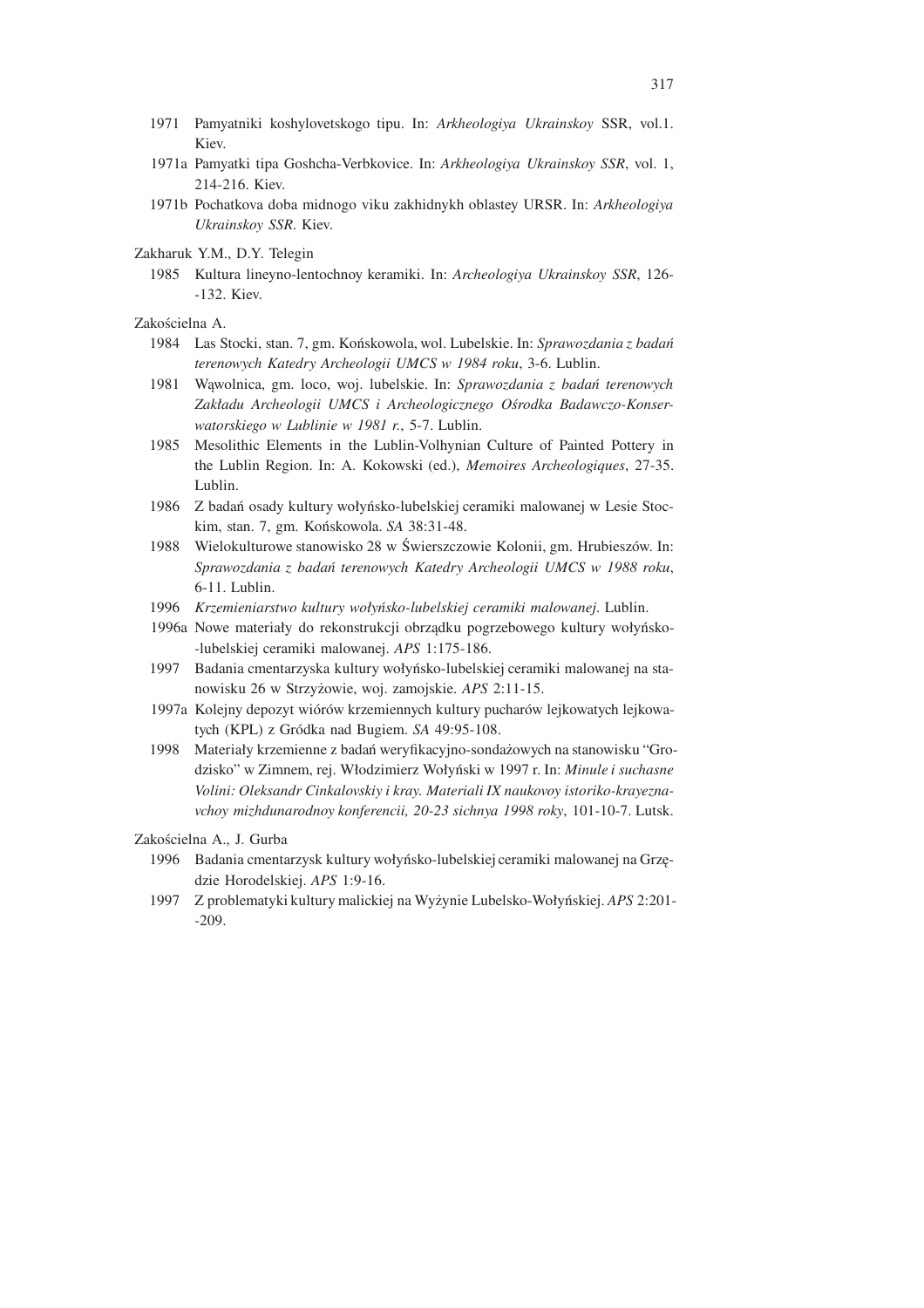1971 Pamyatniki koshylovetskogo tipu. In: *Arkheologiya Ukrainskoy* SSR, vol.1. Kiev.

1971a Pamyatki tipa Goshcha-Verbkovice. In: *Arkheologiya Ukrainskoy SSR*, vol. 1, 214-216. Kiev.

1971b Pochatkova doba midnogo viku zakhidnykh oblastey URSR. In: *Arkheologiya Ukrainskoy SSR*. Kiev.

Zakharuk Y.M., D.Y. Telegin

1985 Kultura lineyno-lentochnoy keramiki. In: *Archeologiya Ukrainskoy SSR*, 126--132. Kiev.

Zakościelna A.

1984 Las Stocki, stan. 7, gm. Końskowola, wol. Lubelskie. In: *Sprawozdania z badań terenowych Katedry Archeologii UMCS w 1984 roku*, 3-6. Lublin.

1981 Wąwolnica, gm. loco, woj. lubelskie. In: *Sprawozdania z badań terenowych Zakładu Archeologii UMCS i Archeologicznego Ośrodka Badawczo-Konserwatorskiego w Lublinie w 1981 r.*, 5-7. Lublin.

1985 Mesolithic Elements in the Lublin-Volhynian Culture of Painted Pottery in the Lublin Region. In: A. Kokowski (ed.), *Memoires Archeologiques*, 27-35. Lublin.

1986 Z badań osady kultury wołyńsko-lubelskiej ceramiki malowanej w Lesie Stockim, stan. 7, gm. Końskowola. *SA* 38:31-48.

1988 Wielokulturowe stanowisko 28 w Świerszczowie Kolonii, gm. Hrubieszów. In: *Sprawozdania z badań terenowych Katedry Archeologii UMCS w 1988 roku*, 6-11. Lublin.

1996 *Krzemieniarstwo kultury wołyńsko-lubelskiej ceramiki malowanej*. Lublin.

1996a Nowe materiały do rekonstrukcji obrządku pogrzebowego kultury wołyńsko--lubelskiej ceramiki malowanej. *APS* 1:175-186.

1997 Badania cmentarzyska kultury wołyńsko-lubelskiej ceramiki malowanej na stanowisku 26 w Strzyżowie, woj. zamojskie. *APS* 2:11-15.

1997a Kolejny depozyt wiórów krzemiennych kultury pucharów lejkowatych lejkowatych (KPL) z Gródka nad Bugiem. *SA* 49:95-108.

1998 Materiały krzemienne z badań weryfikacyjno-sondażowych na stanowisku "Grodzisko" w Zimnem, rej. Włodzimierz Wołyński w 1997 r. In: *Minule i suchasne Volini: Oleksandr Cinkalovskiy i kray. Materiali IX naukovoy istoriko-krayeznavchoy mizhdunarodnoy konferencii, 20-23 sichnya 1998 roky*, 101-10-7. Lutsk.

Zakościelna A., J. Gurba

1996 Badania cmentarzysk kultury wołyńsko-lubelskiej ceramiki malowanej na Grzędzie Horodelskiej. *APS* 1:9-16.

1997 Z problematyki kultury malickiej na Wyżynie Lubelsko-Wołyńskiej. *APS* 2:201--209.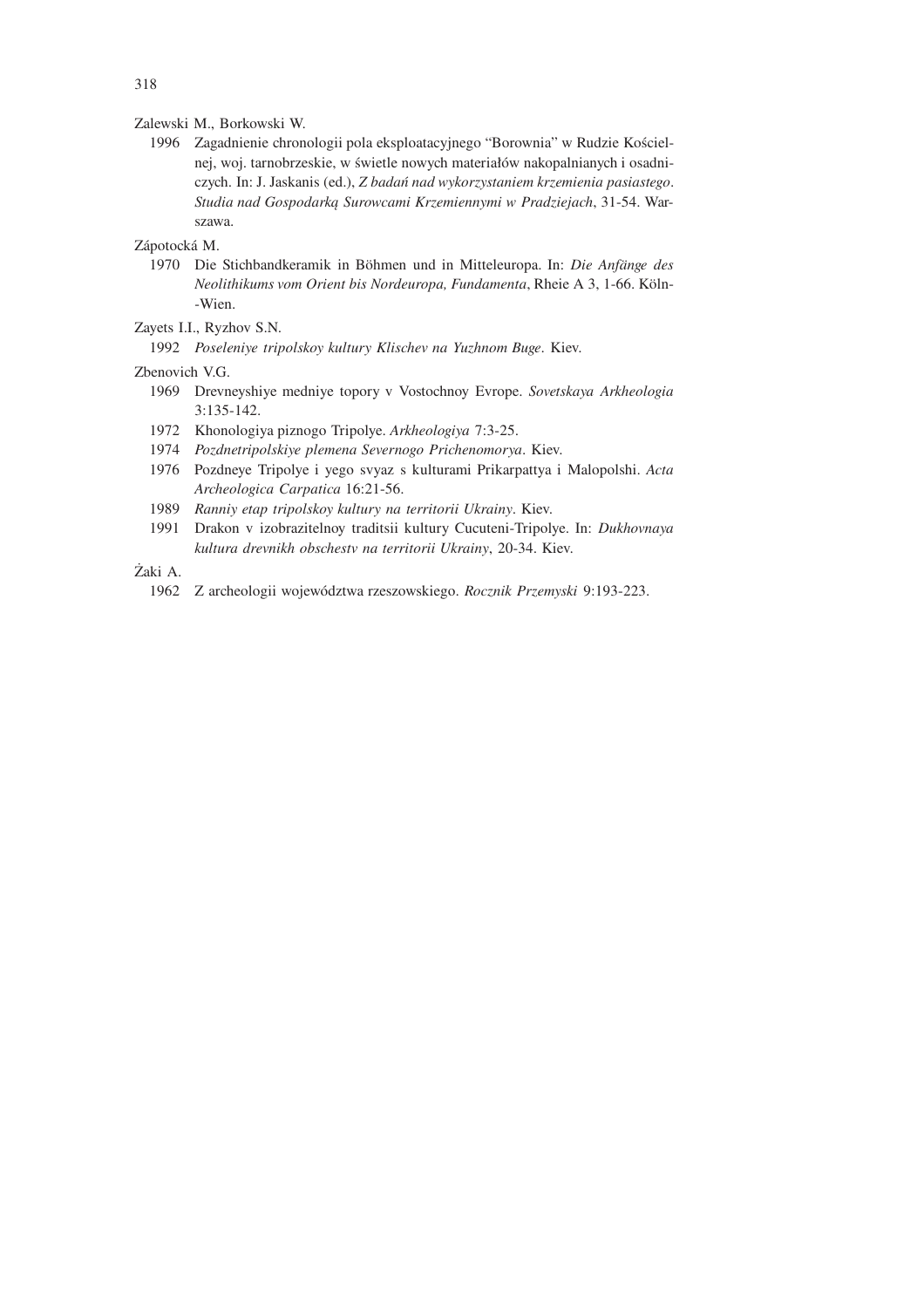Zalewski M., Borkowski W.

1996 Zagadnienie chronologii pola eksploatacyjnego "Borownia" w Rudzie Kościelnej, woj. tarnobrzeskie, w świetle nowych materiałów nakopalnianych i osadniczych. In: J. Jaskanis (ed.), *Z badań nad wykorzystaniem krzemienia pasiastego. Studia nad Gospodarką Surowcami Krzemiennymi w Pradziejach*, 31-54. Warszawa.

Zápotocká M.

1970 Die Stichbandkeramik in Böhmen und in Mitteleuropa. In: *Die Anfänge des Neolithikums vom Orient bis Nordeuropa, Fundamenta*, Rheie A 3, 1-66. Köln--Wien.

Zayets I.I., Ryzhov S.N.

1992 *Poseleniye tripolskoy kultury Klischev na Yuzhnom Buge*. Kiev.

Zbenovich V.G.

1969 Drevneyshiye medniye topory v Vostochnoy Evrope. *Sovetskaya Arkheologia* 3:135-142.

1972 Khonologiya piznogo Tripolye. *Arkheologiya* 7:3-25.

1974 *Pozdnetripolskiye plemena Severnogo Prichenomorya*. Kiev.

1976 Pozdneye Tripolye i yego svyaz s kulturami Prikarpattya i Malopolshi. *Acta Archeologica Carpatica* 16:21-56.

1989 *Ranniy etap tripolskoy kultury na territorii Ukrainy*. Kiev.

1991 Drakon v izobrazitelnoy traditsii kultury Cucuteni-Tripolye. In: *Dukhovnaya kultura drevnikh obschestv na territorii Ukrainy*, 20-34. Kiev.

Żaki A.

1962 Z archeologii województwa rzeszowskiego. *Rocznik Przemyski* 9:193-223.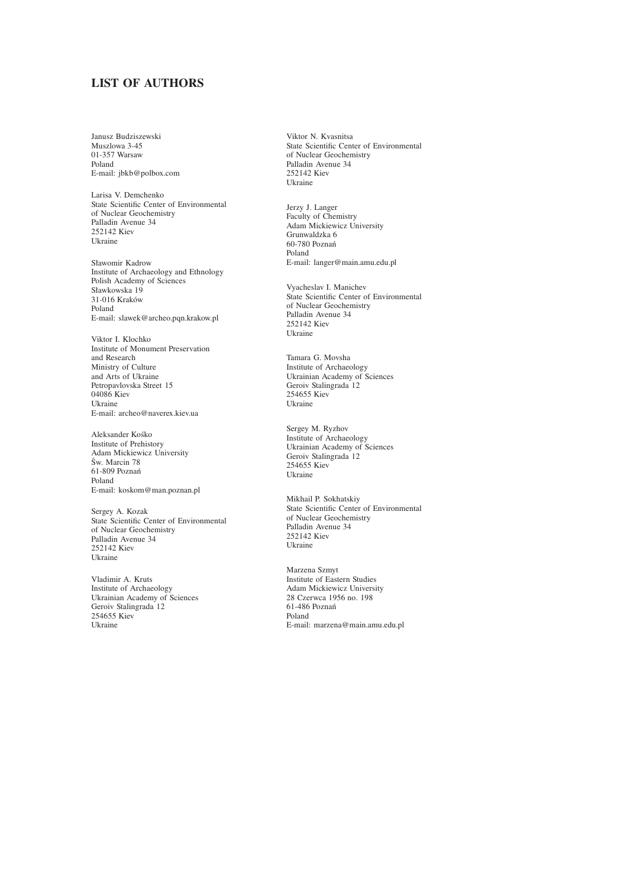# LIST OF AUTHORS

Janusz Budziszewski
Muszlowa 3-45
01-357 Warsaw
Poland
E-mail: jbkb@polbox.com

Larisa V. Demchenko
State Scientific Center of Environmental
of Nuclear Geochemistry
Palladin Avenue 34
252142 Kiev
Ukraine

Sławomir Kadrow
Institute of Archaeology and Ethnology
Polish Academy of Sciences
Sławkowska 19
31-016 Kraków
Poland
E-mail: slawek@archeo.pqn.krakow.pl

Viktor I. Klochko
Institute of Monument Preservation
and Research
Ministry of Culture
and Arts of Ukraine
Petropavlovska Street 15
04086 Kiev
Ukraine
E-mail: archeo@naverex.kiev.ua

Aleksander Kośko
Institute of Prehistory
Adam Mickiewicz University
Św. Marcin 78
61-809 Poznań
Poland
E-mail: koskom@man.poznan.pl

Sergey A. Kozak
State Scientific Center of Environmental
of Nuclear Geochemistry
Palladin Avenue 34
252142 Kiev
Ukraine

Vladimir A. Kruts
Institute of Archaeology
Ukrainian Academy of Sciences
Geroiv Stalingrada 12
254655 Kiev
Ukraine

Viktor N. Kvasnitsa
State Scientific Center of Environmental
of Nuclear Geochemistry
Palladin Avenue 34
252142 Kiev
Ukraine

Jerzy J. Langer
Faculty of Chemistry
Adam Mickiewicz University
Grunwaldzka 6
60-780 Poznań
Poland
E-mail: langer@main.amu.edu.pl

Vyacheslav I. Manichev
State Scientific Center of Environmental
of Nuclear Geochemistry
Palladin Avenue 34
252142 Kiev
Ukraine

Tamara G. Movsha
Institute of Archaeology
Ukrainian Academy of Sciences
Geroiv Stalingrada 12
254655 Kiev
Ukraine

Sergey M. Ryzhov
Institute of Archaeology
Ukrainian Academy of Sciences
Geroiv Stalingrada 12
254655 Kiev
Ukraine

Mikhail P. Sokhatskiy
State Scientific Center of Environmental
of Nuclear Geochemistry
Palladin Avenue 34
252142 Kiev
Ukraine

Marzena Szmyt
Institute of Eastern Studies
Adam Mickiewicz University
28 Czerwca 1956 no. 198
61-486 Poznań
Poland
E-mail: marzena@main.amu.edu.pl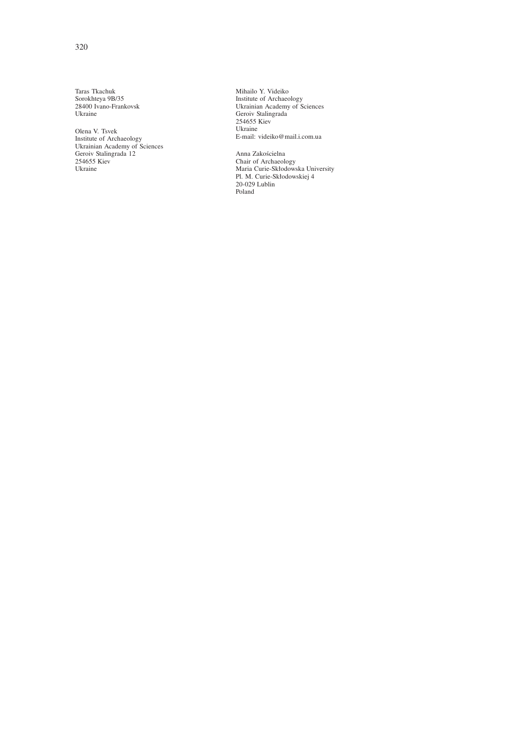Taras Tkachuk
Sorokhteya 9B/35
28400 Ivano-Frankovsk
Ukraine

Olena V. Tsvek
Institute of Archaeology
Ukrainian Academy of Sciences
Geroiv Stalingrada 12
254655 Kiev
Ukraine

Mihailo Y. Videiko
Institute of Archaeology
Ukrainian Academy of Sciences
Geroiv Stalingrada
254655 Kiev
Ukraine
E-mail: videiko@mail.i.com.ua

Anna Zakościelna
Chair of Archaeology
Maria Curie-Skłodowska University
Pl. M. Curie-Skłodowskiej 4
20-029 Lublin
Poland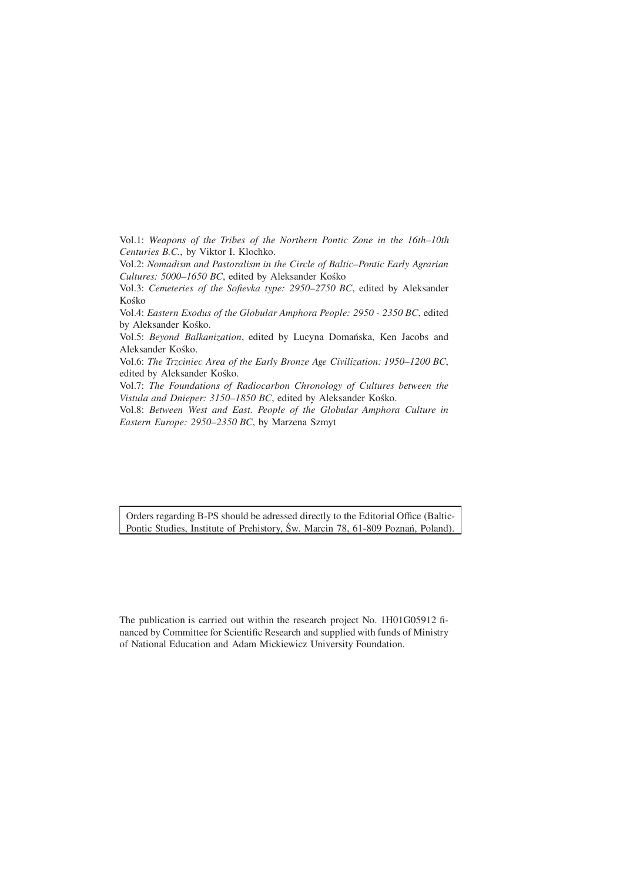Vol.1: *Weapons of the Tribes of the Northern Pontic Zone in the 16th–10th Centuries B.C.*, by Viktor I. Klochko.

Vol.2: *Nomadism and Pastoralism in the Circle of Baltic–Pontic Early Agrarian Cultures: 5000–1650 BC*, edited by Aleksander Kośko

Vol.3: *Cemeteries of the Sofievka type: 2950–2750 BC*, edited by Aleksander Kośko

Vol.4: *Eastern Exodus of the Globular Amphora People: 2950 - 2350 BC*, edited by Aleksander Kośko.

Vol.5: *Beyond Balkanization*, edited by Lucyna Domańska, Ken Jacobs and Aleksander Kośko.

Vol.6: *The Trzciniec Area of the Early Bronze Age Civilization: 1950–1200 BC*, edited by Aleksander Kośko.

Vol.7: *The Foundations of Radiocarbon Chronology of Cultures between the Vistula and Dnieper: 3150–1850 BC*, edited by Aleksander Kośko.

Vol.8: *Between West and East. People of the Globular Amphora Culture in Eastern Europe: 2950–2350 BC*, by Marzena Szmyt

Orders regarding B-PS should be adressed directly to the Editorial Office (Baltic-Pontic Studies, Institute of Prehistory, Św. Marcin 78, 61-809 Poznań, Poland).

The publication is carried out within the research project No. 1H01G05912 financed by Committee for Scientific Research and supplied with funds of Ministry of National Education and Adam Mickiewicz University Foundation.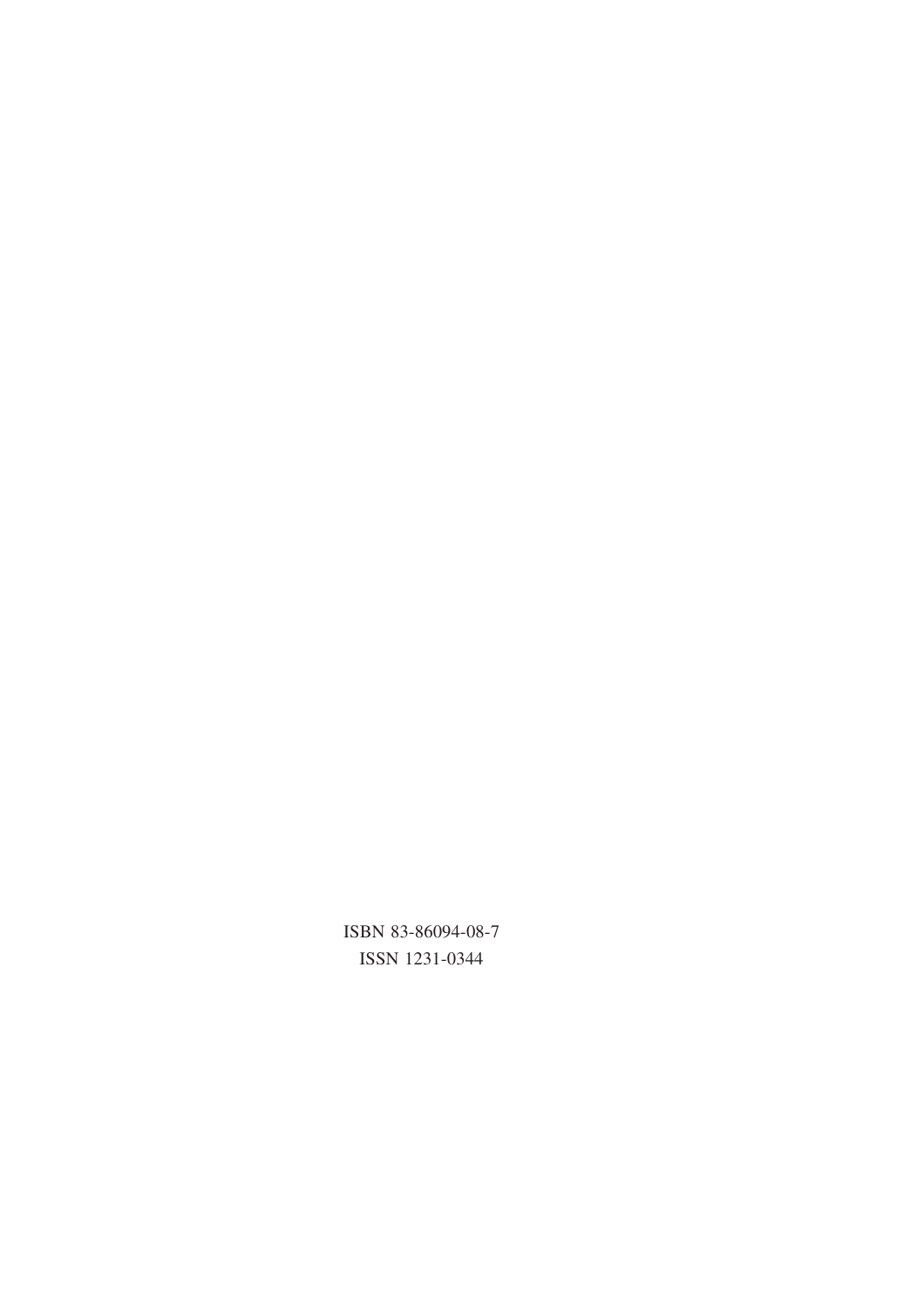ISBN 83-86094-08-7

ISSN 1231-0344